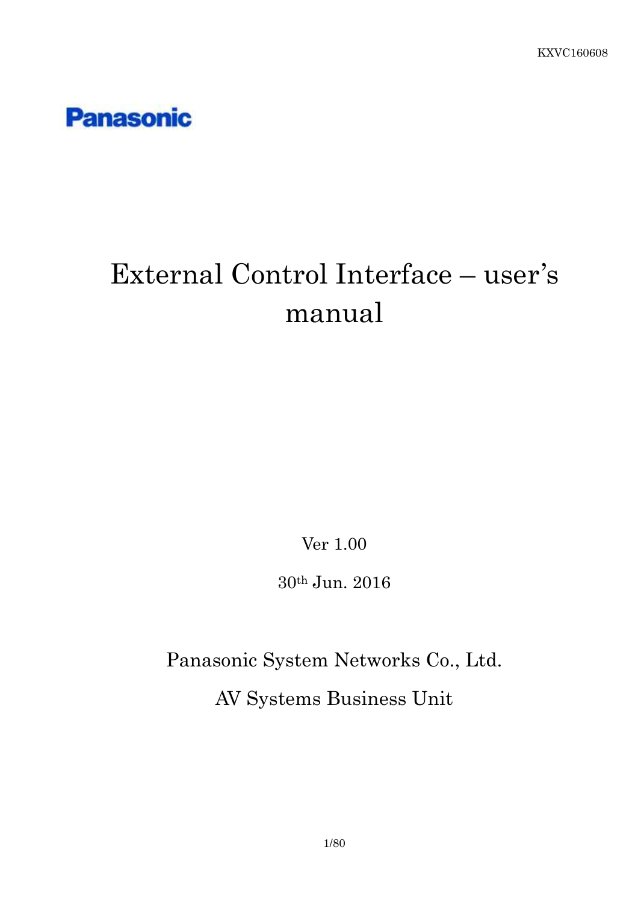KXVC160608

Panasonic

# External Control Interface – user's manual

Ver 1.00

30th Jun. 2016

Panasonic System Networks Co., Ltd.

AV Systems Business Unit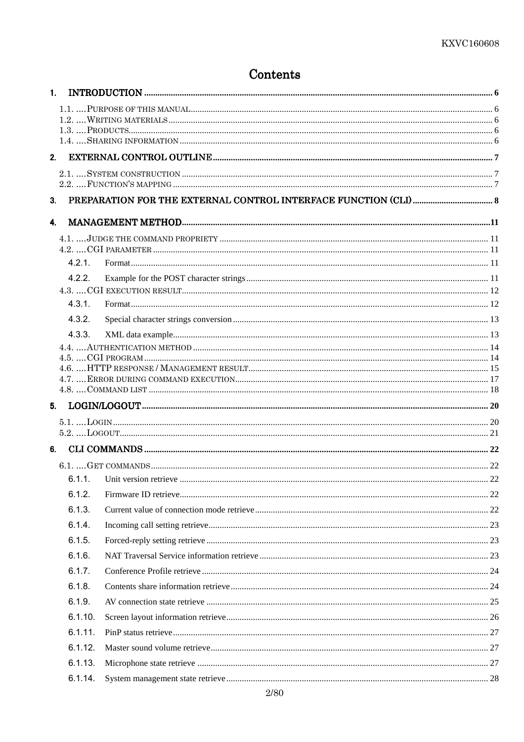# Contents

1. INTRODUCTION ..... 6
   - 1.1. ....PURPOSE OF THIS MANUAL ..... 6
   - 1.2. ....WRITING MATERIALS ..... 6
   - 1.3. ....PRODUCTS ..... 6
   - 1.4. ....SHARING INFORMATION ..... 6
2. EXTERNAL CONTROL OUTLINE ..... 7
   - 2.1. ....SYSTEM CONSTRUCTION ..... 7
   - 2.2. ....FUNCTION'S MAPPING ..... 7
3. PREPARATION FOR THE EXTERNAL CONTROL INTERFACE FUNCTION (CLI) ..... 8
4. MANAGEMENT METHOD ..... 11
   - 4.1. ....JUDGE THE COMMAND PROPRIETY ..... 11
   - 4.2. ....CGI PARAMETER ..... 11
     - 4.2.1. Format ..... 11
     - 4.2.2. Example for the POST character strings ..... 11
   - 4.3. ....CGI EXECUTION RESULT ..... 12
     - 4.3.1. Format ..... 12
     - 4.3.2. Special character strings conversion ..... 13
     - 4.3.3. XML data example ..... 13
   - 4.4. ....AUTHENTICATION METHOD ..... 14
   - 4.5. ....CGI PROGRAM ..... 14
   - 4.6. ....HTTP RESPONSE / MANAGEMENT RESULT ..... 15
   - 4.7. ....ERROR DURING COMMAND EXECUTION ..... 17
   - 4.8. ....COMMAND LIST ..... 18
5. LOGIN/LOGOUT ..... 20
   - 5.1. ....LOGIN ..... 20
   - 5.2. ....LOGOUT ..... 21
6. CLI COMMANDS ..... 22
   - 6.1. ....GET COMMANDS ..... 22
     - 6.1.1. Unit version retrieve ..... 22
     - 6.1.2. Firmware ID retrieve ..... 22
     - 6.1.3. Current value of connection mode retrieve ..... 22
     - 6.1.4. Incoming call setting retrieve ..... 23
     - 6.1.5. Forced-reply setting retrieve ..... 23
     - 6.1.6. NAT Traversal Service information retrieve ..... 23
     - 6.1.7. Conference Profile retrieve ..... 24
     - 6.1.8. Contents share information retrieve ..... 24
     - 6.1.9. AV connection state retrieve ..... 25
     - 6.1.10. Screen layout information retrieve ..... 26
     - 6.1.11. PinP status retrieve ..... 27
     - 6.1.12. Master sound volume retrieve ..... 27
     - 6.1.13. Microphone state retrieve ..... 27
     - 6.1.14. System management state retrieve ..... 28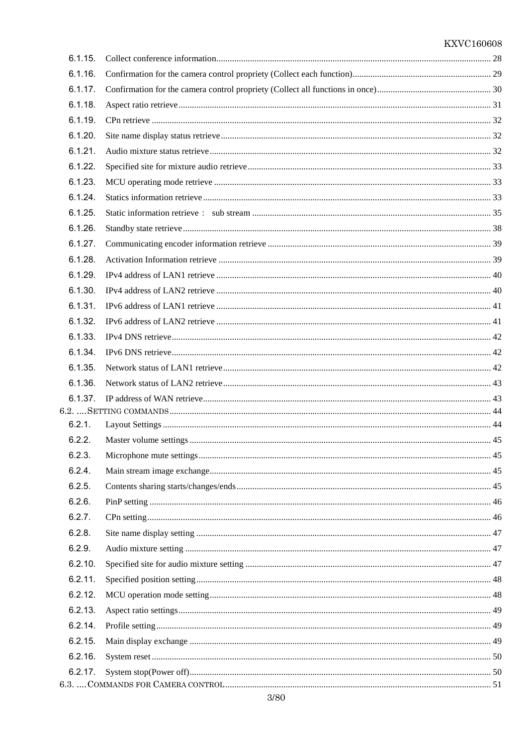6.1.15. Collect conference information ........ 28
6.1.16. Confirmation for the camera control propriety (Collect each function) ........ 29
6.1.17. Confirmation for the camera control propriety (Collect all functions in once) ........ 30
6.1.18. Aspect ratio retrieve ........ 31
6.1.19. CPn retrieve ........ 32
6.1.20. Site name display status retrieve ........ 32
6.1.21. Audio mixture status retrieve ........ 32
6.1.22. Specified site for mixture audio retrieve ........ 33
6.1.23. MCU operating mode retrieve ........ 33
6.1.24. Statics information retrieve ........ 33
6.1.25. Static information retrieve： sub stream ........ 35
6.1.26. Standby state retrieve ........ 38
6.1.27. Communicating encoder information retrieve ........ 39
6.1.28. Activation Information retrieve ........ 39
6.1.29. IPv4 address of LAN1 retrieve ........ 40
6.1.30. IPv4 address of LAN2 retrieve ........ 40
6.1.31. IPv6 address of LAN1 retrieve ........ 41
6.1.32. IPv6 address of LAN2 retrieve ........ 41
6.1.33. IPv4 DNS retrieve ........ 42
6.1.34. IPv6 DNS retrieve ........ 42
6.1.35. Network status of LAN1 retrieve ........ 42
6.1.36. Network status of LAN2 retrieve ........ 43
6.1.37. IP address of WAN retrieve ........ 43

6.2. ....SETTING COMMANDS ........ 44

6.2.1. Layout Settings ........ 44
6.2.2. Master volume settings ........ 45
6.2.3. Microphone mute settings ........ 45
6.2.4. Main stream image exchange ........ 45
6.2.5. Contents sharing starts/changes/ends ........ 45
6.2.6. PinP setting ........ 46
6.2.7. CPn setting ........ 46
6.2.8. Site name display setting ........ 47
6.2.9. Audio mixture setting ........ 47
6.2.10. Specified site for audio mixture setting ........ 47
6.2.11. Specified position setting ........ 48
6.2.12. MCU operation mode setting ........ 48
6.2.13. Aspect ratio settings ........ 49
6.2.14. Profile setting ........ 49
6.2.15. Main display exchange ........ 49
6.2.16. System reset ........ 50
6.2.17. System stop(Power off) ........ 50

6.3. ....COMMANDS FOR CAMERA CONTROL ........ 51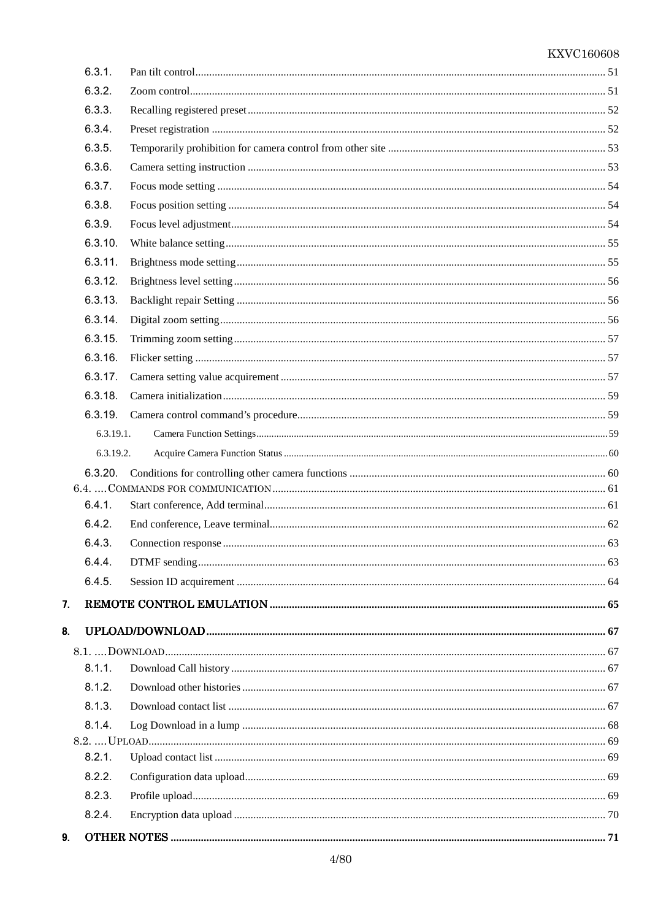6.3.1. Pan tilt control ........ 51
6.3.2. Zoom control ........ 51
6.3.3. Recalling registered preset ........ 52
6.3.4. Preset registration ........ 52
6.3.5. Temporarily prohibition for camera control from other site ........ 53
6.3.6. Camera setting instruction ........ 53
6.3.7. Focus mode setting ........ 54
6.3.8. Focus position setting ........ 54
6.3.9. Focus level adjustment ........ 54
6.3.10. White balance setting ........ 55
6.3.11. Brightness mode setting ........ 55
6.3.12. Brightness level setting ........ 56
6.3.13. Backlight repair Setting ........ 56
6.3.14. Digital zoom setting ........ 56
6.3.15. Trimming zoom setting ........ 57
6.3.16. Flicker setting ........ 57
6.3.17. Camera setting value acquirement ........ 57
6.3.18. Camera initialization ........ 59
6.3.19. Camera control command's procedure ........ 59
6.3.19.1. Camera Function Settings ........ 59
6.3.19.2. Acquire Camera Function Status ........ 60
6.3.20. Conditions for controlling other camera functions ........ 60
6.4. ....COMMANDS FOR COMMUNICATION ........ 61
6.4.1. Start conference, Add terminal ........ 61
6.4.2. End conference, Leave terminal ........ 62
6.4.3. Connection response ........ 63
6.4.4. DTMF sending ........ 63
6.4.5. Session ID acquirement ........ 64

**7. REMOTE CONTROL EMULATION ........ 65**

**8. UPLOAD/DOWNLOAD ........ 67**

8.1. ....DOWNLOAD ........ 67
8.1.1. Download Call history ........ 67
8.1.2. Download other histories ........ 67
8.1.3. Download contact list ........ 67
8.1.4. Log Download in a lump ........ 68
8.2. ....UPLOAD ........ 69
8.2.1. Upload contact list ........ 69
8.2.2. Configuration data upload ........ 69
8.2.3. Profile upload ........ 69
8.2.4. Encryption data upload ........ 70

**9. OTHER NOTES ........ 71**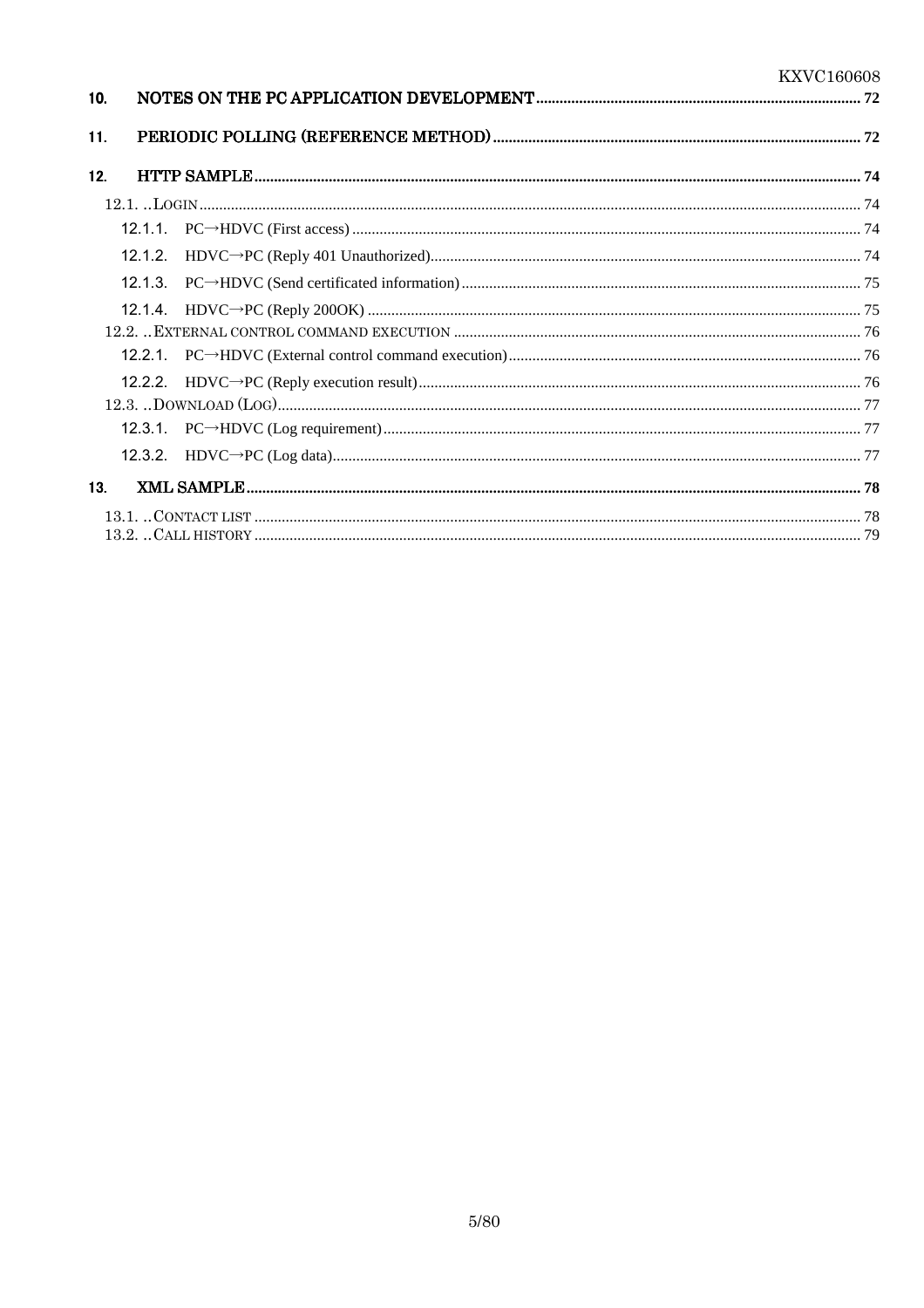10. NOTES ON THE PC APPLICATION DEVELOPMENT .................................................. 72

11. PERIODIC POLLING (REFERENCE METHOD) .................................................. 72

12. HTTP SAMPLE .................................................. 74

- 12.1. ..LOGIN .................................................. 74
  - 12.1.1. PC→HDVC (First access) .................................................. 74
  - 12.1.2. HDVC→PC (Reply 401 Unauthorized) .................................................. 74
  - 12.1.3. PC→HDVC (Send certificated information) .................................................. 75
  - 12.1.4. HDVC→PC (Reply 200OK) .................................................. 75
- 12.2. ..EXTERNAL CONTROL COMMAND EXECUTION .................................................. 76
  - 12.2.1. PC→HDVC (External control command execution) .................................................. 76
  - 12.2.2. HDVC→PC (Reply execution result) .................................................. 76
- 12.3. ..DOWNLOAD (LOG) .................................................. 77
  - 12.3.1. PC→HDVC (Log requirement) .................................................. 77
  - 12.3.2. HDVC→PC (Log data) .................................................. 77

13. XML SAMPLE .................................................. 78

- 13.1. ..CONTACT LIST .................................................. 78
- 13.2. ..CALL HISTORY .................................................. 79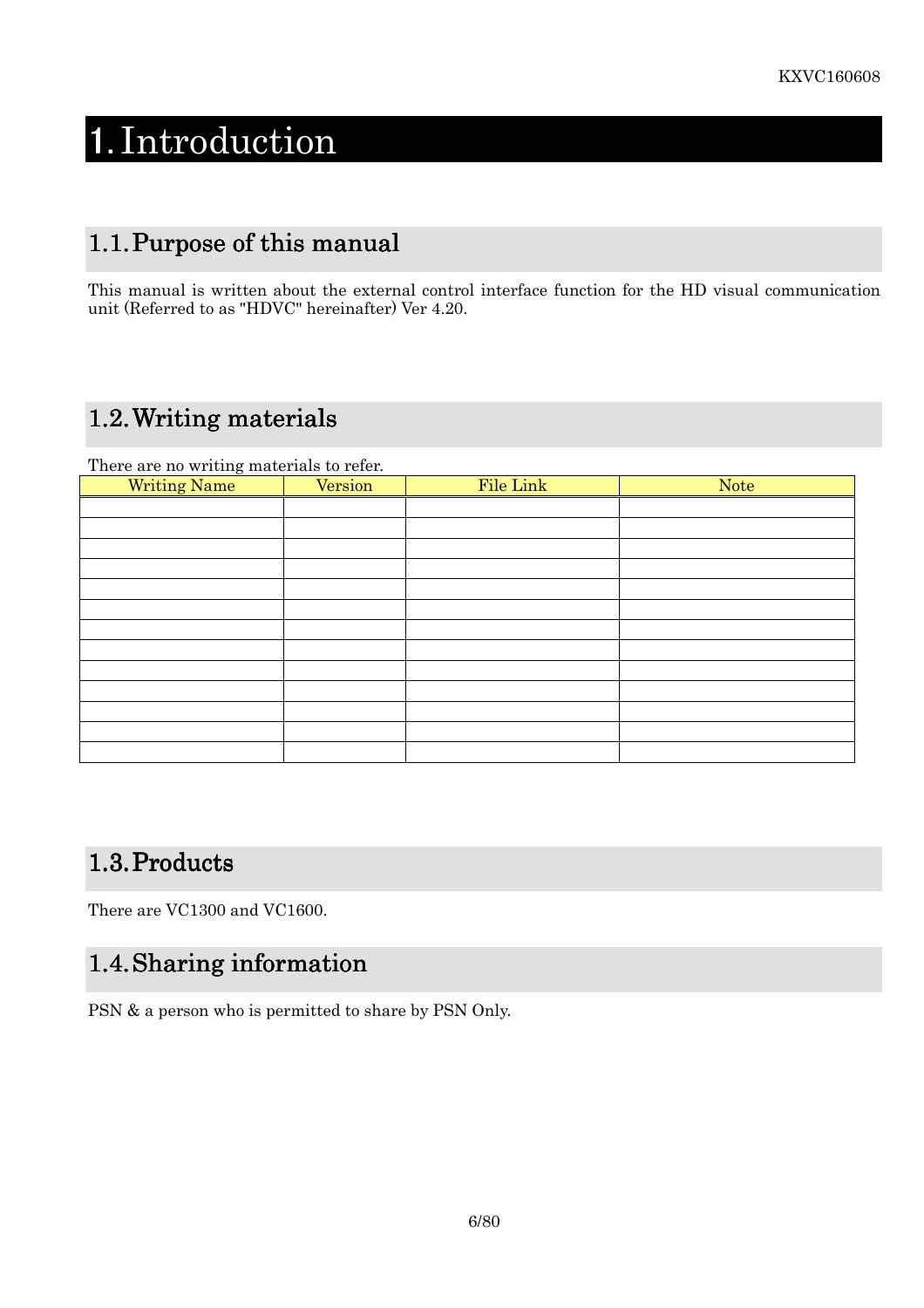# 1. Introduction

## 1.1. Purpose of this manual

This manual is written about the external control interface function for the HD visual communication unit (Referred to as "HDVC" hereinafter) Ver 4.20.

## 1.2. Writing materials

There are no writing materials to refer.

| Writing Name | Version | File Link | Note |
|---|---|---|---|
| | | | |
| | | | |
| | | | |
| | | | |
| | | | |
| | | | |
| | | | |
| | | | |
| | | | |
| | | | |
| | | | |
| | | | |
| | | | |

## 1.3. Products

There are VC1300 and VC1600.

## 1.4. Sharing information

PSN & a person who is permitted to share by PSN Only.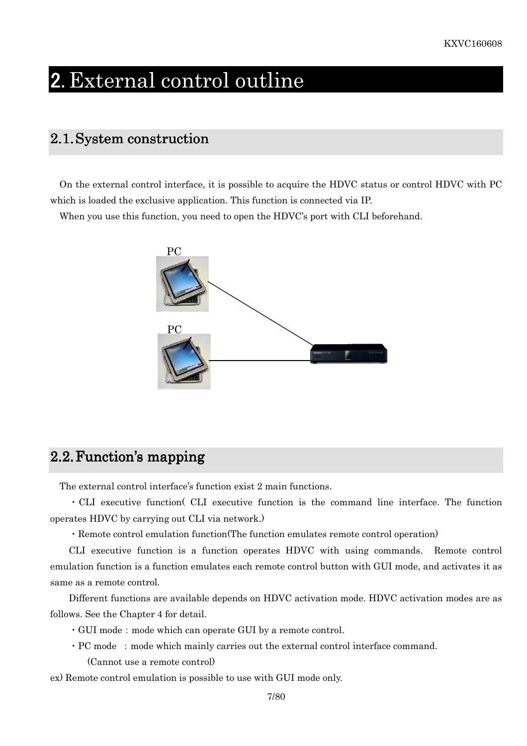# 2. External control outline

## 2.1. System construction

On the external control interface, it is possible to acquire the HDVC status or control HDVC with PC which is loaded the exclusive application. This function is connected via IP.

When you use this function, you need to open the HDVC's port with CLI beforehand.

PC

PC

## 2.2. Function's mapping

The external control interface's function exist 2 main functions.

- CLI executive function( CLI executive function is the command line interface. The function operates HDVC by carrying out CLI via network.)
- Remote control emulation function(The function emulates remote control operation)

CLI executive function is a function operates HDVC with using commands. Remote control emulation function is a function emulates each remote control button with GUI mode, and activates it as same as a remote control.

Different functions are available depends on HDVC activation mode. HDVC activation modes are as follows. See the Chapter 4 for detail.

- GUI mode : mode which can operate GUI by a remote control.
- PC mode : mode which mainly carries out the external control interface command. (Cannot use a remote control)

ex) Remote control emulation is possible to use with GUI mode only.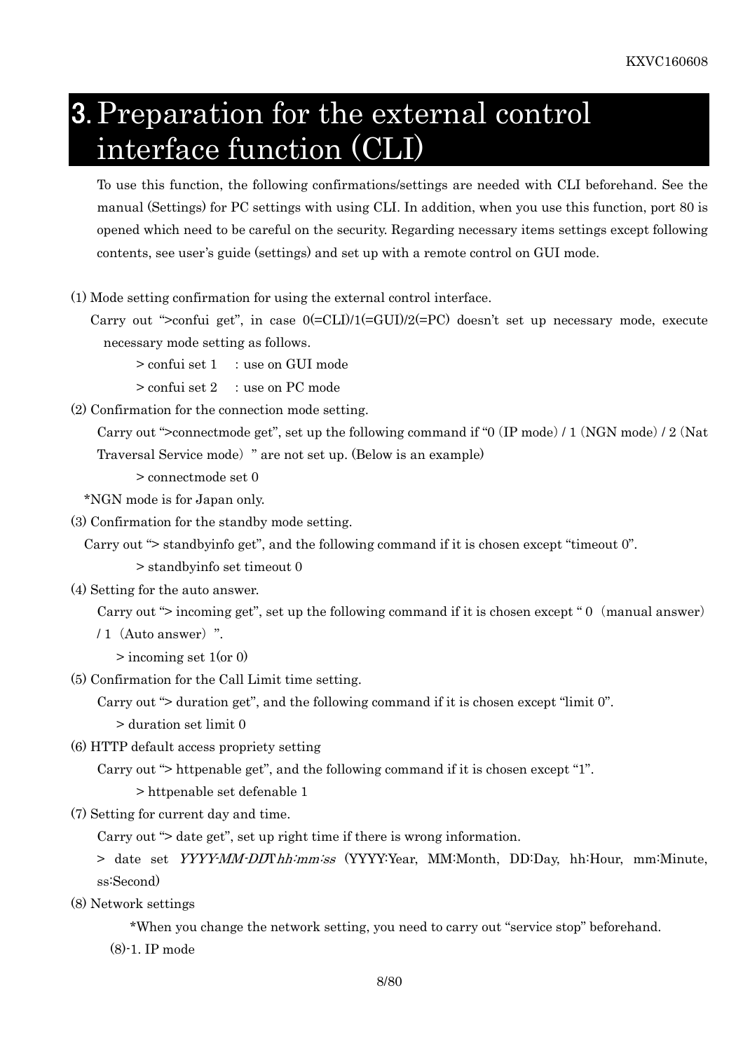# 3. Preparation for the external control interface function (CLI)

To use this function, the following confirmations/settings are needed with CLI beforehand. See the manual (Settings) for PC settings with using CLI. In addition, when you use this function, port 80 is opened which need to be careful on the security. Regarding necessary items settings except following contents, see user's guide (settings) and set up with a remote control on GUI mode.

(1) Mode setting confirmation for using the external control interface.

Carry out ">confui get", in case 0(=CLI)/1(=GUI)/2(=PC) doesn't set up necessary mode, execute necessary mode setting as follows.

> confui set 1 : use on GUI mode

> confui set 2 : use on PC mode

(2) Confirmation for the connection mode setting.

Carry out ">connectmode get", set up the following command if "0 (IP mode) / 1 (NGN mode) / 2 (Nat Traversal Service mode) " are not set up. (Below is an example)

> connectmode set 0

*NGN mode is for Japan only.

(3) Confirmation for the standby mode setting.

Carry out "> standbyinfo get", and the following command if it is chosen except "timeout 0".

> standbyinfo set timeout 0

(4) Setting for the auto answer.

Carry out "> incoming get", set up the following command if it is chosen except " 0 (manual answer) / 1 (Auto answer) ".

> incoming set 1(or 0)

(5) Confirmation for the Call Limit time setting.

Carry out "> duration get", and the following command if it is chosen except "limit 0".

> duration set limit 0

(6) HTTP default access propriety setting

Carry out "> httpenable get", and the following command if it is chosen except "1".

> httpenable set defenable 1

(7) Setting for current day and time.

Carry out "> date get", set up right time if there is wrong information.

> date set *YYYY-MM-DD*T*hh:mm:ss* (YYYY:Year, MM:Month, DD:Day, hh:Hour, mm:Minute, ss:Second)

(8) Network settings

*When you change the network setting, you need to carry out "service stop" beforehand.

(8)-1. IP mode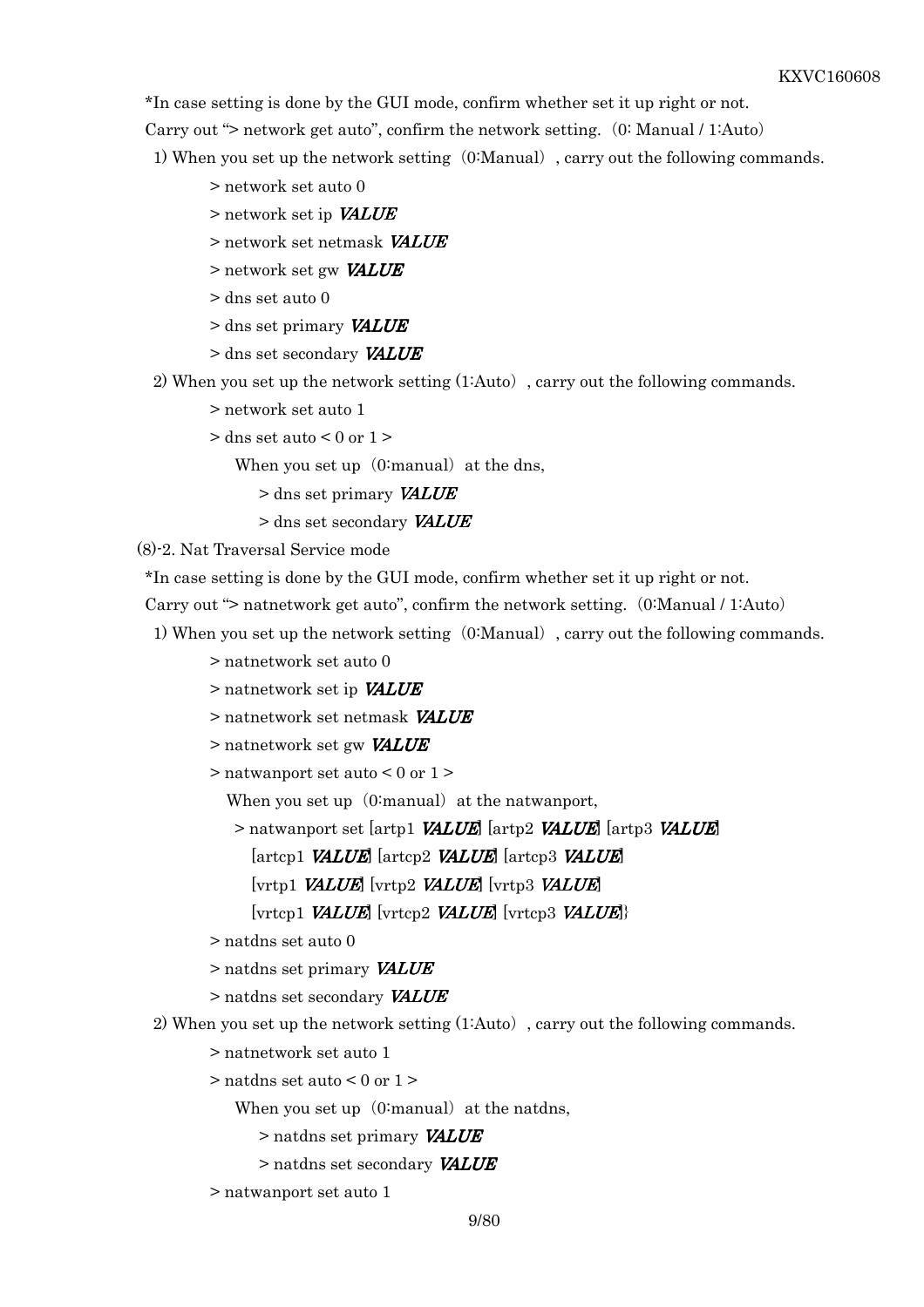*In case setting is done by the GUI mode, confirm whether set it up right or not.

Carry out "> network get auto", confirm the network setting.（0: Manual / 1:Auto）

1) When you set up the network setting（0:Manual）, carry out the following commands.

> network set auto 0

> network set ip ***VALUE***

> network set netmask ***VALUE***

> network set gw ***VALUE***

> dns set auto 0

> dns set primary ***VALUE***

> dns set secondary ***VALUE***

2) When you set up the network setting (1:Auto）, carry out the following commands.

> network set auto 1

> dns set auto < 0 or 1 >

When you set up（0:manual）at the dns,

> dns set primary ***VALUE***

> dns set secondary ***VALUE***

(8)-2. Nat Traversal Service mode

*In case setting is done by the GUI mode, confirm whether set it up right or not.

Carry out "> natnetwork get auto", confirm the network setting.（0:Manual / 1:Auto）

1) When you set up the network setting（0:Manual）, carry out the following commands.

> natnetwork set auto 0

> natnetwork set ip ***VALUE***

> natnetwork set netmask ***VALUE***

> natnetwork set gw ***VALUE***

> natwanport set auto < 0 or 1 >

When you set up（0:manual）at the natwanport,

> natwanport set [artp1 ***VALUE***] [artp2 ***VALUE***] [artp3 ***VALUE***]
[artcp1 ***VALUE***] [artcp2 ***VALUE***] [artcp3 ***VALUE***]
[vrtp1 ***VALUE***] [vrtp2 ***VALUE***] [vrtp3 ***VALUE***]
[vrtcp1 ***VALUE***] [vrtcp2 ***VALUE***] [vrtcp3 ***VALUE***]}

> natdns set auto 0

> natdns set primary ***VALUE***

> natdns set secondary ***VALUE***

2) When you set up the network setting (1:Auto）, carry out the following commands.

> natnetwork set auto 1

> natdns set auto < 0 or 1 >

When you set up（0:manual）at the natdns,

> natdns set primary ***VALUE***

> natdns set secondary ***VALUE***

> natwanport set auto 1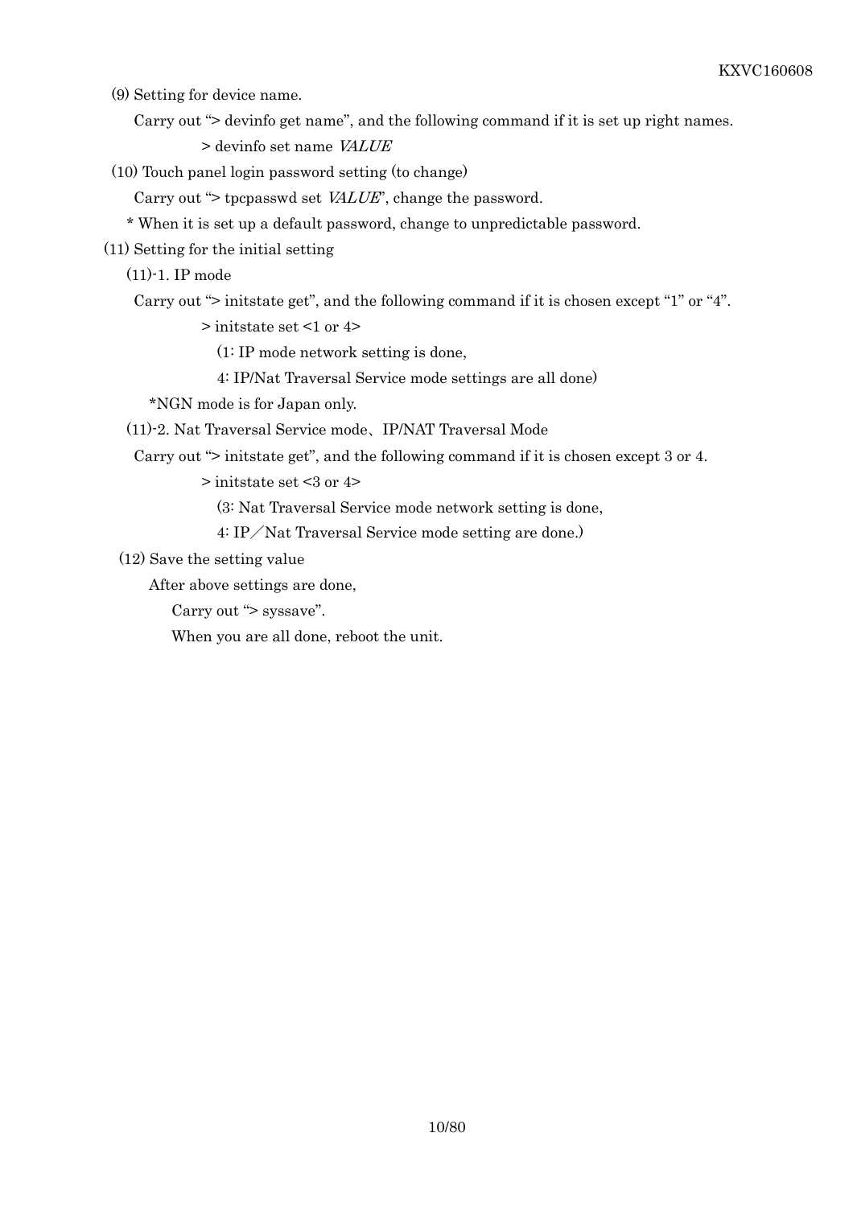(9) Setting for device name.

Carry out "> devinfo get name", and the following command if it is set up right names.

> devinfo set name *VALUE*

(10) Touch panel login password setting (to change)

Carry out "> tpcpasswd set *VALUE*", change the password.

* When it is set up a default password, change to unpredictable password.

(11) Setting for the initial setting

(11)-1. IP mode

Carry out "> initstate get", and the following command if it is chosen except "1" or "4".

> initstate set <1 or 4>

(1: IP mode network setting is done,

4: IP/Nat Traversal Service mode settings are all done)

*NGN mode is for Japan only.

(11)-2. Nat Traversal Service mode、IP/NAT Traversal Mode

Carry out "> initstate get", and the following command if it is chosen except 3 or 4.

> initstate set <3 or 4>

(3: Nat Traversal Service mode network setting is done,

4: IP／Nat Traversal Service mode setting are done.)

(12) Save the setting value

After above settings are done,

Carry out "> syssave".

When you are all done, reboot the unit.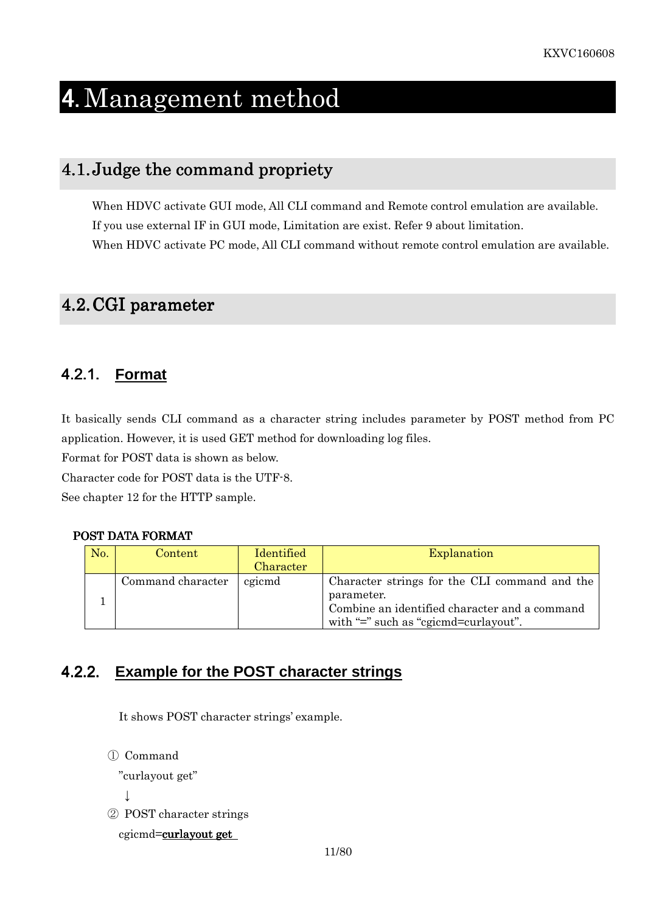# 4. Management method

## 4.1. Judge the command propriety

When HDVC activate GUI mode, All CLI command and Remote control emulation are available.
If you use external IF in GUI mode, Limitation are exist. Refer 9 about limitation.
When HDVC activate PC mode, All CLI command without remote control emulation are available.

## 4.2. CGI parameter

### 4.2.1. Format

It basically sends CLI command as a character string includes parameter by POST method from PC application. However, it is used GET method for downloading log files.
Format for POST data is shown as below.
Character code for POST data is the UTF-8.
See chapter 12 for the HTTP sample.

**POST DATA FORMAT**

| No. | Content | Identified Character | Explanation |
|---|---|---|---|
| 1 | Command character | cgicmd | Character strings for the CLI command and the parameter.<br>Combine an identified character and a command with "=" such as "cgicmd=curlayout". |

### 4.2.2. Example for the POST character strings

It shows POST character strings' example.

① Command
"curlayout get"
↓
② POST character strings
cgicmd=<u>curlayout get</u>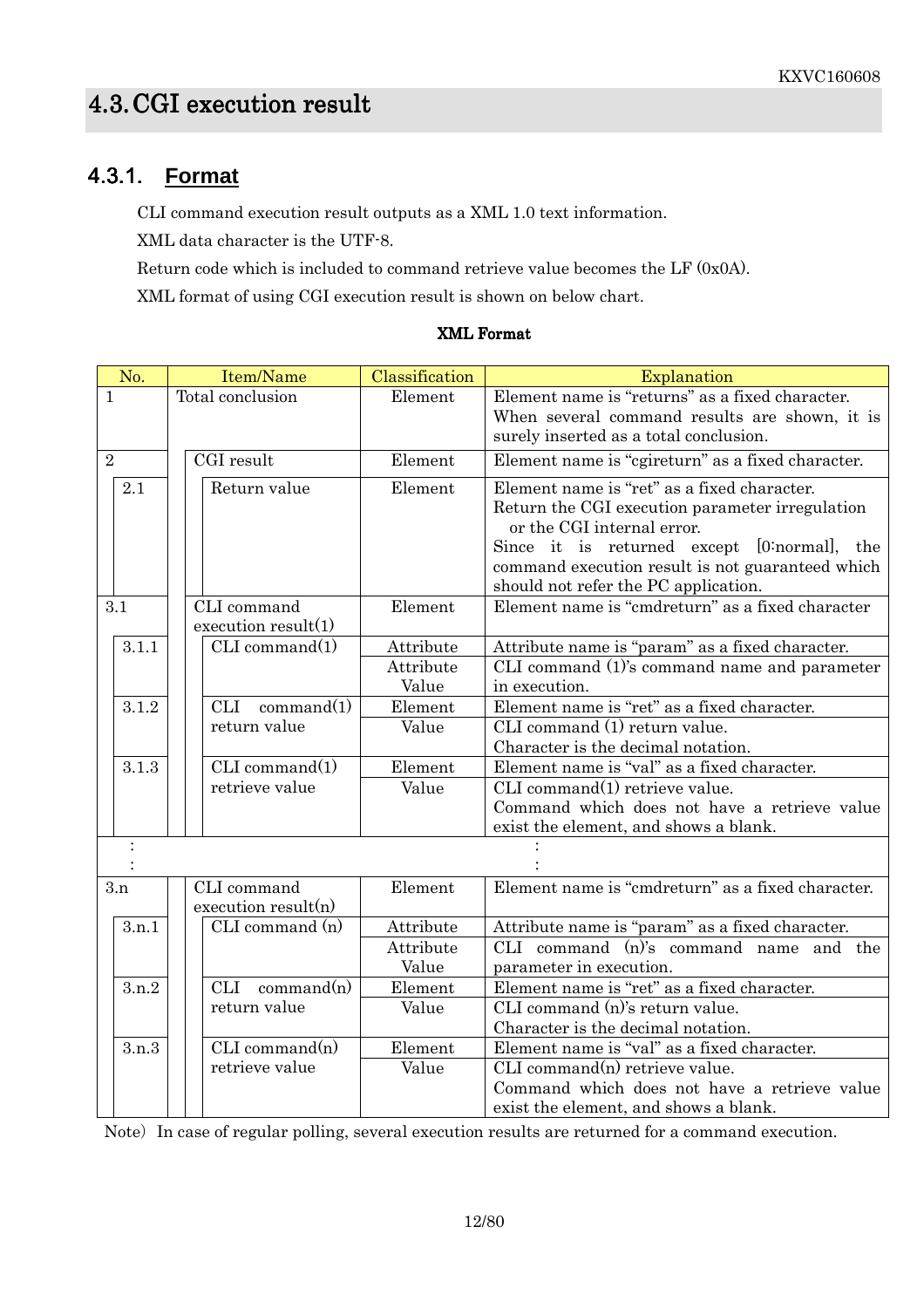# 4.3. CGI execution result

## 4.3.1. Format

CLI command execution result outputs as a XML 1.0 text information.

XML data character is the UTF-8.

Return code which is included to command retrieve value becomes the LF (0x0A).

XML format of using CGI execution result is shown on below chart.

**XML Format**

| No. | Item/Name | Classification | Explanation |
|---|---|---|---|
| 1 | Total conclusion | Element | Element name is "returns" as a fixed character. When several command results are shown, it is surely inserted as a total conclusion. |
| 2 | CGI result | Element | Element name is "cgireturn" as a fixed character. |
| 2.1 | Return value | Element | Element name is "ret" as a fixed character. Return the CGI execution parameter irregulation or the CGI internal error. Since it is returned except [0:normal], the command execution result is not guaranteed which should not refer the PC application. |
| 3.1 | CLI command execution result(1) | Element | Element name is "cmdreturn" as a fixed character |
| 3.1.1 | CLI command(1) | Attribute | Attribute name is "param" as a fixed character. |
| | | Attribute Value | CLI command (1)'s command name and parameter in execution. |
| 3.1.2 | CLI command(1) return value | Element | Element name is "ret" as a fixed character. |
| | | Value | CLI command (1) return value. Character is the decimal notation. |
| 3.1.3 | CLI command(1) retrieve value | Element | Element name is "val" as a fixed character. |
| | | Value | CLI command(1) retrieve value. Command which does not have a retrieve value exist the element, and shows a blank. |
| : | | | : |
| 3.n | CLI command execution result(n) | Element | Element name is "cmdreturn" as a fixed character. |
| 3.n.1 | CLI command (n) | Attribute | Attribute name is "param" as a fixed character. |
| | | Attribute Value | CLI command (n)'s command name and the parameter in execution. |
| 3.n.2 | CLI command(n) return value | Element | Element name is "ret" as a fixed character. |
| | | Value | CLI command (n)'s return value. Character is the decimal notation. |
| 3.n.3 | CLI command(n) retrieve value | Element | Element name is "val" as a fixed character. |
| | | Value | CLI command(n) retrieve value. Command which does not have a retrieve value exist the element, and shows a blank. |

Note) In case of regular polling, several execution results are returned for a command execution.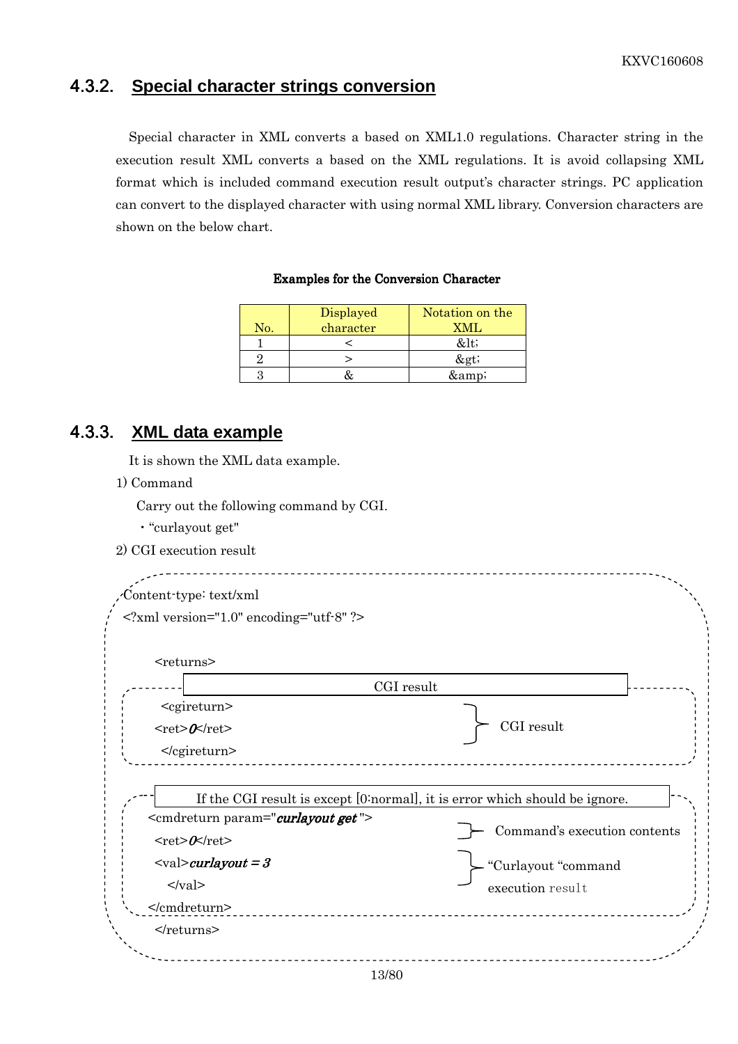### 4.3.2. Special character strings conversion

Special character in XML converts a based on XML1.0 regulations. Character string in the execution result XML converts a based on the XML regulations. It is avoid collapsing XML format which is included command execution result output's character strings. PC application can convert to the displayed character with using normal XML library. Conversion characters are shown on the below chart.

**Examples for the Conversion Character**

| No. | Displayed character | Notation on the XML |
|---|---|---|
| 1 | < | &lt; |
| 2 | > | &gt; |
| 3 | & | &amp; |

### 4.3.3. XML data example

It is shown the XML data example.

1) Command

Carry out the following command by CGI.

・"curlayout get"

2) CGI execution result

```
Content-type: text/xml
<?xml version="1.0" encoding="utf-8" ?>

    <returns>
                          CGI result
      <cgireturn>
    <ret>0</ret>                                  } CGI result
      </cgireturn>

     If the CGI result is except [0:normal], it is error which should be ignore.
   <cmdreturn param="curlayout get ">
                                                  } Command's execution contents
    <val>curlayout = 3                            } "Curlayout "command
      </val>                                        execution result
   </cmdreturn>
    </returns>
```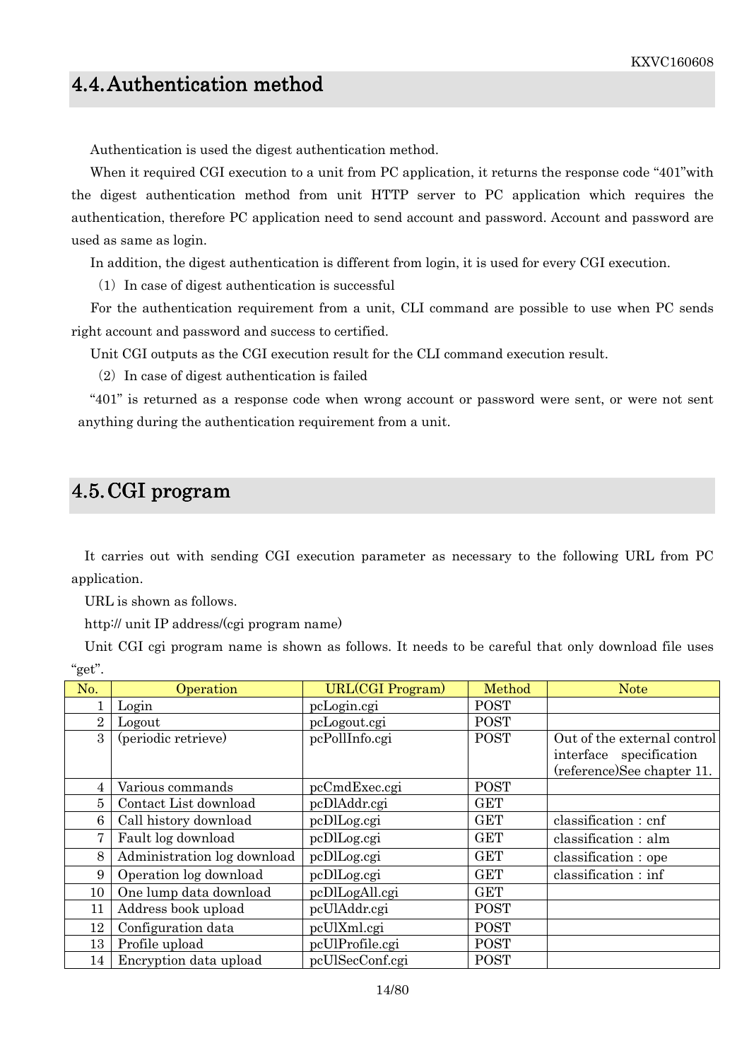## 4.4. Authentication method

Authentication is used the digest authentication method.

When it required CGI execution to a unit from PC application, it returns the response code "401"with the digest authentication method from unit HTTP server to PC application which requires the authentication, therefore PC application need to send account and password. Account and password are used as same as login.

In addition, the digest authentication is different from login, it is used for every CGI execution.

（1）In case of digest authentication is successful

For the authentication requirement from a unit, CLI command are possible to use when PC sends right account and password and success to certified.

Unit CGI outputs as the CGI execution result for the CLI command execution result.

（2）In case of digest authentication is failed

"401" is returned as a response code when wrong account or password were sent, or were not sent anything during the authentication requirement from a unit.

## 4.5. CGI program

It carries out with sending CGI execution parameter as necessary to the following URL from PC application.

URL is shown as follows.

http:// unit IP address/(cgi program name)

Unit CGI cgi program name is shown as follows. It needs to be careful that only download file uses "get".

| No. | Operation | URL(CGI Program) | Method | Note |
|---|---|---|---|---|
| 1 | Login | pcLogin.cgi | POST | |
| 2 | Logout | pcLogout.cgi | POST | |
| 3 | (periodic retrieve) | pcPollInfo.cgi | POST | Out of the external control interface specification (reference)See chapter 11. |
| 4 | Various commands | pcCmdExec.cgi | POST | |
| 5 | Contact List download | pcDlAddr.cgi | GET | |
| 6 | Call history download | pcDlLog.cgi | GET | classification : cnf |
| 7 | Fault log download | pcDlLog.cgi | GET | classification : alm |
| 8 | Administration log download | pcDlLog.cgi | GET | classification : ope |
| 9 | Operation log download | pcDlLog.cgi | GET | classification : inf |
| 10 | One lump data download | pcDlLogAll.cgi | GET | |
| 11 | Address book upload | pcUlAddr.cgi | POST | |
| 12 | Configuration data | pcUlXml.cgi | POST | |
| 13 | Profile upload | pcUlProfile.cgi | POST | |
| 14 | Encryption data upload | pcUlSecConf.cgi | POST | |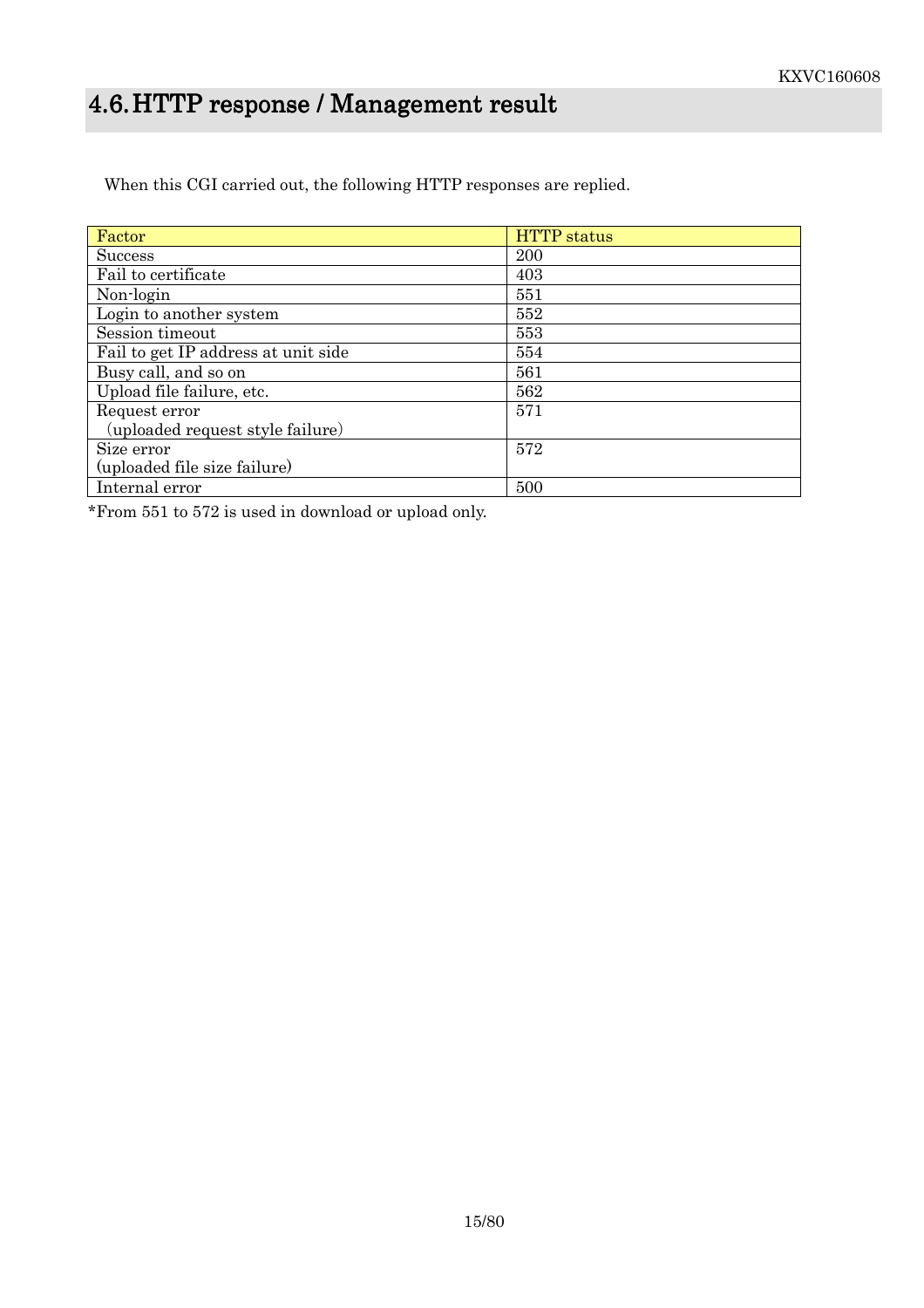## 4.6. HTTP response / Management result

When this CGI carried out, the following HTTP responses are replied.

| Factor | HTTP status |
|---|---|
| Success | 200 |
| Fail to certificate | 403 |
| Non-login | 551 |
| Login to another system | 552 |
| Session timeout | 553 |
| Fail to get IP address at unit side | 554 |
| Busy call, and so on | 561 |
| Upload file failure, etc. | 562 |
| Request error<br>（uploaded request style failure） | 571 |
| Size error<br>(uploaded file size failure) | 572 |
| Internal error | 500 |

*From 551 to 572 is used in download or upload only.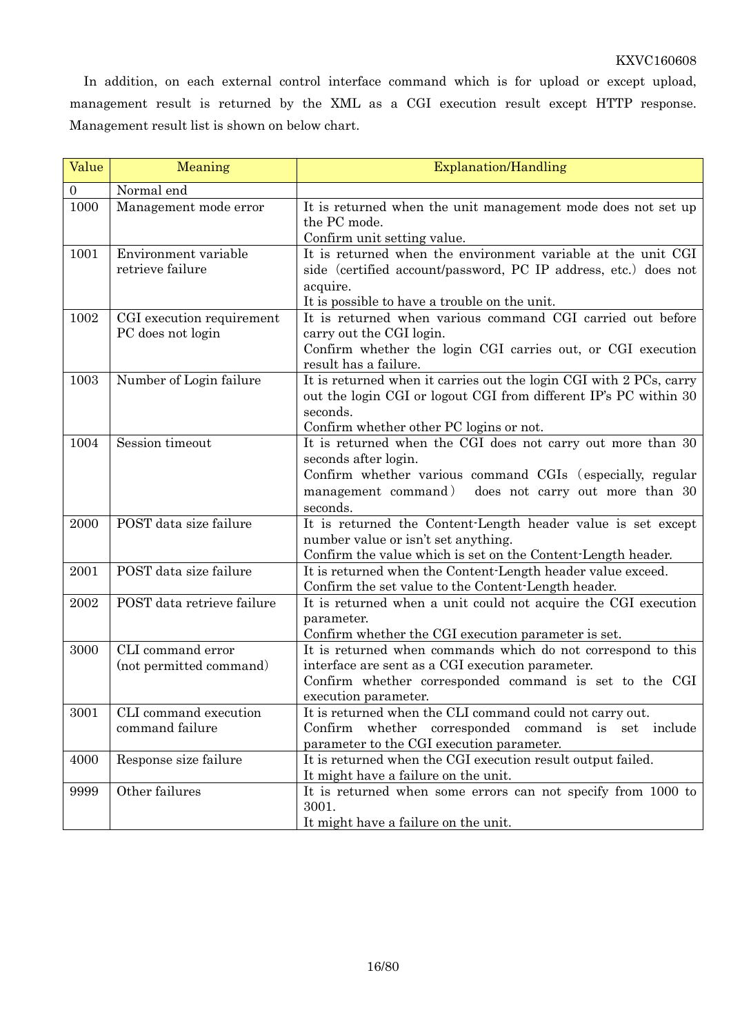In addition, on each external control interface command which is for upload or except upload, management result is returned by the XML as a CGI execution result except HTTP response. Management result list is shown on below chart.

| Value | Meaning | Explanation/Handling |
|---|---|---|
| 0 | Normal end | |
| 1000 | Management mode error | It is returned when the unit management mode does not set up the PC mode.<br>Confirm unit setting value. |
| 1001 | Environment variable retrieve failure | It is returned when the environment variable at the unit CGI side（certified account/password, PC IP address, etc.）does not acquire.<br>It is possible to have a trouble on the unit. |
| 1002 | CGI execution requirement PC does not login | It is returned when various command CGI carried out before carry out the CGI login.<br>Confirm whether the login CGI carries out, or CGI execution result has a failure. |
| 1003 | Number of Login failure | It is returned when it carries out the login CGI with 2 PCs, carry out the login CGI or logout CGI from different IP's PC within 30 seconds.<br>Confirm whether other PC logins or not. |
| 1004 | Session timeout | It is returned when the CGI does not carry out more than 30 seconds after login.<br>Confirm whether various command CGIs（especially, regular management command） does not carry out more than 30 seconds. |
| 2000 | POST data size failure | It is returned the Content-Length header value is set except number value or isn't set anything.<br>Confirm the value which is set on the Content-Length header. |
| 2001 | POST data size failure | It is returned when the Content-Length header value exceed.<br>Confirm the set value to the Content-Length header. |
| 2002 | POST data retrieve failure | It is returned when a unit could not acquire the CGI execution parameter.<br>Confirm whether the CGI execution parameter is set. |
| 3000 | CLI command error (not permitted command) | It is returned when commands which do not correspond to this interface are sent as a CGI execution parameter.<br>Confirm whether corresponded command is set to the CGI execution parameter. |
| 3001 | CLI command execution command failure | It is returned when the CLI command could not carry out.<br>Confirm whether corresponded command is set include parameter to the CGI execution parameter. |
| 4000 | Response size failure | It is returned when the CGI execution result output failed.<br>It might have a failure on the unit. |
| 9999 | Other failures | It is returned when some errors can not specify from 1000 to 3001.<br>It might have a failure on the unit. |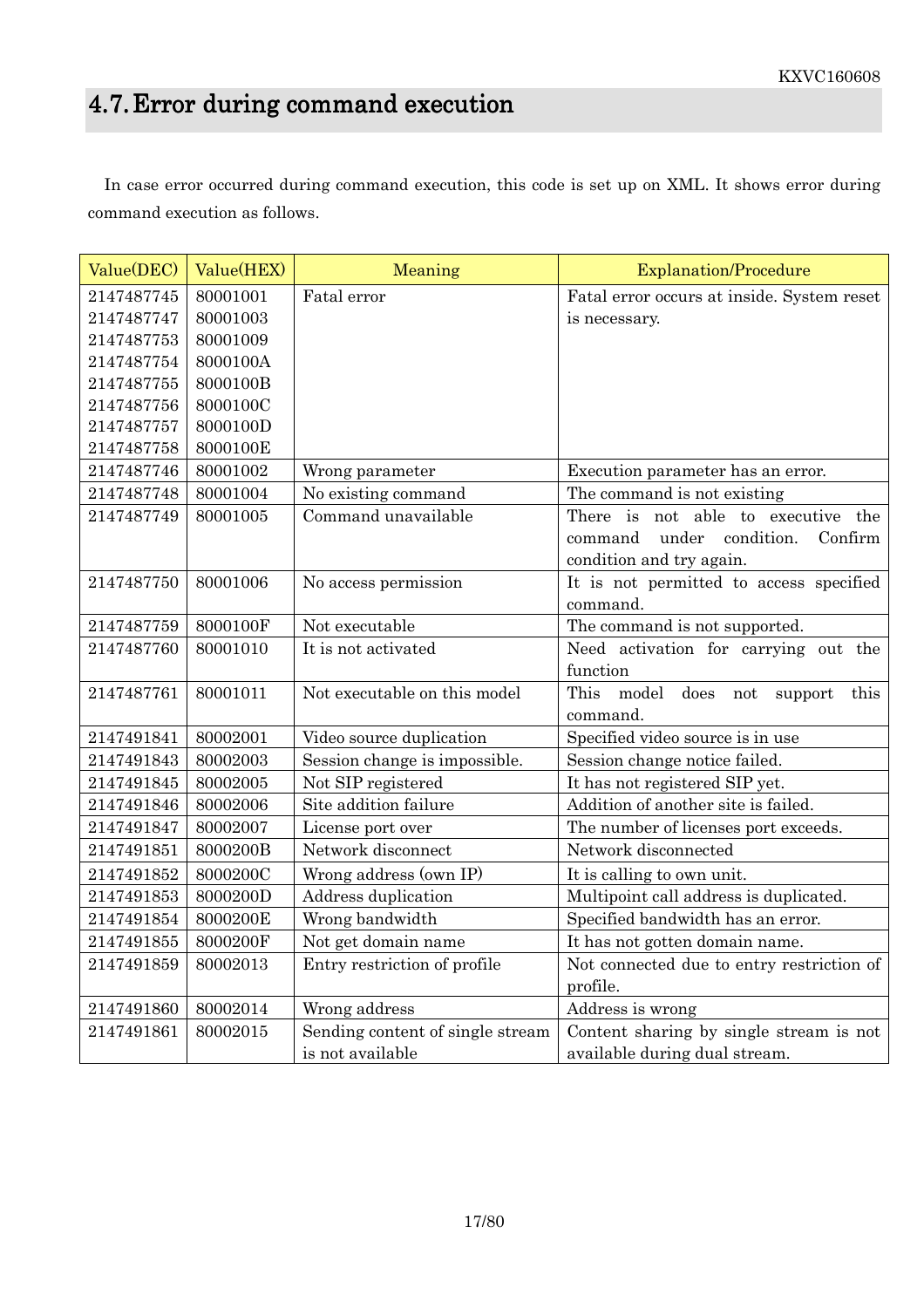## 4.7. Error during command execution

In case error occurred during command execution, this code is set up on XML. It shows error during command execution as follows.

| Value(DEC) | Value(HEX) | Meaning | Explanation/Procedure |
|---|---|---|---|
| 2147487745<br>2147487747<br>2147487753<br>2147487754<br>2147487755<br>2147487756<br>2147487757<br>2147487758 | 80001001<br>80001003<br>80001009<br>8000100A<br>8000100B<br>8000100C<br>8000100D<br>8000100E | Fatal error | Fatal error occurs at inside. System reset is necessary. |
| 2147487746 | 80001002 | Wrong parameter | Execution parameter has an error. |
| 2147487748 | 80001004 | No existing command | The command is not existing |
| 2147487749 | 80001005 | Command unavailable | There is not able to executive the command under condition. Confirm condition and try again. |
| 2147487750 | 80001006 | No access permission | It is not permitted to access specified command. |
| 2147487759 | 8000100F | Not executable | The command is not supported. |
| 2147487760 | 80001010 | It is not activated | Need activation for carrying out the function |
| 2147487761 | 80001011 | Not executable on this model | This model does not support this command. |
| 2147491841 | 80002001 | Video source duplication | Specified video source is in use |
| 2147491843 | 80002003 | Session change is impossible. | Session change notice failed. |
| 2147491845 | 80002005 | Not SIP registered | It has not registered SIP yet. |
| 2147491846 | 80002006 | Site addition failure | Addition of another site is failed. |
| 2147491847 | 80002007 | License port over | The number of licenses port exceeds. |
| 2147491851 | 8000200B | Network disconnect | Network disconnected |
| 2147491852 | 8000200C | Wrong address (own IP) | It is calling to own unit. |
| 2147491853 | 8000200D | Address duplication | Multipoint call address is duplicated. |
| 2147491854 | 8000200E | Wrong bandwidth | Specified bandwidth has an error. |
| 2147491855 | 8000200F | Not get domain name | It has not gotten domain name. |
| 2147491859 | 80002013 | Entry restriction of profile | Not connected due to entry restriction of profile. |
| 2147491860 | 80002014 | Wrong address | Address is wrong |
| 2147491861 | 80002015 | Sending content of single stream is not available | Content sharing by single stream is not available during dual stream. |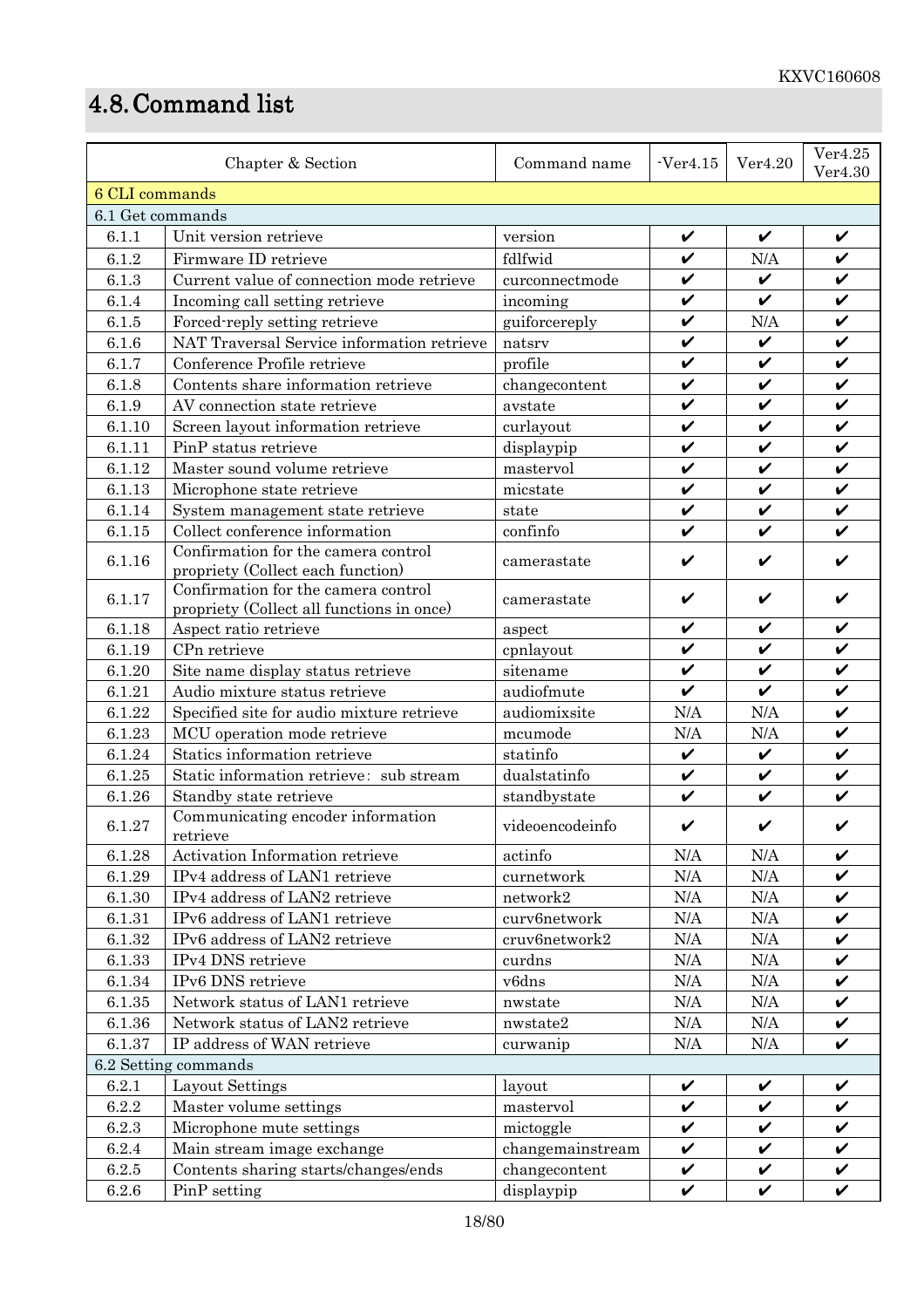# 4.8. Command list

| Chapter & Section | | Command name | -Ver4.15 | Ver4.20 | Ver4.25 Ver4.30 |
|---|---|---|---|---|---|
| 6 CLI commands | | | | | |
| 6.1 Get commands | | | | | |
| 6.1.1 | Unit version retrieve | version | ✔ | ✔ | ✔ |
| 6.1.2 | Firmware ID retrieve | fdlfwid | ✔ | N/A | ✔ |
| 6.1.3 | Current value of connection mode retrieve | curconnectmode | ✔ | ✔ | ✔ |
| 6.1.4 | Incoming call setting retrieve | incoming | ✔ | ✔ | ✔ |
| 6.1.5 | Forced-reply setting retrieve | guiforcereply | ✔ | N/A | ✔ |
| 6.1.6 | NAT Traversal Service information retrieve | natsrv | ✔ | ✔ | ✔ |
| 6.1.7 | Conference Profile retrieve | profile | ✔ | ✔ | ✔ |
| 6.1.8 | Contents share information retrieve | changecontent | ✔ | ✔ | ✔ |
| 6.1.9 | AV connection state retrieve | avstate | ✔ | ✔ | ✔ |
| 6.1.10 | Screen layout information retrieve | curlayout | ✔ | ✔ | ✔ |
| 6.1.11 | PinP status retrieve | displaypip | ✔ | ✔ | ✔ |
| 6.1.12 | Master sound volume retrieve | mastervol | ✔ | ✔ | ✔ |
| 6.1.13 | Microphone state retrieve | micstate | ✔ | ✔ | ✔ |
| 6.1.14 | System management state retrieve | state | ✔ | ✔ | ✔ |
| 6.1.15 | Collect conference information | confinfo | ✔ | ✔ | ✔ |
| 6.1.16 | Confirmation for the camera control propriety (Collect each function) | camerastate | ✔ | ✔ | ✔ |
| 6.1.17 | Confirmation for the camera control propriety (Collect all functions in once) | camerastate | ✔ | ✔ | ✔ |
| 6.1.18 | Aspect ratio retrieve | aspect | ✔ | ✔ | ✔ |
| 6.1.19 | CPn retrieve | cpnlayout | ✔ | ✔ | ✔ |
| 6.1.20 | Site name display status retrieve | sitename | ✔ | ✔ | ✔ |
| 6.1.21 | Audio mixture status retrieve | audiofmute | ✔ | ✔ | ✔ |
| 6.1.22 | Specified site for audio mixture retrieve | audiomixsite | N/A | N/A | ✔ |
| 6.1.23 | MCU operation mode retrieve | mcumode | N/A | N/A | ✔ |
| 6.1.24 | Statics information retrieve | statinfo | ✔ | ✔ | ✔ |
| 6.1.25 | Static information retrieve：sub stream | dualstatinfo | ✔ | ✔ | ✔ |
| 6.1.26 | Standby state retrieve | standbystate | ✔ | ✔ | ✔ |
| 6.1.27 | Communicating encoder information retrieve | videoencodeinfo | ✔ | ✔ | ✔ |
| 6.1.28 | Activation Information retrieve | actinfo | N/A | N/A | ✔ |
| 6.1.29 | IPv4 address of LAN1 retrieve | curnetwork | N/A | N/A | ✔ |
| 6.1.30 | IPv4 address of LAN2 retrieve | network2 | N/A | N/A | ✔ |
| 6.1.31 | IPv6 address of LAN1 retrieve | curv6network | N/A | N/A | ✔ |
| 6.1.32 | IPv6 address of LAN2 retrieve | cruv6network2 | N/A | N/A | ✔ |
| 6.1.33 | IPv4 DNS retrieve | curdns | N/A | N/A | ✔ |
| 6.1.34 | IPv6 DNS retrieve | v6dns | N/A | N/A | ✔ |
| 6.1.35 | Network status of LAN1 retrieve | nwstate | N/A | N/A | ✔ |
| 6.1.36 | Network status of LAN2 retrieve | nwstate2 | N/A | N/A | ✔ |
| 6.1.37 | IP address of WAN retrieve | curwanip | N/A | N/A | ✔ |
| 6.2 Setting commands | | | | | |
| 6.2.1 | Layout Settings | layout | ✔ | ✔ | ✔ |
| 6.2.2 | Master volume settings | mastervol | ✔ | ✔ | ✔ |
| 6.2.3 | Microphone mute settings | mictoggle | ✔ | ✔ | ✔ |
| 6.2.4 | Main stream image exchange | changemainstream | ✔ | ✔ | ✔ |
| 6.2.5 | Contents sharing starts/changes/ends | changecontent | ✔ | ✔ | ✔ |
| 6.2.6 | PinP setting | displaypip | ✔ | ✔ | ✔ |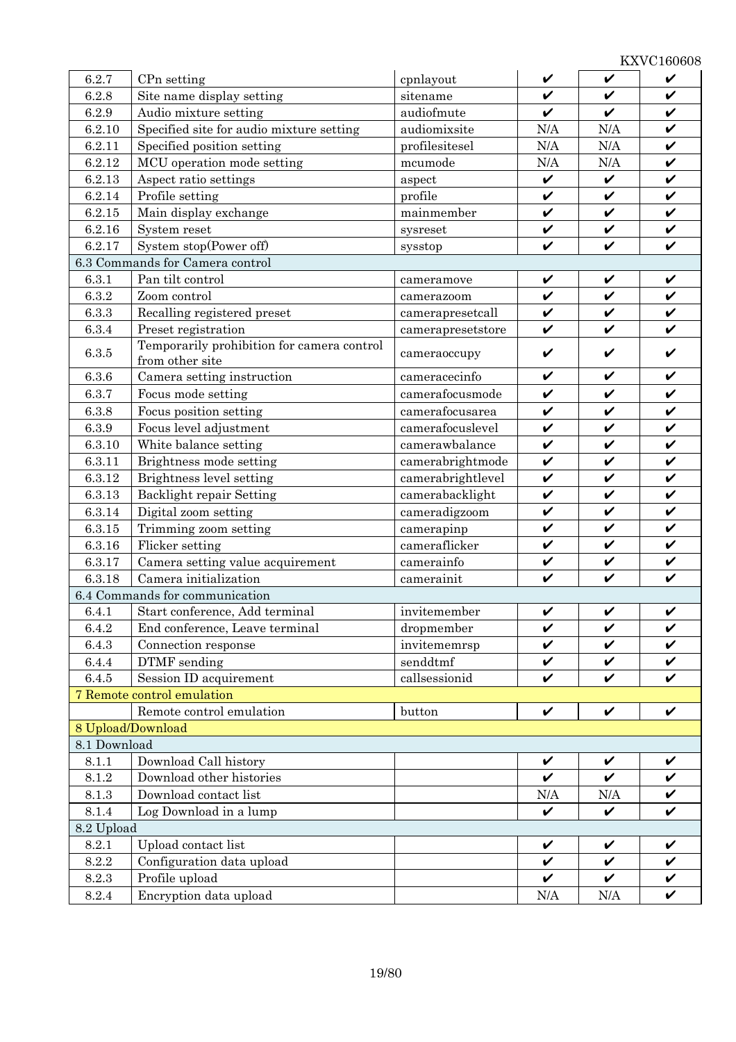| | | | | | |
|---|---|---|---|---|---|
| 6.2.7 | CPn setting | cpnlayout | ✔ | ✔ | ✔ |
| 6.2.8 | Site name display setting | sitename | ✔ | ✔ | ✔ |
| 6.2.9 | Audio mixture setting | audiofmute | ✔ | ✔ | ✔ |
| 6.2.10 | Specified site for audio mixture setting | audiomixsite | N/A | N/A | ✔ |
| 6.2.11 | Specified position setting | profilesitesel | N/A | N/A | ✔ |
| 6.2.12 | MCU operation mode setting | mcumode | N/A | N/A | ✔ |
| 6.2.13 | Aspect ratio settings | aspect | ✔ | ✔ | ✔ |
| 6.2.14 | Profile setting | profile | ✔ | ✔ | ✔ |
| 6.2.15 | Main display exchange | mainmember | ✔ | ✔ | ✔ |
| 6.2.16 | System reset | sysreset | ✔ | ✔ | ✔ |
| 6.2.17 | System stop(Power off) | sysstop | ✔ | ✔ | ✔ |
| 6.3 Commands for Camera control | | | | | |
| 6.3.1 | Pan tilt control | cameramove | ✔ | ✔ | ✔ |
| 6.3.2 | Zoom control | camerazoom | ✔ | ✔ | ✔ |
| 6.3.3 | Recalling registered preset | camerapresetcall | ✔ | ✔ | ✔ |
| 6.3.4 | Preset registration | camerapresetstore | ✔ | ✔ | ✔ |
| 6.3.5 | Temporarily prohibition for camera control from other site | cameraoccupy | ✔ | ✔ | ✔ |
| 6.3.6 | Camera setting instruction | cameracecinfo | ✔ | ✔ | ✔ |
| 6.3.7 | Focus mode setting | camerafocusmode | ✔ | ✔ | ✔ |
| 6.3.8 | Focus position setting | camerafocusarea | ✔ | ✔ | ✔ |
| 6.3.9 | Focus level adjustment | camerafocuslevel | ✔ | ✔ | ✔ |
| 6.3.10 | White balance setting | camerawbalance | ✔ | ✔ | ✔ |
| 6.3.11 | Brightness mode setting | camerabrightmode | ✔ | ✔ | ✔ |
| 6.3.12 | Brightness level setting | camerabrightlevel | ✔ | ✔ | ✔ |
| 6.3.13 | Backlight repair Setting | camerabacklight | ✔ | ✔ | ✔ |
| 6.3.14 | Digital zoom setting | cameradigzoom | ✔ | ✔ | ✔ |
| 6.3.15 | Trimming zoom setting | camerapinp | ✔ | ✔ | ✔ |
| 6.3.16 | Flicker setting | cameraflicker | ✔ | ✔ | ✔ |
| 6.3.17 | Camera setting value acquirement | camerainfo | ✔ | ✔ | ✔ |
| 6.3.18 | Camera initialization | camerainit | ✔ | ✔ | ✔ |
| 6.4 Commands for communication | | | | | |
| 6.4.1 | Start conference, Add terminal | invitemember | ✔ | ✔ | ✔ |
| 6.4.2 | End conference, Leave terminal | dropmember | ✔ | ✔ | ✔ |
| 6.4.3 | Connection response | invitememrsp | ✔ | ✔ | ✔ |
| 6.4.4 | DTMF sending | senddtmf | ✔ | ✔ | ✔ |
| 6.4.5 | Session ID acquirement | callsessionid | ✔ | ✔ | ✔ |
| 7 Remote control emulation | | | | | |
| | Remote control emulation | button | ✔ | ✔ | ✔ |
| 8 Upload/Download | | | | | |
| 8.1 Download | | | | | |
| 8.1.1 | Download Call history | | ✔ | ✔ | ✔ |
| 8.1.2 | Download other histories | | ✔ | ✔ | ✔ |
| 8.1.3 | Download contact list | | N/A | N/A | ✔ |
| 8.1.4 | Log Download in a lump | | ✔ | ✔ | ✔ |
| 8.2 Upload | | | | | |
| 8.2.1 | Upload contact list | | ✔ | ✔ | ✔ |
| 8.2.2 | Configuration data upload | | ✔ | ✔ | ✔ |
| 8.2.3 | Profile upload | | ✔ | ✔ | ✔ |
| 8.2.4 | Encryption data upload | | N/A | N/A | ✔ |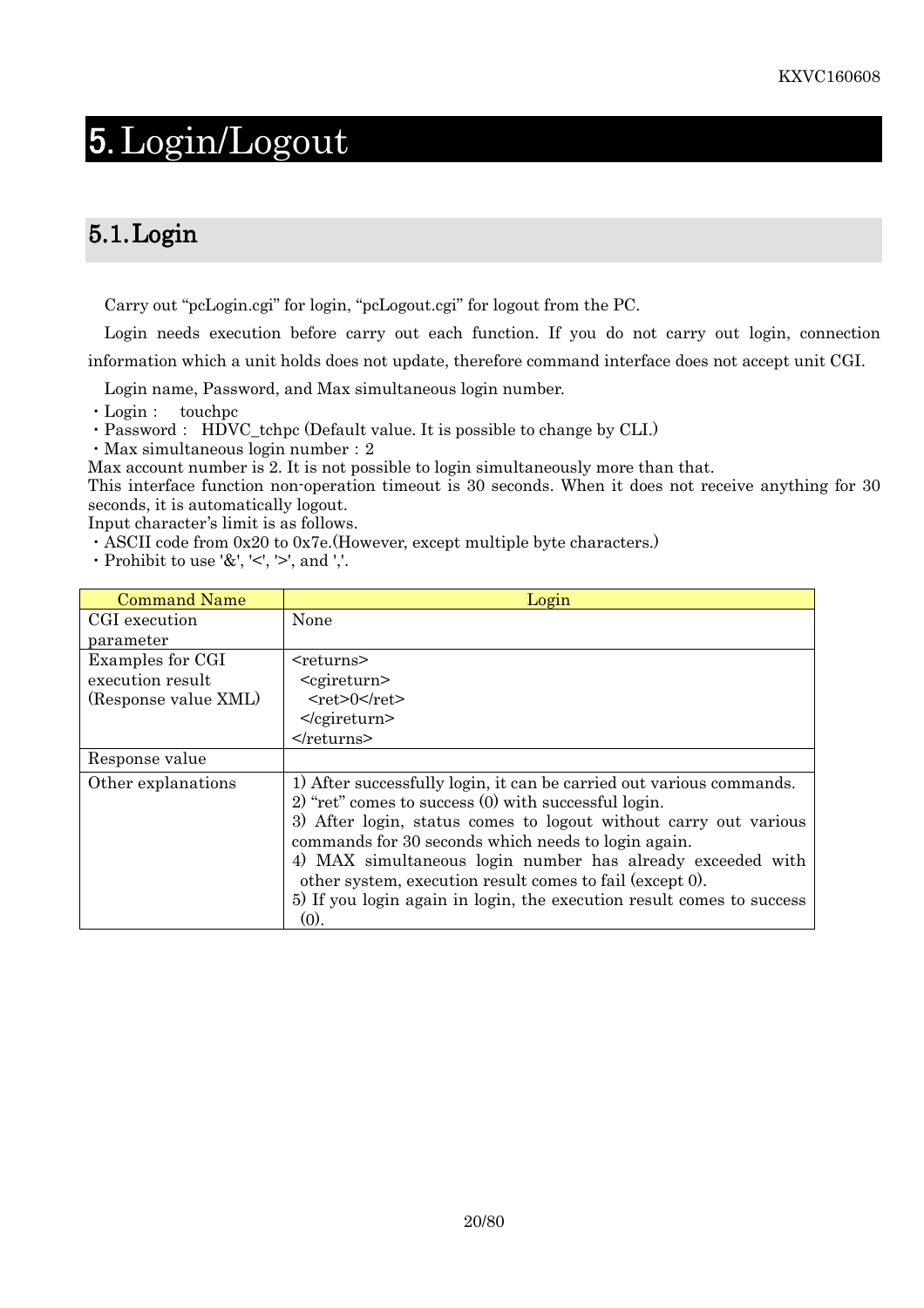# 5. Login/Logout

## 5.1. Login

Carry out “pcLogin.cgi” for login, “pcLogout.cgi” for logout from the PC.

Login needs execution before carry out each function. If you do not carry out login, connection information which a unit holds does not update, therefore command interface does not accept unit CGI.

Login name, Password, and Max simultaneous login number.

・Login :  touchpc
・Password :  HDVC_tchpc (Default value. It is possible to change by CLI.)
・Max simultaneous login number : 2

Max account number is 2. It is not possible to login simultaneously more than that.
This interface function non-operation timeout is 30 seconds. When it does not receive anything for 30 seconds, it is automatically logout.
Input character’s limit is as follows.

・ASCII code from 0x20 to 0x7e.(However, except multiple byte characters.)
・Prohibit to use '&', '<', '>', and ','.

| Command Name | Login |
|---|---|
| CGI execution parameter | None |
| Examples for CGI execution result (Response value XML) | `<returns>` `<cgireturn>` `<ret>0</ret>` `</cgireturn>` `</returns>` |
| Response value | |
| Other explanations | 1) After successfully login, it can be carried out various commands.<br>2) “ret” comes to success (0) with successful login.<br>3) After login, status comes to logout without carry out various commands for 30 seconds which needs to login again.<br>4) MAX simultaneous login number has already exceeded with other system, execution result comes to fail (except 0).<br>5) If you login again in login, the execution result comes to success (0). |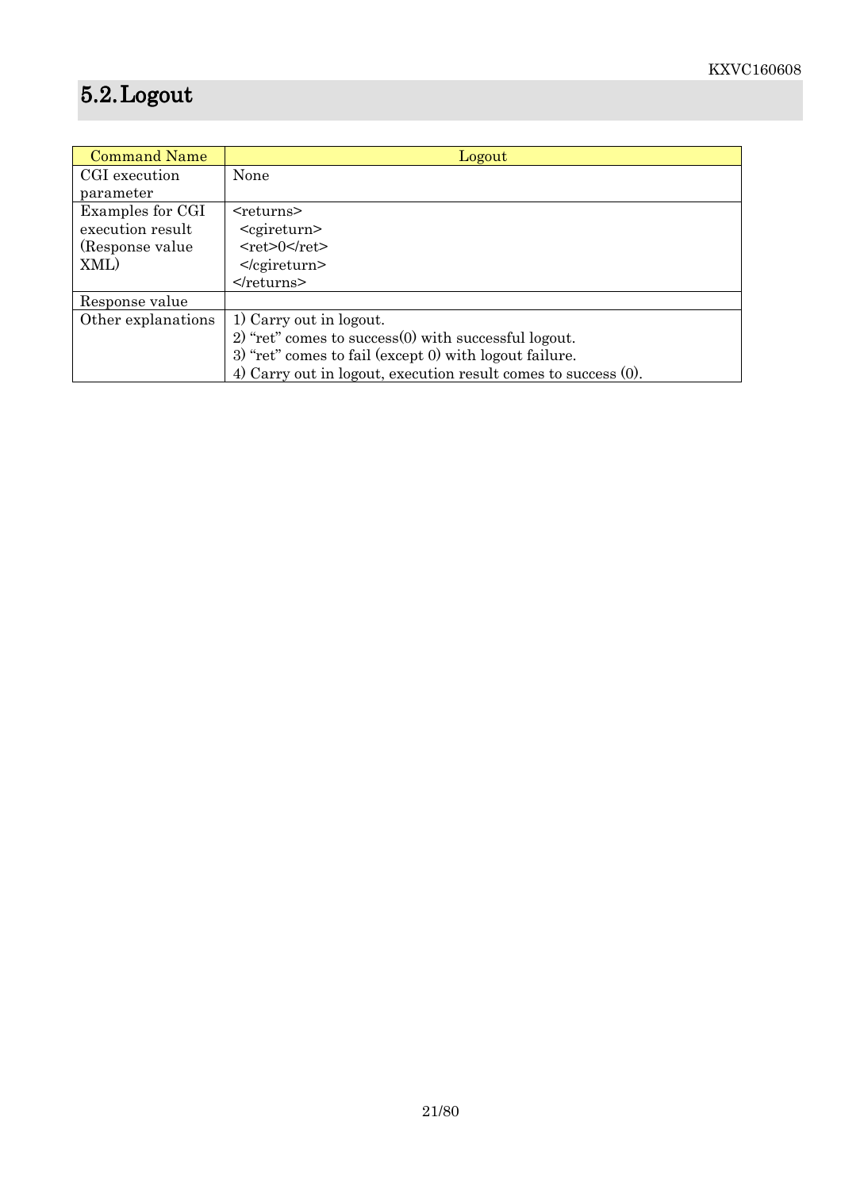## 5.2. Logout

| Command Name | Logout |
|---|---|
| CGI execution parameter | None |
| Examples for CGI execution result (Response value XML) | <returns><br>&nbsp;&nbsp;<cgireturn><br>&nbsp;&nbsp;<ret>0</ret><br>&nbsp;&nbsp;</cgireturn><br></returns> |
| Response value | |
| Other explanations | 1) Carry out in logout.<br>2) "ret" comes to success(0) with successful logout.<br>3) "ret" comes to fail (except 0) with logout failure.<br>4) Carry out in logout, execution result comes to success (0). |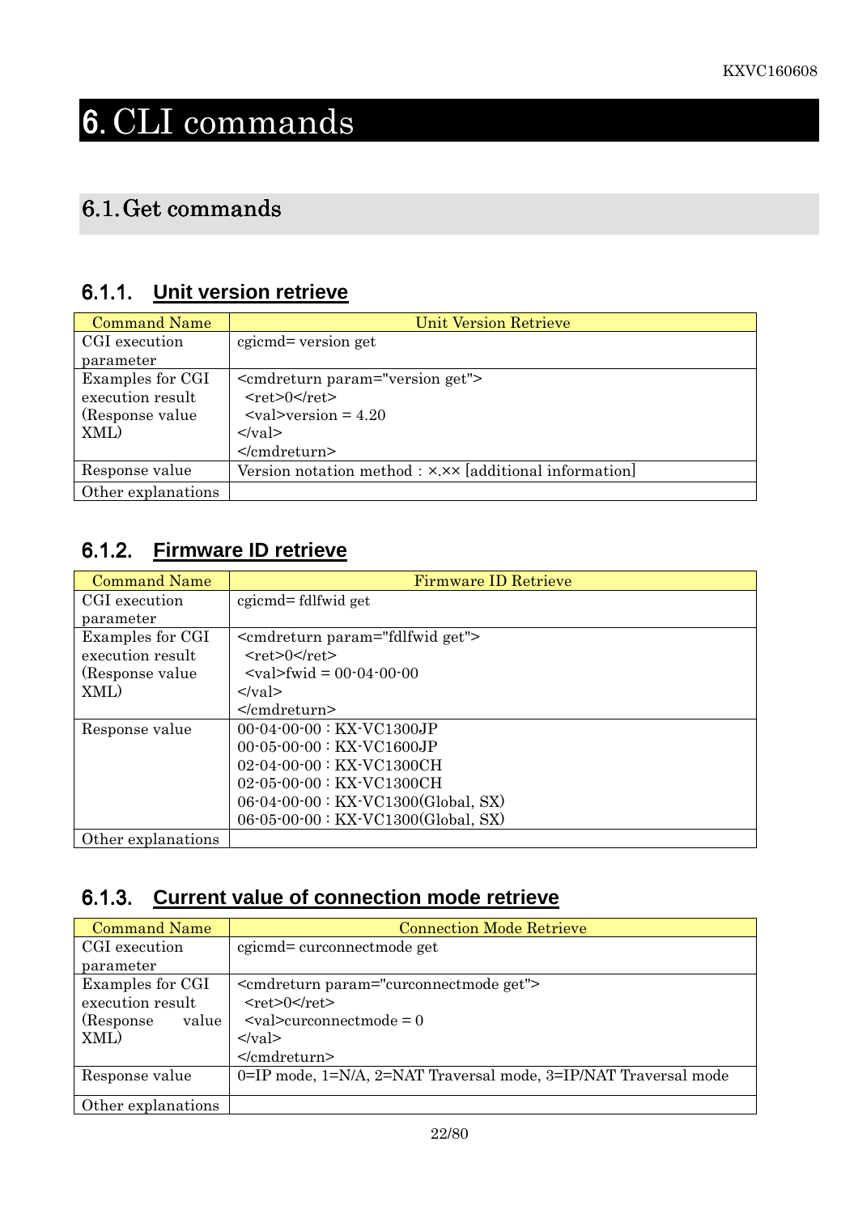# 6. CLI commands

## 6.1. Get commands

### 6.1.1. Unit version retrieve

| Command Name | Unit Version Retrieve |
|---|---|
| CGI execution parameter | cgicmd= version get |
| Examples for CGI execution result (Response value XML) | <cmdreturn param="version get"><br>  <ret>0</ret><br>  <val>version = 4.20<br></val><br></cmdreturn> |
| Response value | Version notation method : ×.×× [additional information] |
| Other explanations | |

### 6.1.2. Firmware ID retrieve

| Command Name | Firmware ID Retrieve |
|---|---|
| CGI execution parameter | cgicmd= fdlfwid get |
| Examples for CGI execution result (Response value XML) | <cmdreturn param="fdlfwid get"><br>  <ret>0</ret><br>  <val>fwid = 00-04-00-00<br></val><br></cmdreturn> |
| Response value | 00-04-00-00 : KX-VC1300JP<br>00-05-00-00 : KX-VC1600JP<br>02-04-00-00 : KX-VC1300CH<br>02-05-00-00 : KX-VC1300CH<br>06-04-00-00 : KX-VC1300(Global, SX)<br>06-05-00-00 : KX-VC1300(Global, SX) |
| Other explanations | |

### 6.1.3. Current value of connection mode retrieve

| Command Name | Connection Mode Retrieve |
|---|---|
| CGI execution parameter | cgicmd= curconnectmode get |
| Examples for CGI execution result (Response value XML) | <cmdreturn param="curconnectmode get"><br>  <ret>0</ret><br>  <val>curconnectmode = 0<br></val><br></cmdreturn> |
| Response value | 0=IP mode, 1=N/A, 2=NAT Traversal mode, 3=IP/NAT Traversal mode |
| Other explanations | |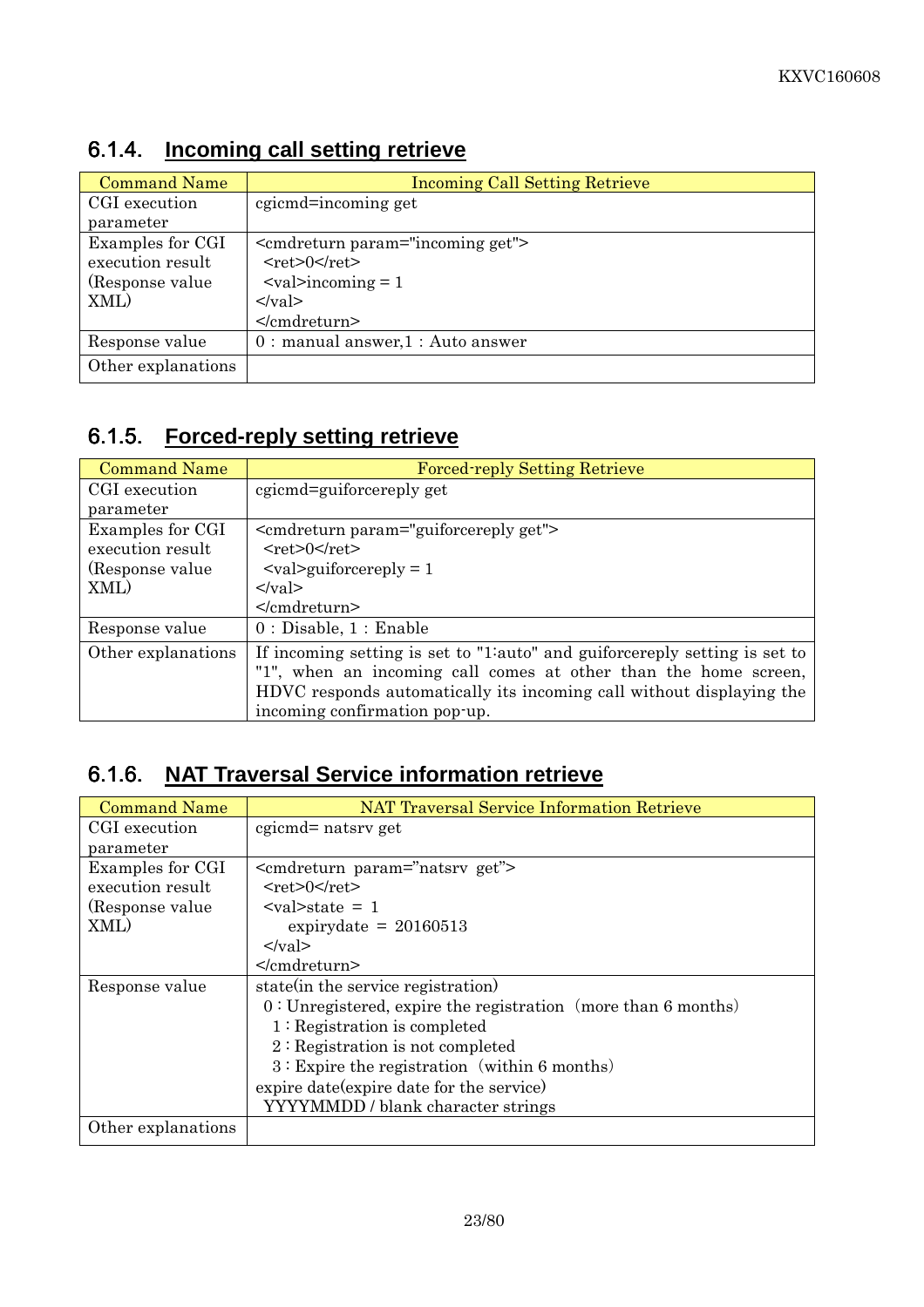## 6.1.4. Incoming call setting retrieve

| Command Name | Incoming Call Setting Retrieve |
|---|---|
| CGI execution parameter | cgicmd=incoming get |
| Examples for CGI execution result (Response value XML) | <cmdreturn param="incoming get"><br>&nbsp;&nbsp;<ret>0</ret><br>&nbsp;&nbsp;<val>incoming = 1<br></val><br></cmdreturn> |
| Response value | 0：manual answer,1：Auto answer |
| Other explanations | |

## 6.1.5. Forced-reply setting retrieve

| Command Name | Forced-reply Setting Retrieve |
|---|---|
| CGI execution parameter | cgicmd=guiforcereply get |
| Examples for CGI execution result (Response value XML) | <cmdreturn param="guiforcereply get"><br>&nbsp;&nbsp;<ret>0</ret><br>&nbsp;&nbsp;<val>guiforcereply = 1<br></val><br></cmdreturn> |
| Response value | 0：Disable, 1：Enable |
| Other explanations | If incoming setting is set to "1:auto" and guiforcereply setting is set to "1", when an incoming call comes at other than the home screen, HDVC responds automatically its incoming call without displaying the incoming confirmation pop-up. |

## 6.1.6. NAT Traversal Service information retrieve

| Command Name | NAT Traversal Service Information Retrieve |
|---|---|
| CGI execution parameter | cgicmd= natsrv get |
| Examples for CGI execution result (Response value XML) | <cmdreturn param="natsrv get"><br>&nbsp;&nbsp;<ret>0</ret><br>&nbsp;&nbsp;<val>state = 1<br>&nbsp;&nbsp;&nbsp;&nbsp;&nbsp;&nbsp;expirydate = 20160513<br>&nbsp;&nbsp;</val><br></cmdreturn> |
| Response value | state(in the service registration)<br>&nbsp;&nbsp;0：Unregistered, expire the registration（more than 6 months)<br>&nbsp;&nbsp;&nbsp;&nbsp;1：Registration is completed<br>&nbsp;&nbsp;&nbsp;&nbsp;2：Registration is not completed<br>&nbsp;&nbsp;&nbsp;&nbsp;3：Expire the registration（within 6 months)<br>expire date(expire date for the service)<br>&nbsp;&nbsp;YYYYMMDD / blank character strings |
| Other explanations | |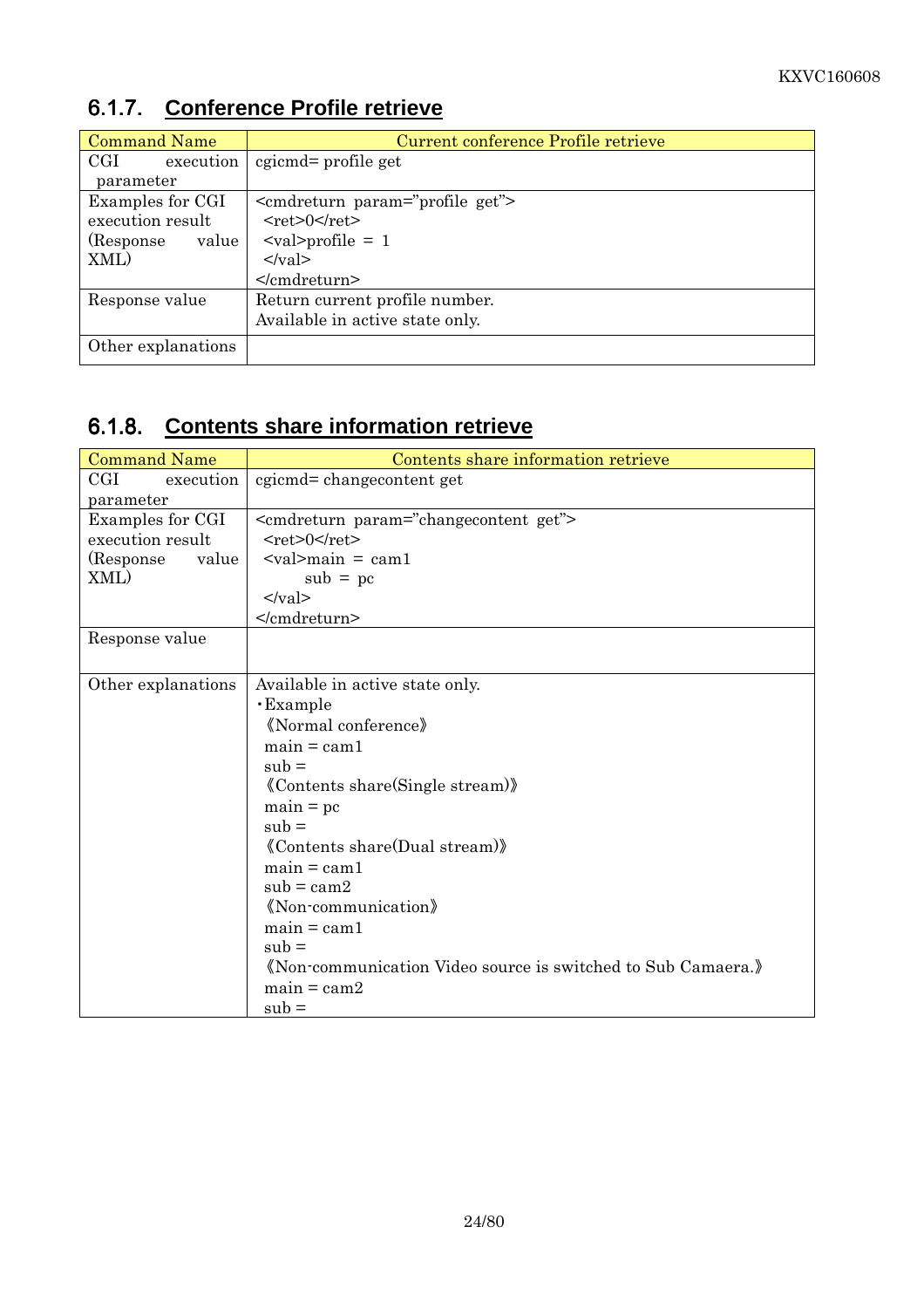## 6.1.7. Conference Profile retrieve

| Command Name | Current conference Profile retrieve |
|---|---|
| CGI execution parameter | cgicmd= profile get |
| Examples for CGI execution result (Response value XML) | <cmdreturn param="profile get"><br>&nbsp;&nbsp;<ret>0</ret><br>&nbsp;&nbsp;<val>profile = 1<br>&nbsp;&nbsp;</val><br></cmdreturn> |
| Response value | Return current profile number.<br>Available in active state only. |
| Other explanations | |

## 6.1.8. Contents share information retrieve

| Command Name | Contents share information retrieve |
|---|---|
| CGI execution parameter | cgicmd= changecontent get |
| Examples for CGI execution result (Response value XML) | <cmdreturn param="changecontent get"><br>&nbsp;&nbsp;<ret>0</ret><br>&nbsp;&nbsp;<val>main = cam1<br>&nbsp;&nbsp;&nbsp;&nbsp;&nbsp;&nbsp;&nbsp;&nbsp;sub = pc<br>&nbsp;&nbsp;</val><br></cmdreturn> |
| Response value | |
| Other explanations | Available in active state only.<br>・Example<br>《Normal conference》<br>main = cam1<br>sub =<br>《Contents share(Single stream)》<br>main = pc<br>sub =<br>《Contents share(Dual stream)》<br>main = cam1<br>sub = cam2<br>《Non-communication》<br>main = cam1<br>sub =<br>《Non-communication Video source is switched to Sub Camaera.》<br>main = cam2<br>sub = |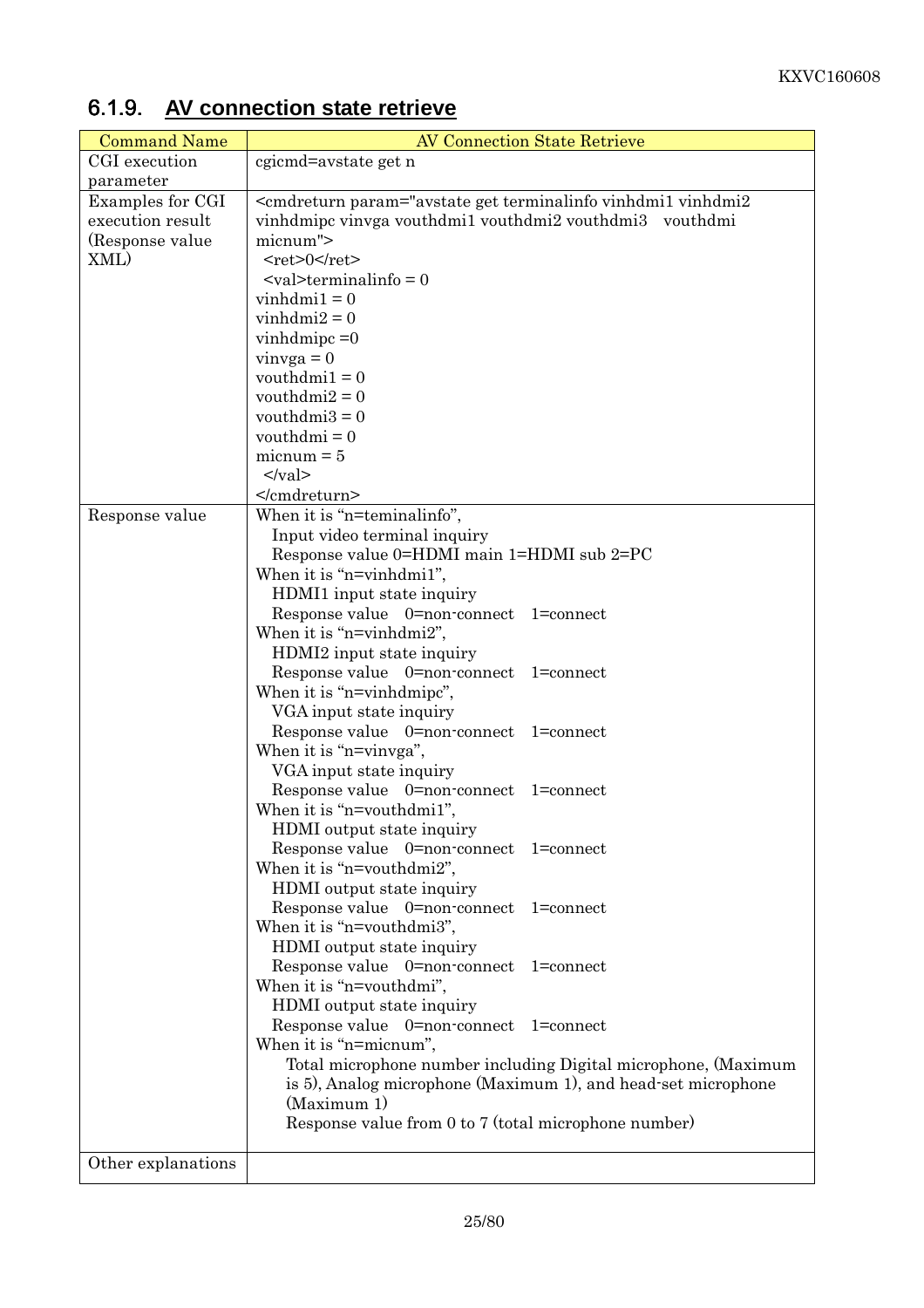## 6.1.9. AV connection state retrieve

| Command Name | AV Connection State Retrieve |
|---|---|
| CGI execution parameter | cgicmd=avstate get n |
| Examples for CGI execution result (Response value XML) | <cmdreturn param="avstate get terminalinfo vinhdmi1 vinhdmi2 vinhdmipc vinvga vouthdmi1 vouthdmi2 vouthdmi3 vouthdmi micnum"><br>&lt;ret&gt;0&lt;/ret&gt;<br>&lt;val&gt;terminalinfo = 0<br>vinhdmi1 = 0<br>vinhdmi2 = 0<br>vinhdmipc =0<br>vinvga = 0<br>vouthdmi1 = 0<br>vouthdmi2 = 0<br>vouthdmi3 = 0<br>vouthdmi = 0<br>micnum = 5<br>&lt;/val&gt;<br>&lt;/cmdreturn&gt; |
| Response value | When it is "n=teminalinfo",<br>Input video terminal inquiry<br>Response value 0=HDMI main 1=HDMI sub 2=PC<br>When it is "n=vinhdmi1",<br>HDMI1 input state inquiry<br>Response value 0=non-connect 1=connect<br>When it is "n=vinhdmi2",<br>HDMI2 input state inquiry<br>Response value 0=non-connect 1=connect<br>When it is "n=vinhdmipc",<br>VGA input state inquiry<br>Response value 0=non-connect 1=connect<br>When it is "n=vinvga",<br>VGA input state inquiry<br>Response value 0=non-connect 1=connect<br>When it is "n=vouthdmi1",<br>HDMI output state inquiry<br>Response value 0=non-connect 1=connect<br>When it is "n=vouthdmi2",<br>HDMI output state inquiry<br>Response value 0=non-connect 1=connect<br>When it is "n=vouthdmi3",<br>HDMI output state inquiry<br>Response value 0=non-connect 1=connect<br>When it is "n=vouthdmi",<br>HDMI output state inquiry<br>Response value 0=non-connect 1=connect<br>When it is "n=micnum",<br>Total microphone number including Digital microphone, (Maximum is 5), Analog microphone (Maximum 1), and head-set microphone (Maximum 1)<br>Response value from 0 to 7 (total microphone number) |
| Other explanations | |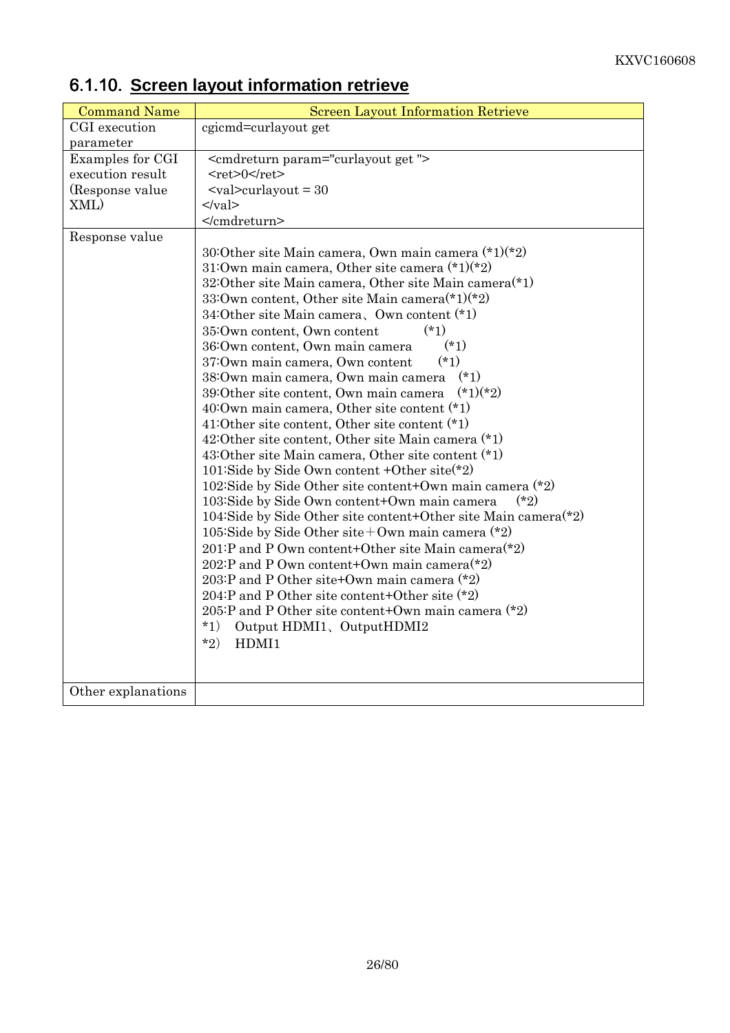## 6.1.10. Screen layout information retrieve

| Command Name | Screen Layout Information Retrieve |
|---|---|
| CGI execution parameter | cgicmd=curlayout get |
| Examples for CGI execution result (Response value XML) | <cmdreturn param="curlayout get "><br><ret>0</ret><br><val>curlayout = 30<br></val><br></cmdreturn> |
| Response value | 30:Other site Main camera, Own main camera (*1)(*2)<br>31:Own main camera, Other site camera (*1)(*2)<br>32:Other site Main camera, Other site Main camera(*1)<br>33:Own content, Other site Main camera(*1)(*2)<br>34:Other site Main camera、Own content (*1)<br>35:Own content, Own content (*1)<br>36:Own content, Own main camera (*1)<br>37:Own main camera, Own content (*1)<br>38:Own main camera, Own main camera (*1)<br>39:Other site content, Own main camera (*1)(*2)<br>40:Own main camera, Other site content (*1)<br>41:Other site content, Other site content (*1)<br>42:Other site content, Other site Main camera (*1)<br>43:Other site Main camera, Other site content (*1)<br>101:Side by Side Own content +Other site(*2)<br>102:Side by Side Other site content+Own main camera (*2)<br>103:Side by Side Own content+Own main camera (*2)<br>104:Side by Side Other site content+Other site Main camera(*2)<br>105:Side by Side Other site＋Own main camera (*2)<br>201:P and P Own content+Other site Main camera(*2)<br>202:P and P Own content+Own main camera(*2)<br>203:P and P Other site+Own main camera (*2)<br>204:P and P Other site content+Other site (*2)<br>205:P and P Other site content+Own main camera (*2)<br>*1） Output HDMI1、OutputHDMI2<br>*2） HDMI1 |
| Other explanations | |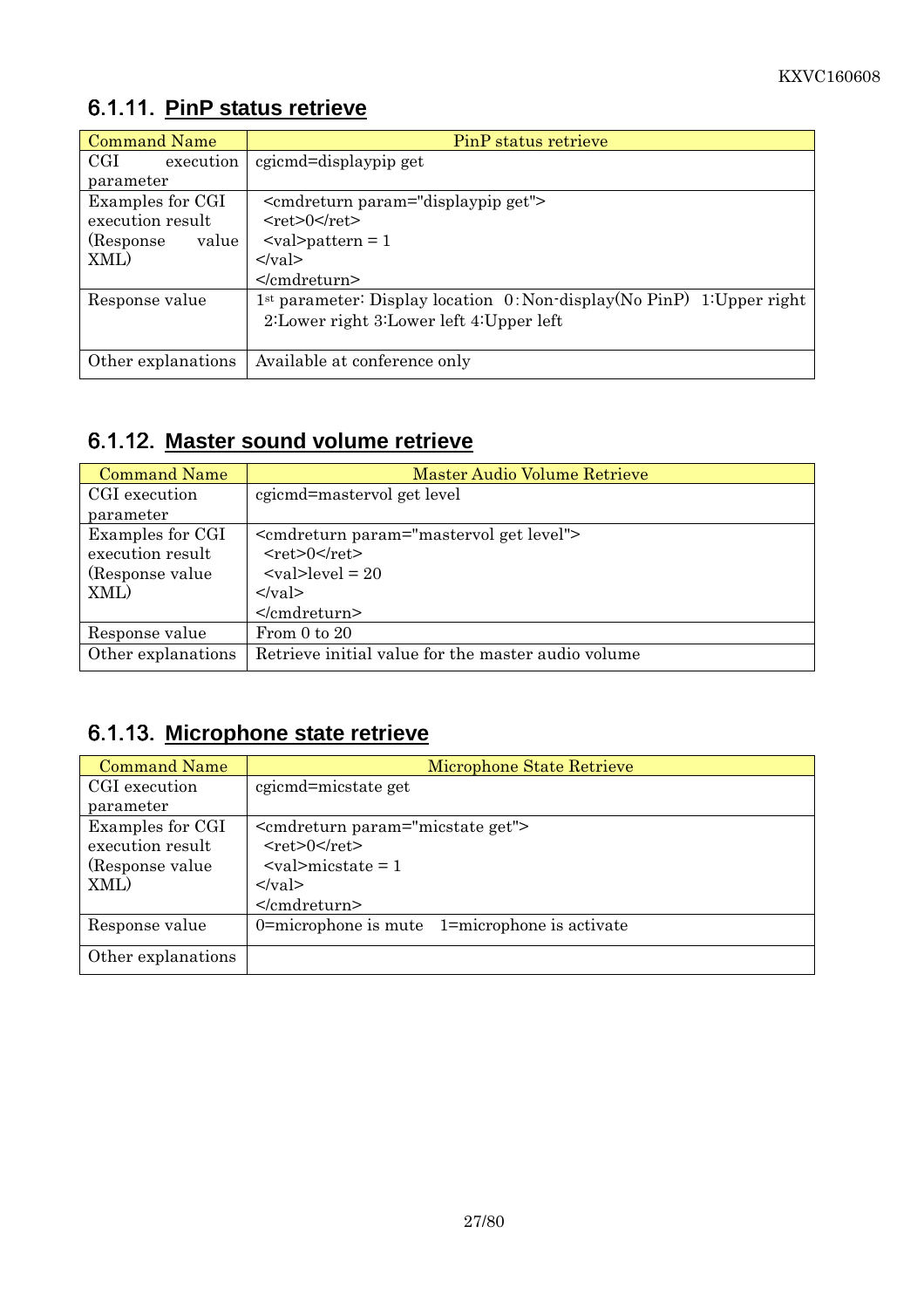## 6.1.11. PinP status retrieve

| Command Name | PinP status retrieve |
| --- | --- |
| CGI execution parameter | cgicmd=displaypip get |
| Examples for CGI execution result (Response value XML) | <cmdreturn param="displaypip get"><br>  <ret>0</ret><br>  <val>pattern = 1<br></val><br></cmdreturn> |
| Response value | 1st parameter: Display location 0:Non-display(No PinP) 1:Upper right 2:Lower right 3:Lower left 4:Upper left |
| Other explanations | Available at conference only |

## 6.1.12. Master sound volume retrieve

| Command Name | Master Audio Volume Retrieve |
| --- | --- |
| CGI execution parameter | cgicmd=mastervol get level |
| Examples for CGI execution result (Response value XML) | <cmdreturn param="mastervol get level"><br>  <ret>0</ret><br>  <val>level = 20<br></val><br></cmdreturn> |
| Response value | From 0 to 20 |
| Other explanations | Retrieve initial value for the master audio volume |

## 6.1.13. Microphone state retrieve

| Command Name | Microphone State Retrieve |
| --- | --- |
| CGI execution parameter | cgicmd=micstate get |
| Examples for CGI execution result (Response value XML) | <cmdreturn param="micstate get"><br>  <ret>0</ret><br>  <val>micstate = 1<br></val><br></cmdreturn> |
| Response value | 0=microphone is mute   1=microphone is activate |
| Other explanations | |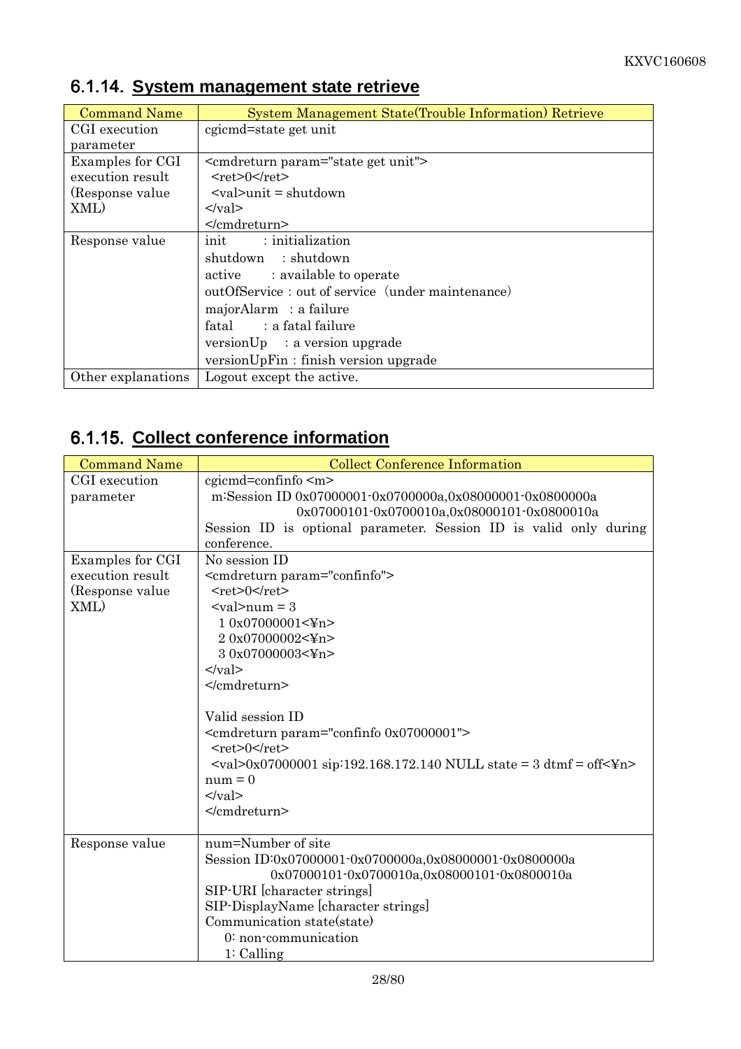## 6.1.14. System management state retrieve

| Command Name | System Management State(Trouble Information) Retrieve |
|---|---|
| CGI execution parameter | cgicmd=state get unit |
| Examples for CGI execution result (Response value XML) | <cmdreturn param="state get unit"><br>&nbsp;&nbsp;<ret>0</ret><br>&nbsp;&nbsp;<val>unit = shutdown<br></val><br></cmdreturn> |
| Response value | init : initialization<br>shutdown : shutdown<br>active : available to operate<br>outOfService : out of service（under maintenance）<br>majorAlarm : a failure<br>fatal : a fatal failure<br>versionUp : a version upgrade<br>versionUpFin : finish version upgrade |
| Other explanations | Logout except the active. |

## 6.1.15. Collect conference information

| Command Name | Collect Conference Information |
|---|---|
| CGI execution parameter | cgicmd=confinfo <m><br>&nbsp;&nbsp;m:Session ID 0x07000001-0x0700000a,0x08000001-0x0800000a<br>&nbsp;&nbsp;&nbsp;&nbsp;&nbsp;&nbsp;&nbsp;&nbsp;0x07000101-0x0700010a,0x08000101-0x0800010a<br>Session ID is optional parameter. Session ID is valid only during conference. |
| Examples for CGI execution result (Response value XML) | No session ID<br><cmdreturn param="confinfo"><br>&nbsp;&nbsp;<ret>0</ret><br>&nbsp;&nbsp;<val>num = 3<br>&nbsp;&nbsp;&nbsp;&nbsp;1 0x07000001<¥n><br>&nbsp;&nbsp;&nbsp;&nbsp;2 0x07000002<¥n><br>&nbsp;&nbsp;&nbsp;&nbsp;3 0x07000003<¥n><br></val><br></cmdreturn><br><br>Valid session ID<br><cmdreturn param="confinfo 0x07000001"><br>&nbsp;&nbsp;<ret>0</ret><br>&nbsp;&nbsp;<val>0x07000001 sip:192.168.172.140 NULL state = 3 dtmf = off<¥n><br>num = 0<br></val><br></cmdreturn> |
| Response value | num=Number of site<br>Session ID:0x07000001-0x0700000a,0x08000001-0x0800000a<br>&nbsp;&nbsp;&nbsp;&nbsp;&nbsp;&nbsp;&nbsp;&nbsp;0x07000101-0x0700010a,0x08000101-0x0800010a<br>SIP-URI [character strings]<br>SIP-DisplayName [character strings]<br>Communication state(state)<br>&nbsp;&nbsp;&nbsp;&nbsp;0: non-communication<br>&nbsp;&nbsp;&nbsp;&nbsp;1: Calling |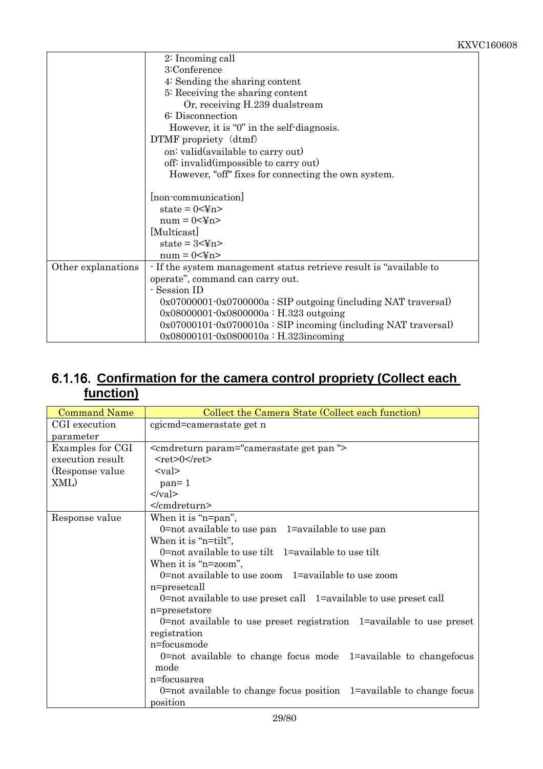| | |
|---|---|
| | 2: Incoming call<br>3:Conference<br>4: Sending the sharing content<br>5: Receiving the sharing content<br>Or, receiving H.239 dualstream<br>6: Disconnection<br>However, it is "0" in the self-diagnosis.<br>DTMF propriety（dtmf)<br>on: valid(available to carry out)<br>off: invalid(impossible to carry out)<br>However, "off" fixes for connecting the own system.<br><br>[non-communication]<br>state = 0<¥n><br>num = 0<¥n><br>[Multicast]<br>state = 3<¥n><br>num = 0<¥n> |
| Other explanations | - If the system management status retrieve result is "available to operate", command can carry out.<br>- Session ID<br>0x07000001-0x0700000a : SIP outgoing (including NAT traversal)<br>0x08000001-0x0800000a : H.323 outgoing<br>0x07000101-0x0700010a : SIP incoming (including NAT traversal)<br>0x08000101-0x0800010a : H.323incoming |

### 6.1.16. Confirmation for the camera control propriety (Collect each function)

| Command Name | Collect the Camera State (Collect each function) |
|---|---|
| CGI execution parameter | cgicmd=camerastate get n |
| Examples for CGI execution result (Response value XML) | <cmdreturn param="camerastate get pan "><br><ret>0</ret><br><val><br>pan= 1<br></val><br></cmdreturn> |
| Response value | When it is "n=pan",<br>0=not available to use pan　1=available to use pan<br>When it is "n=tilt",<br>0=not available to use tilt　1=available to use tilt<br>When it is "n=zoom",<br>0=not available to use zoom　1=available to use zoom<br>n=presetcall<br>0=not available to use preset call　1=available to use preset call<br>n=presetstore<br>0=not available to use preset registration　1=available to use preset registration<br>n=focusmode<br>0=not available to change focus mode　1=available to changefocus mode<br>n=focusarea<br>0=not available to change focus position　1=available to change focus position |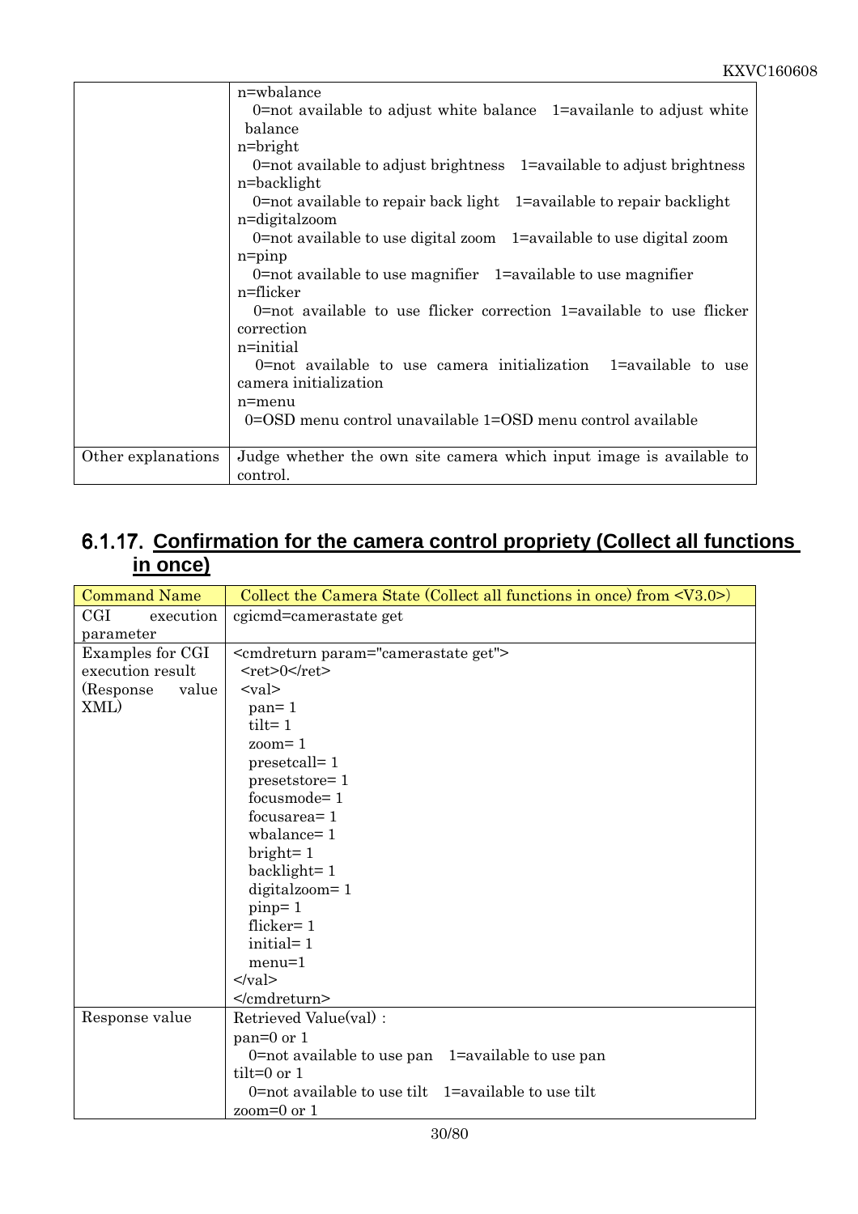| | n=wbalance<br>0=not available to adjust white balance 1=availanle to adjust white balance<br>n=bright<br>0=not available to adjust brightness 1=available to adjust brightness<br>n=backlight<br>0=not available to repair back light 1=available to repair backlight<br>n=digitalzoom<br>0=not available to use digital zoom 1=available to use digital zoom<br>n=pinp<br>0=not available to use magnifier 1=available to use magnifier<br>n=flicker<br>0=not available to use flicker correction 1=available to use flicker correction<br>n=initial<br>0=not available to use camera initialization 1=available to use camera initialization<br>n=menu<br>0=OSD menu control unavailable 1=OSD menu control available |
|---|---|
| Other explanations | Judge whether the own site camera which input image is available to control. |

## 6.1.17. Confirmation for the camera control propriety (Collect all functions in once)

| Command Name | Collect the Camera State (Collect all functions in once) from <V3.0>) |
|---|---|
| CGI execution parameter | cgicmd=camerastate get |
| Examples for CGI execution result (Response value XML) | <cmdreturn param="camerastate get"><br><ret>0</ret><br><val><br>pan= 1<br>tilt= 1<br>zoom= 1<br>presetcall= 1<br>presetstore= 1<br>focusmode= 1<br>focusarea= 1<br>wbalance= 1<br>bright= 1<br>backlight= 1<br>digitalzoom= 1<br>pinp= 1<br>flicker= 1<br>initial= 1<br>menu=1<br></val><br></cmdreturn> |
| Response value | Retrieved Value(val) :<br>pan=0 or 1<br>0=not available to use pan 1=available to use pan<br>tilt=0 or 1<br>0=not available to use tilt 1=available to use tilt<br>zoom=0 or 1 |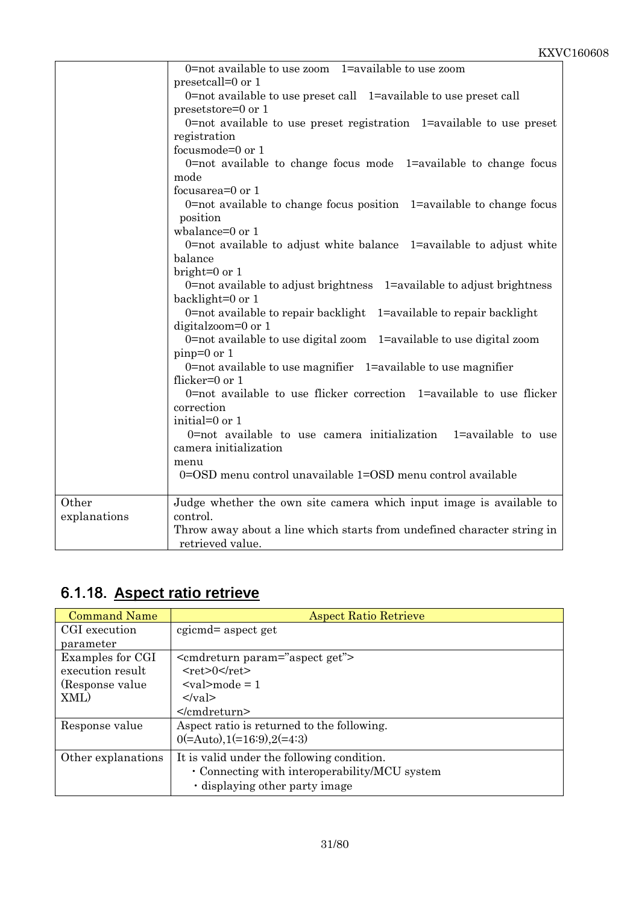| | |
|---|---|
| | 0=not available to use zoom　1=available to use zoom<br>presetcall=0 or 1<br>0=not available to use preset call　1=available to use preset call<br>presetstore=0 or 1<br>0=not available to use preset registration　1=available to use preset registration<br>focusmode=0 or 1<br>0=not available to change focus mode　1=available to change focus mode<br>focusarea=0 or 1<br>0=not available to change focus position　1=available to change focus position<br>wbalance=0 or 1<br>0=not available to adjust white balance　1=available to adjust white balance<br>bright=0 or 1<br>0=not available to adjust brightness　1=available to adjust brightness<br>backlight=0 or 1<br>0=not available to repair backlight　1=available to repair backlight<br>digitalzoom=0 or 1<br>0=not available to use digital zoom　1=available to use digital zoom<br>pinp=0 or 1<br>0=not available to use magnifier　1=available to use magnifier<br>flicker=0 or 1<br>0=not available to use flicker correction　1=available to use flicker correction<br>initial=0 or 1<br>0=not available to use camera initialization　1=available to use camera initialization<br>menu<br>0=OSD menu control unavailable 1=OSD menu control available |
| Other explanations | Judge whether the own site camera which input image is available to control.<br>Throw away about a line which starts from undefined character string in retrieved value. |

## 6.1.18. Aspect ratio retrieve

| Command Name | Aspect Ratio Retrieve |
|---|---|
| CGI execution parameter | cgicmd= aspect get |
| Examples for CGI execution result (Response value XML) | <cmdreturn param="aspect get"><br>&nbsp;&nbsp;<ret>0</ret><br>&nbsp;&nbsp;<val>mode = 1<br>&nbsp;&nbsp;</val><br></cmdreturn> |
| Response value | Aspect ratio is returned to the following.<br>0(=Auto),1(=16:9),2(=4:3) |
| Other explanations | It is valid under the following condition.<br>・Connecting with interoperability/MCU system<br>・displaying other party image |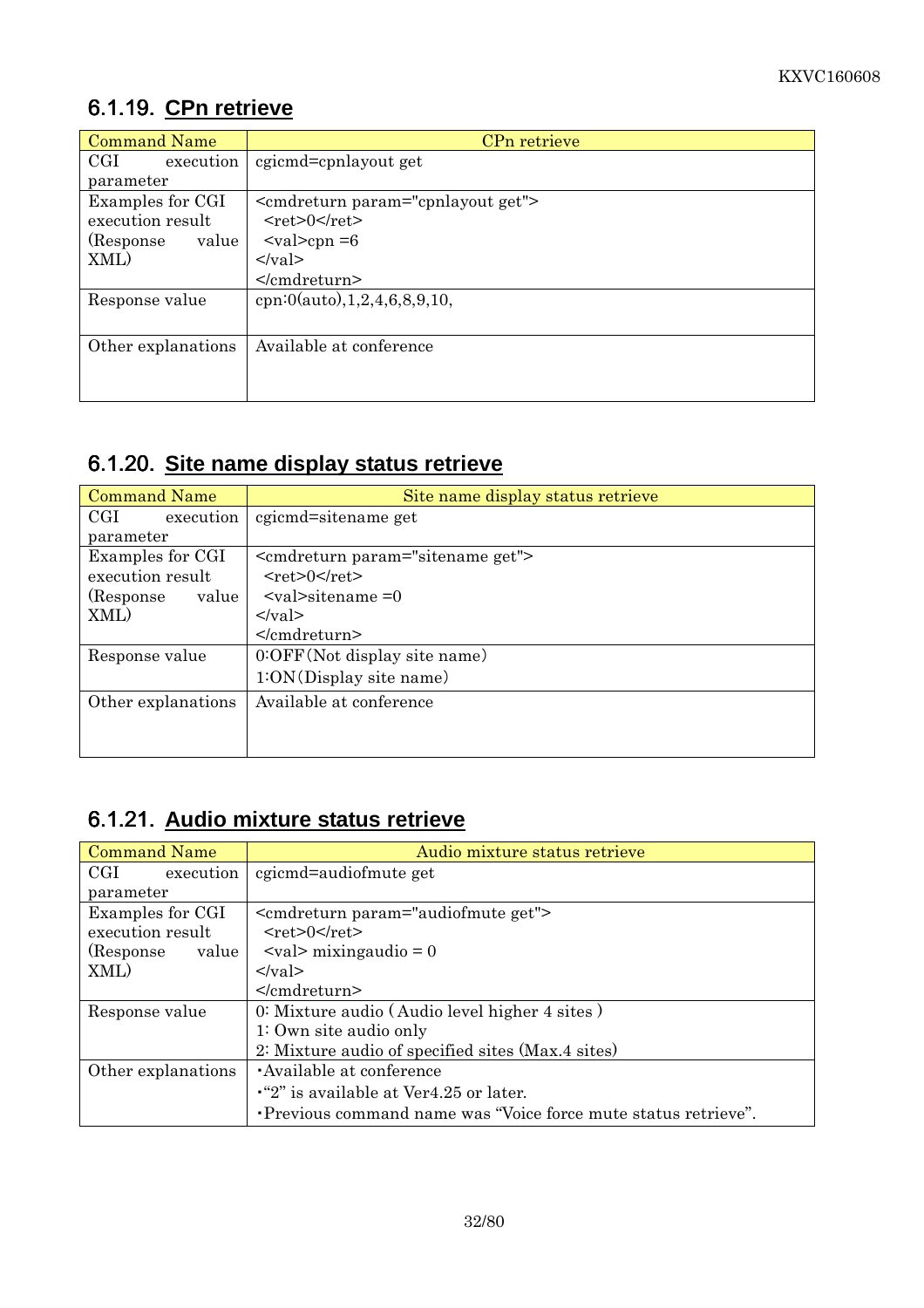## 6.1.19. CPn retrieve

| Command Name | CPn retrieve |
|---|---|
| CGI execution parameter | cgicmd=cpnlayout get |
| Examples for CGI execution result (Response value XML) | <cmdreturn param="cpnlayout get"><br>  <ret>0</ret><br>  <val>cpn =6<br></val><br></cmdreturn> |
| Response value | cpn:0(auto),1,2,4,6,8,9,10, |
| Other explanations | Available at conference |

## 6.1.20. Site name display status retrieve

| Command Name | Site name display status retrieve |
|---|---|
| CGI execution parameter | cgicmd=sitename get |
| Examples for CGI execution result (Response value XML) | <cmdreturn param="sitename get"><br>  <ret>0</ret><br>  <val>sitename =0<br></val><br></cmdreturn> |
| Response value | 0:OFF(Not display site name)<br>1:ON(Display site name) |
| Other explanations | Available at conference |

## 6.1.21. Audio mixture status retrieve

| Command Name | Audio mixture status retrieve |
|---|---|
| CGI execution parameter | cgicmd=audiofmute get |
| Examples for CGI execution result (Response value XML) | <cmdreturn param="audiofmute get"><br>  <ret>0</ret><br>  <val> mixingaudio = 0<br></val><br></cmdreturn> |
| Response value | 0: Mixture audio (Audio level higher 4 sites )<br>1: Own site audio only<br>2: Mixture audio of specified sites (Max.4 sites) |
| Other explanations | ・Available at conference<br>・"2" is available at Ver4.25 or later.<br>・Previous command name was "Voice force mute status retrieve". |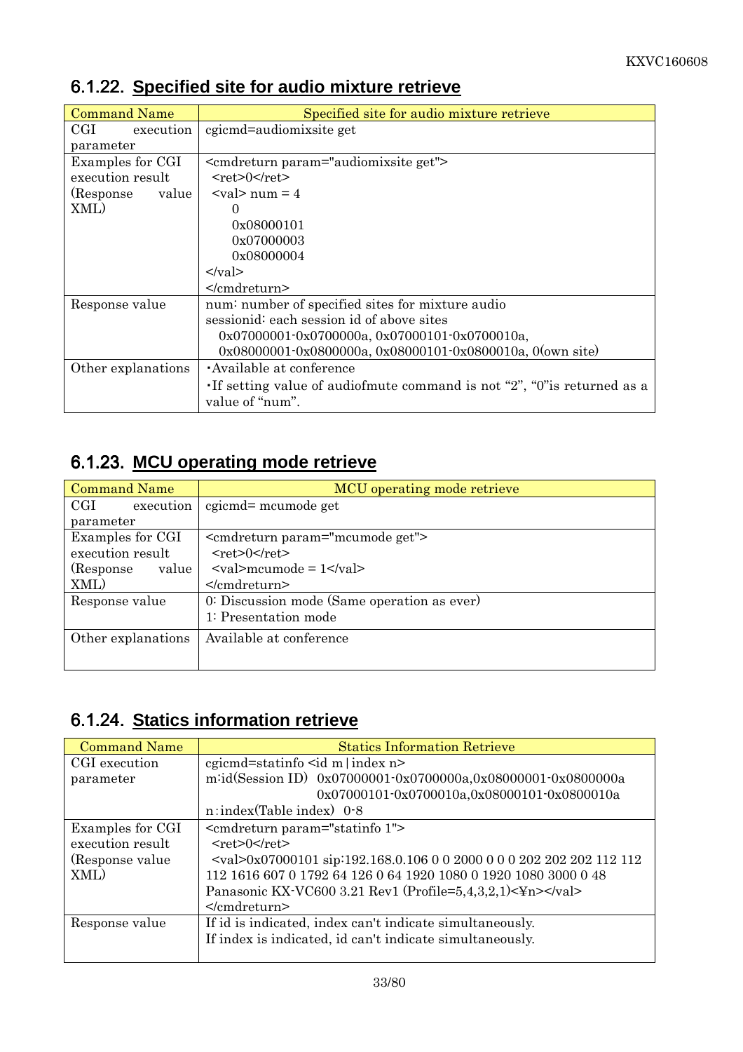### 6.1.22. Specified site for audio mixture retrieve

| Command Name | Specified site for audio mixture retrieve |
|---|---|
| CGI execution parameter | cgicmd=audiomixsite get |
| Examples for CGI execution result (Response value XML) | <cmdreturn param="audiomixsite get"><br>&nbsp;&nbsp;<ret>0</ret><br>&nbsp;&nbsp;<val> num = 4<br>&nbsp;&nbsp;&nbsp;&nbsp;&nbsp;&nbsp;0<br>&nbsp;&nbsp;&nbsp;&nbsp;&nbsp;&nbsp;0x08000101<br>&nbsp;&nbsp;&nbsp;&nbsp;&nbsp;&nbsp;0x07000003<br>&nbsp;&nbsp;&nbsp;&nbsp;&nbsp;&nbsp;0x08000004<br></val><br></cmdreturn> |
| Response value | num: number of specified sites for mixture audio<br>sessionid: each session id of above sites<br>&nbsp;&nbsp;&nbsp;&nbsp;0x07000001-0x0700000a, 0x07000101-0x0700010a,<br>&nbsp;&nbsp;&nbsp;&nbsp;0x08000001-0x0800000a, 0x08000101-0x0800010a, 0(own site) |
| Other explanations | ･Available at conference<br>･If setting value of audiofmute command is not “2”, “0”is returned as a value of “num”. |

### 6.1.23. MCU operating mode retrieve

| Command Name | MCU operating mode retrieve |
|---|---|
| CGI execution parameter | cgicmd= mcumode get |
| Examples for CGI execution result (Response value XML) | <cmdreturn param="mcumode get"><br>&nbsp;&nbsp;<ret>0</ret><br>&nbsp;&nbsp;<val>mcumode = 1</val><br></cmdreturn> |
| Response value | 0: Discussion mode (Same operation as ever)<br>1: Presentation mode |
| Other explanations | Available at conference |

### 6.1.24. Statics information retrieve

| Command Name | Statics Information Retrieve |
|---|---|
| CGI execution parameter | cgicmd=statinfo <id m｜index n><br>m:id(Session ID)&nbsp;&nbsp;0x07000001-0x0700000a,0x08000001-0x0800000a<br>&nbsp;&nbsp;&nbsp;&nbsp;&nbsp;&nbsp;&nbsp;&nbsp;&nbsp;&nbsp;&nbsp;&nbsp;&nbsp;&nbsp;&nbsp;&nbsp;&nbsp;&nbsp;&nbsp;&nbsp;&nbsp;&nbsp;&nbsp;&nbsp;0x07000101-0x0700010a,0x08000101-0x0800010a<br>n：index(Table index)&nbsp;&nbsp;0-8 |
| Examples for CGI execution result (Response value XML) | <cmdreturn param="statinfo 1"><br>&nbsp;&nbsp;<ret>0</ret><br>&nbsp;&nbsp;<val>0x07000101 sip:192.168.0.106 0 0 2000 0 0 0 202 202 202 112 112 112 1616 607 0 1792 64 126 0 64 1920 1080 0 1920 1080 3000 0 48 Panasonic KX-VC600 3.21 Rev1 (Profile=5,4,3,2,1)<¥n></val><br></cmdreturn> |
| Response value | If id is indicated, index can't indicate simultaneously.<br>If index is indicated, id can't indicate simultaneously. |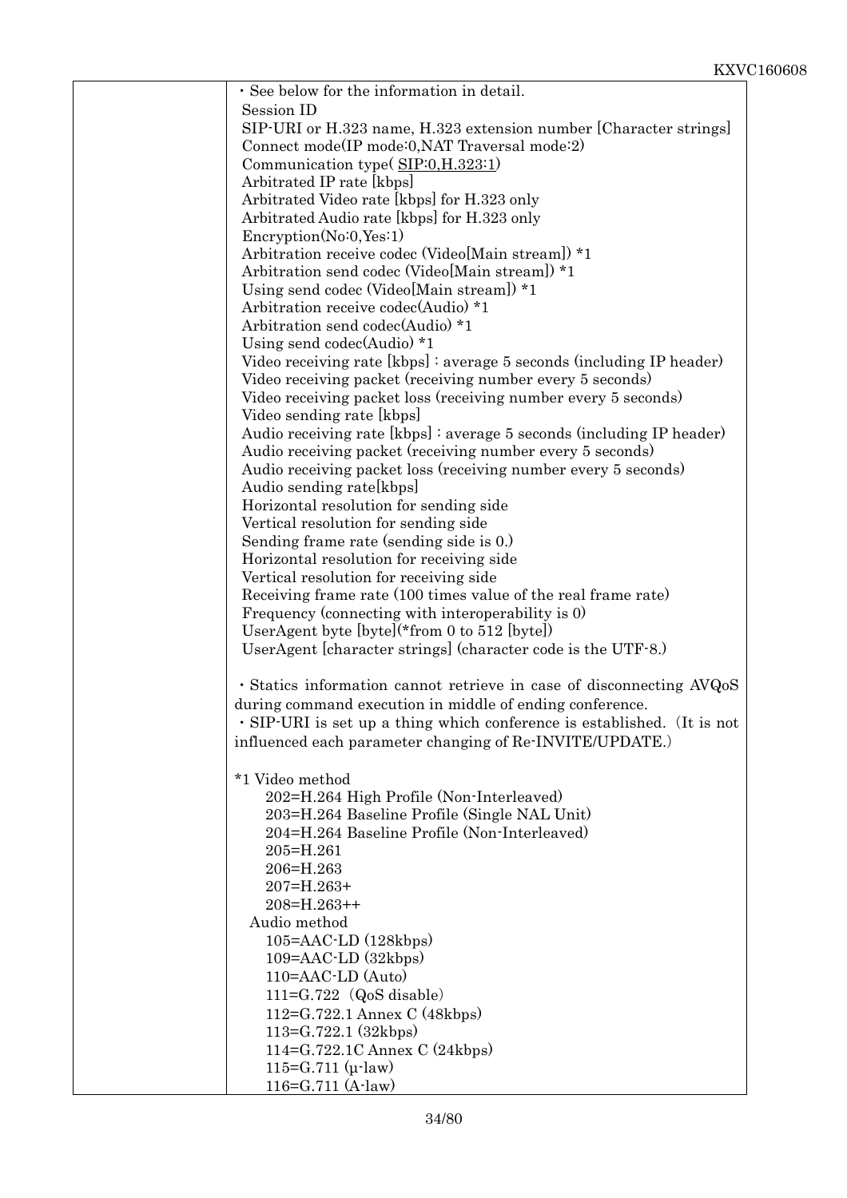| | ・See below for the information in detail.<br>Session ID<br>SIP-URI or H.323 name, H.323 extension number [Character strings]<br>Connect mode(IP mode:0,NAT Traversal mode:2)<br>Communication type( SIP:0,H.323:1)<br>Arbitrated IP rate [kbps]<br>Arbitrated Video rate [kbps] for H.323 only<br>Arbitrated Audio rate [kbps] for H.323 only<br>Encryption(No:0,Yes:1)<br>Arbitration receive codec (Video[Main stream]) *1<br>Arbitration send codec (Video[Main stream]) *1<br>Using send codec (Video[Main stream]) *1<br>Arbitration receive codec(Audio) *1<br>Arbitration send codec(Audio) *1<br>Using send codec(Audio) *1<br>Video receiving rate [kbps] : average 5 seconds (including IP header)<br>Video receiving packet (receiving number every 5 seconds)<br>Video receiving packet loss (receiving number every 5 seconds)<br>Video sending rate [kbps]<br>Audio receiving rate [kbps] : average 5 seconds (including IP header)<br>Audio receiving packet (receiving number every 5 seconds)<br>Audio receiving packet loss (receiving number every 5 seconds)<br>Audio sending rate[kbps]<br>Horizontal resolution for sending side<br>Vertical resolution for sending side<br>Sending frame rate (sending side is 0.)<br>Horizontal resolution for receiving side<br>Vertical resolution for receiving side<br>Receiving frame rate (100 times value of the real frame rate)<br>Frequency (connecting with interoperability is 0)<br>UserAgent byte [byte](*from 0 to 512 [byte])<br>UserAgent [character strings] (character code is the UTF-8.)<br><br>・Statics information cannot retrieve in case of disconnecting AVQoS during command execution in middle of ending conference.<br>・SIP-URI is set up a thing which conference is established. (It is not influenced each parameter changing of Re-INVITE/UPDATE.)<br><br>*1 Video method<br>202=H.264 High Profile (Non-Interleaved)<br>203=H.264 Baseline Profile (Single NAL Unit)<br>204=H.264 Baseline Profile (Non-Interleaved)<br>205=H.261<br>206=H.263<br>207=H.263+<br>208=H.263++<br>Audio method<br>105=AAC-LD (128kbps)<br>109=AAC-LD (32kbps)<br>110=AAC-LD (Auto)<br>111=G.722 (QoS disable)<br>112=G.722.1 Annex C (48kbps)<br>113=G.722.1 (32kbps)<br>114=G.722.1C Annex C (24kbps)<br>115=G.711 (μ-law)<br>116=G.711 (A-law) |
|---|---|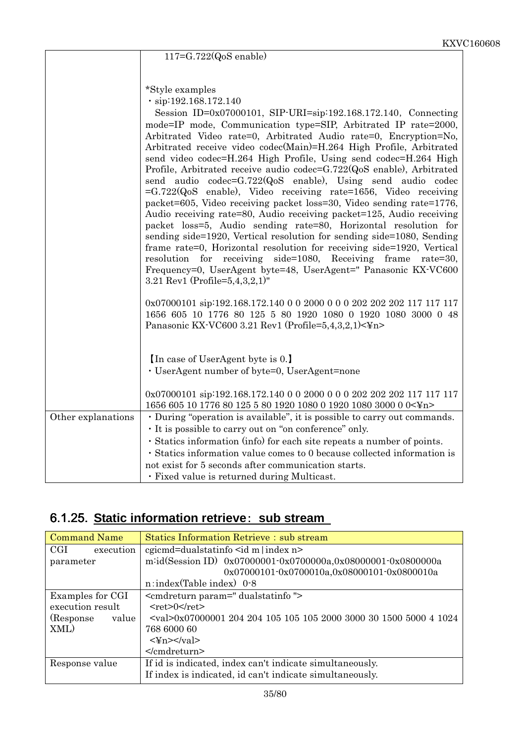| | 117=G.722(QoS enable)<br><br>*Style examples<br>・sip:192.168.172.140<br>Session ID=0x07000101, SIP-URI=sip:192.168.172.140, Connecting mode=IP mode, Communication type=SIP, Arbitrated IP rate=2000, Arbitrated Video rate=0, Arbitrated Audio rate=0, Encryption=No, Arbitrated receive video codec(Main)=H.264 High Profile, Arbitrated send video codec=H.264 High Profile, Using send codec=H.264 High Profile, Arbitrated receive audio codec=G.722(QoS enable), Arbitrated send audio codec=G.722(QoS enable), Using send audio codec =G.722(QoS enable), Video receiving rate=1656, Video receiving packet=605, Video receiving packet loss=30, Video sending rate=1776, Audio receiving rate=80, Audio receiving packet=125, Audio receiving packet loss=5, Audio sending rate=80, Horizontal resolution for sending side=1920, Vertical resolution for sending side=1080, Sending frame rate=0, Horizontal resolution for receiving side=1920, Vertical resolution for receiving side=1080, Receiving frame rate=30, Frequency=0, UserAgent byte=48, UserAgent=" Panasonic KX-VC600 3.21 Rev1 (Profile=5,4,3,2,1)"<br><br>0x07000101 sip:192.168.172.140 0 0 2000 0 0 0 202 202 202 117 117 117 1656 605 10 1776 80 125 5 80 1920 1080 0 1920 1080 3000 0 48 Panasonic KX-VC600 3.21 Rev1 (Profile=5,4,3,2,1)<¥n><br><br>【In case of UserAgent byte is 0.】<br>・UserAgent number of byte=0, UserAgent=none<br><br>0x07000101 sip:192.168.172.140 0 0 2000 0 0 0 202 202 202 117 117 117 1656 605 10 1776 80 125 5 80 1920 1080 0 1920 1080 3000 0 0<¥n> |
|---|---|
| Other explanations | ・During "operation is available", it is possible to carry out commands.<br>・It is possible to carry out on "on conference" only.<br>・Statics information (info) for each site repeats a number of points.<br>・Statics information value comes to 0 because collected information is not exist for 5 seconds after communication starts.<br>・Fixed value is returned during Multicast. |

## 6.1.25. Static information retrieve: sub stream

| Command Name | Statics Information Retrieve : sub stream |
|---|---|
| CGI execution parameter | cgicmd=dualstatinfo <id m\|index n><br>m:id(Session ID) 0x07000001-0x0700000a,0x08000001-0x0800000a<br>0x07000101-0x0700010a,0x08000101-0x0800010a<br>n:index(Table index) 0-8 |
| Examples for CGI execution result (Response value XML) | <cmdreturn param=" dualstatinfo "><br><ret>0</ret><br><val>0x07000001 204 204 105 105 105 2000 3000 30 1500 5000 4 1024 768 6000 60<br><¥n></val><br></cmdreturn> |
| Response value | If id is indicated, index can't indicate simultaneously.<br>If index is indicated, id can't indicate simultaneously. |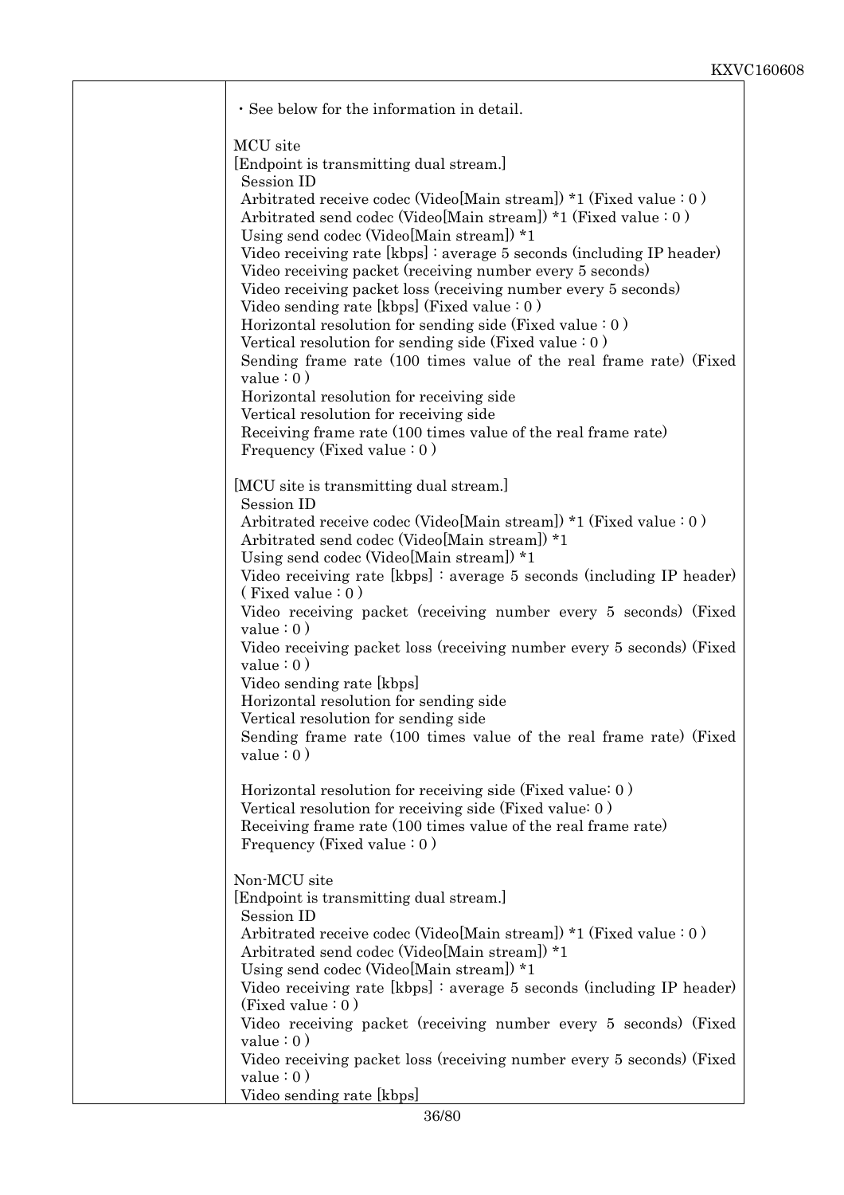| | ・See below for the information in detail.<br><br>MCU site<br>[Endpoint is transmitting dual stream.]<br>Session ID<br>Arbitrated receive codec (Video[Main stream]) *1 (Fixed value : 0 )<br>Arbitrated send codec (Video[Main stream]) *1 (Fixed value : 0 )<br>Using send codec (Video[Main stream]) *1<br>Video receiving rate [kbps] : average 5 seconds (including IP header)<br>Video receiving packet (receiving number every 5 seconds)<br>Video receiving packet loss (receiving number every 5 seconds)<br>Video sending rate [kbps] (Fixed value : 0 )<br>Horizontal resolution for sending side (Fixed value : 0 )<br>Vertical resolution for sending side (Fixed value : 0 )<br>Sending frame rate (100 times value of the real frame rate) (Fixed value : 0 )<br>Horizontal resolution for receiving side<br>Vertical resolution for receiving side<br>Receiving frame rate (100 times value of the real frame rate)<br>Frequency (Fixed value : 0 )<br><br>[MCU site is transmitting dual stream.]<br>Session ID<br>Arbitrated receive codec (Video[Main stream]) *1 (Fixed value : 0 )<br>Arbitrated send codec (Video[Main stream]) *1<br>Using send codec (Video[Main stream]) *1<br>Video receiving rate [kbps] : average 5 seconds (including IP header) ( Fixed value : 0 )<br>Video receiving packet (receiving number every 5 seconds) (Fixed value : 0 )<br>Video receiving packet loss (receiving number every 5 seconds) (Fixed value : 0 )<br>Video sending rate [kbps]<br>Horizontal resolution for sending side<br>Vertical resolution for sending side<br>Sending frame rate (100 times value of the real frame rate) (Fixed value : 0 )<br><br>Horizontal resolution for receiving side (Fixed value: 0 )<br>Vertical resolution for receiving side (Fixed value: 0 )<br>Receiving frame rate (100 times value of the real frame rate)<br>Frequency (Fixed value : 0 )<br><br>Non-MCU site<br>[Endpoint is transmitting dual stream.]<br>Session ID<br>Arbitrated receive codec (Video[Main stream]) *1 (Fixed value : 0 )<br>Arbitrated send codec (Video[Main stream]) *1<br>Using send codec (Video[Main stream]) *1<br>Video receiving rate [kbps] : average 5 seconds (including IP header) (Fixed value : 0 )<br>Video receiving packet (receiving number every 5 seconds) (Fixed value : 0 )<br>Video receiving packet loss (receiving number every 5 seconds) (Fixed value : 0 )<br>Video sending rate [kbps] |
|---|---|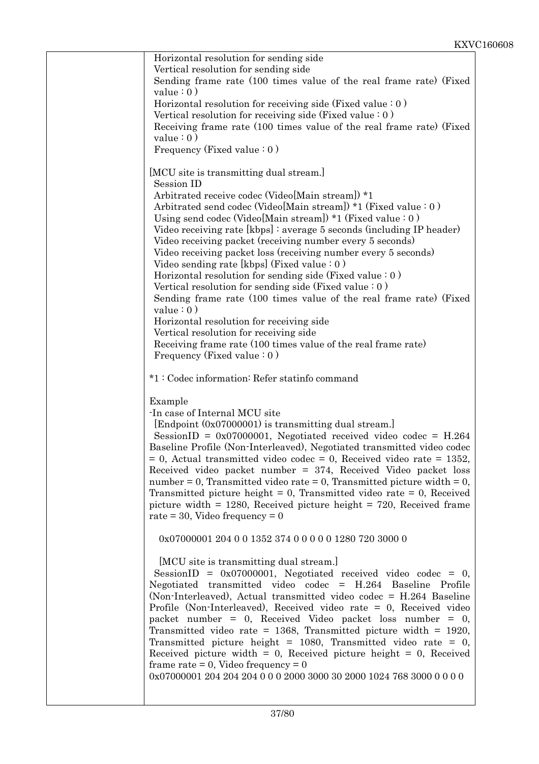Horizontal resolution for sending side
Vertical resolution for sending side
Sending frame rate (100 times value of the real frame rate) (Fixed value : 0 )
Horizontal resolution for receiving side (Fixed value : 0 )
Vertical resolution for receiving side (Fixed value : 0 )
Receiving frame rate (100 times value of the real frame rate) (Fixed value : 0 )
Frequency (Fixed value : 0 )

[MCU site is transmitting dual stream.]
Session ID
Arbitrated receive codec (Video[Main stream]) *1
Arbitrated send codec (Video[Main stream]) *1 (Fixed value : 0 )
Using send codec (Video[Main stream]) *1 (Fixed value : 0 )
Video receiving rate [kbps] : average 5 seconds (including IP header)
Video receiving packet (receiving number every 5 seconds)
Video receiving packet loss (receiving number every 5 seconds)
Video sending rate [kbps] (Fixed value : 0 )
Horizontal resolution for sending side (Fixed value : 0 )
Vertical resolution for sending side (Fixed value : 0 )
Sending frame rate (100 times value of the real frame rate) (Fixed value : 0 )
Horizontal resolution for receiving side
Vertical resolution for receiving side
Receiving frame rate (100 times value of the real frame rate)
Frequency (Fixed value : 0 )

*1 : Codec information: Refer statinfo command

Example
-In case of Internal MCU site
[Endpoint (0x07000001) is transmitting dual stream.]
SessionID = 0x07000001, Negotiated received video codec = H.264 Baseline Profile (Non-Interleaved), Negotiated transmitted video codec = 0, Actual transmitted video codec = 0, Received video rate = 1352, Received video packet number = 374, Received Video packet loss number = 0, Transmitted video rate = 0, Transmitted picture width = 0, Transmitted picture height = 0, Transmitted video rate = 0, Received picture width = 1280, Received picture height = 720, Received frame rate = 30, Video frequency = 0

0x07000001 204 0 0 1352 374 0 0 0 0 0 1280 720 3000 0

[MCU site is transmitting dual stream.]
SessionID = 0x07000001, Negotiated received video codec = 0, Negotiated transmitted video codec = H.264 Baseline Profile (Non-Interleaved), Actual transmitted video codec = H.264 Baseline Profile (Non-Interleaved), Received video rate = 0, Received video packet number = 0, Received Video packet loss number = 0, Transmitted video rate = 1368, Transmitted picture width = 1920, Transmitted picture height = 1080, Transmitted video rate = 0, Received picture width = 0, Received picture height = 0, Received frame rate = 0, Video frequency = 0
0x07000001 204 204 204 0 0 0 2000 3000 30 2000 1024 768 3000 0 0 0 0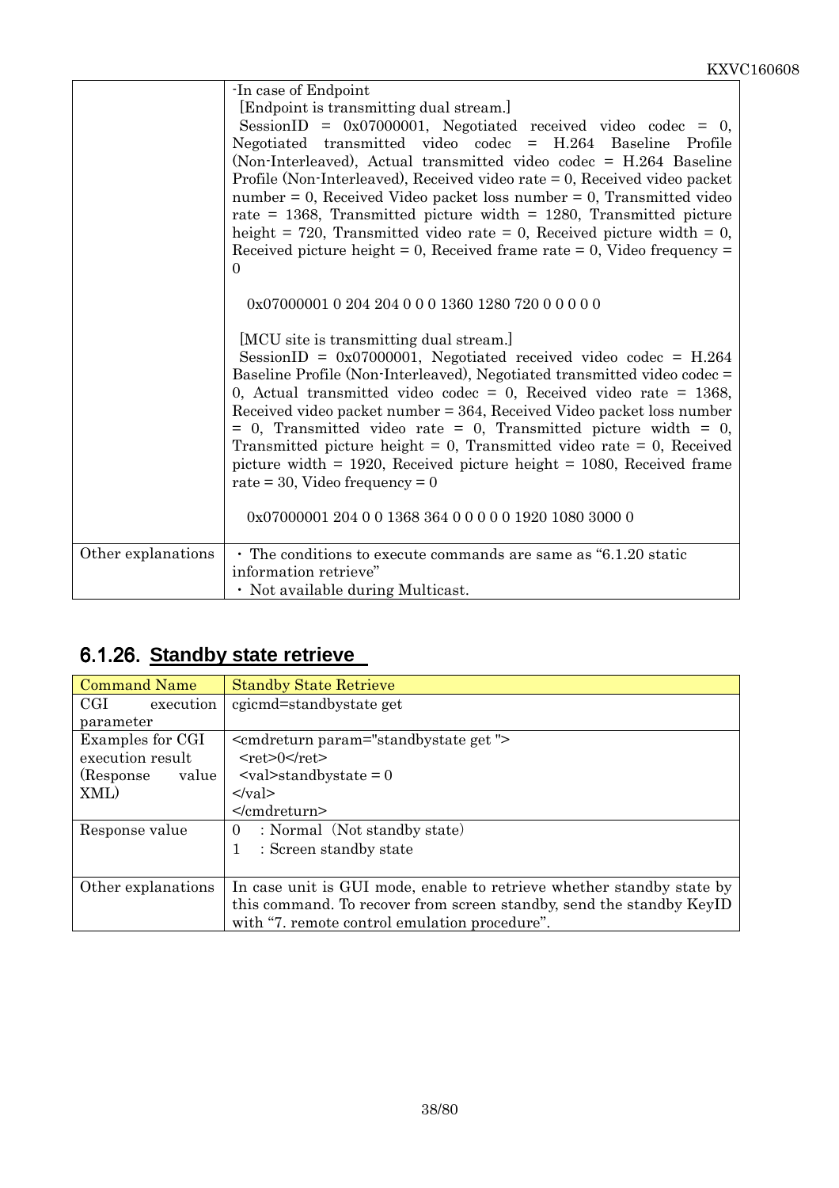| | -In case of Endpoint<br>[Endpoint is transmitting dual stream.]<br>SessionID = 0x07000001, Negotiated received video codec = 0, Negotiated transmitted video codec = H.264 Baseline Profile (Non-Interleaved), Actual transmitted video codec = H.264 Baseline Profile (Non-Interleaved), Received video rate = 0, Received video packet number = 0, Received Video packet loss number = 0, Transmitted video rate = 1368, Transmitted picture width = 1280, Transmitted picture height = 720, Transmitted video rate = 0, Received picture width = 0, Received picture height = 0, Received frame rate = 0, Video frequency = 0<br><br>0x07000001 0 204 204 0 0 0 1360 1280 720 0 0 0 0 0<br><br>[MCU site is transmitting dual stream.]<br>SessionID = 0x07000001, Negotiated received video codec = H.264 Baseline Profile (Non-Interleaved), Negotiated transmitted video codec = 0, Actual transmitted video codec = 0, Received video rate = 1368, Received video packet number = 364, Received Video packet loss number = 0, Transmitted video rate = 0, Transmitted picture width = 0, Transmitted picture height = 0, Transmitted video rate = 0, Received picture width = 1920, Received picture height = 1080, Received frame rate = 30, Video frequency = 0<br><br>0x07000001 204 0 0 1368 364 0 0 0 0 0 1920 1080 3000 0 |
|---|---|
| Other explanations | ・The conditions to execute commands are same as "6.1.20 static information retrieve"<br>・Not available during Multicast. |

## 6.1.26. Standby state retrieve

| Command Name | Standby State Retrieve |
|---|---|
| CGI execution parameter | cgicmd=standbystate get |
| Examples for CGI execution result (Response value XML) | <cmdreturn param="standbystate get "><br><ret>0</ret><br><val>standbystate = 0<br></val><br></cmdreturn> |
| Response value | 0 : Normal（Not standby state）<br>1 : Screen standby state |
| Other explanations | In case unit is GUI mode, enable to retrieve whether standby state by this command. To recover from screen standby, send the standby KeyID with "7. remote control emulation procedure". |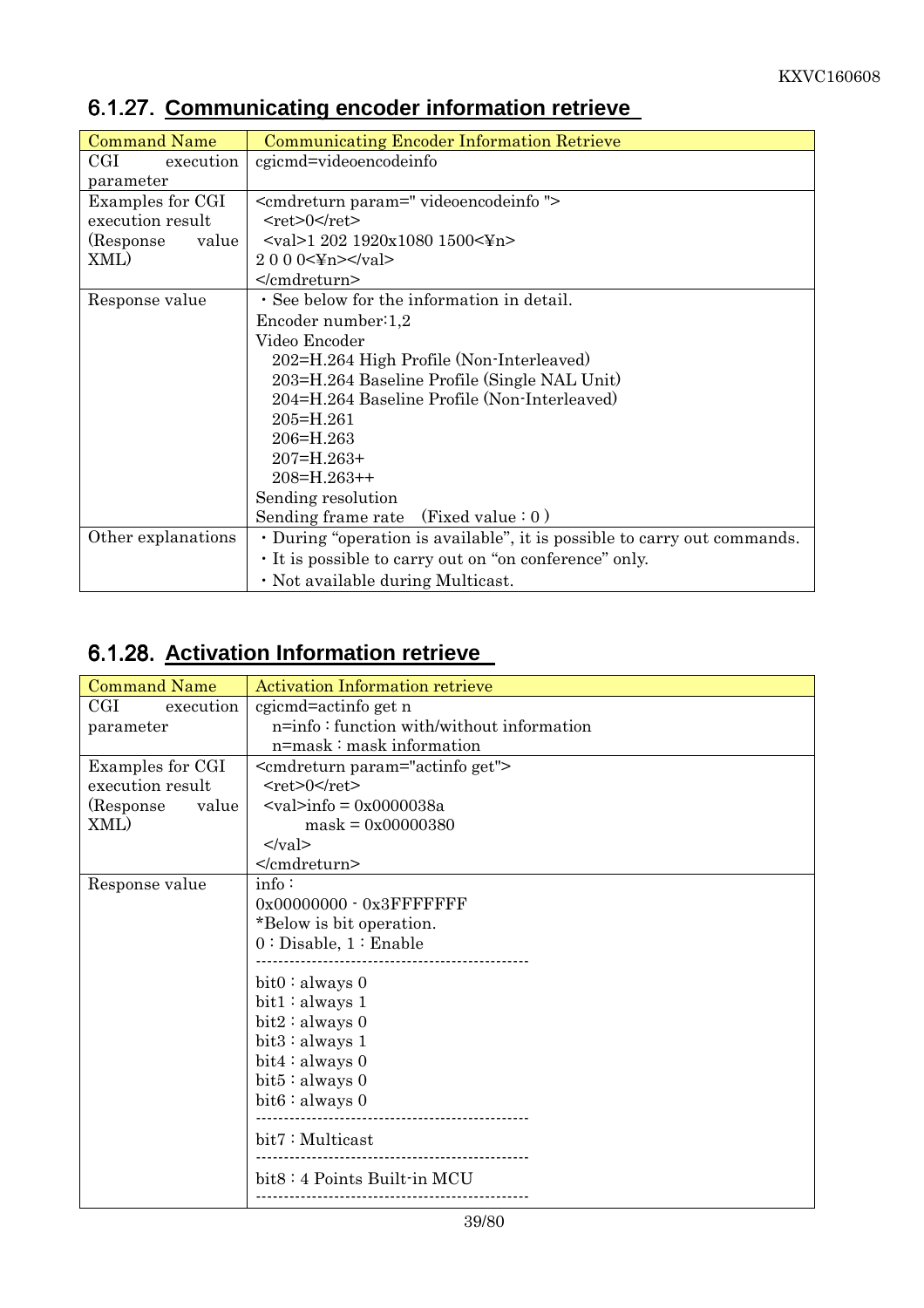## 6.1.27. Communicating encoder information retrieve

| Command Name | Communicating Encoder Information Retrieve |
|---|---|
| CGI execution parameter | cgicmd=videoencodeinfo |
| Examples for CGI execution result (Response value XML) | <cmdreturn param=" videoencodeinfo "><br>&nbsp;&nbsp;<ret>0</ret><br>&nbsp;&nbsp;<val>1 202 1920x1080 1500<¥n><br>2 0 0 0<¥n></val><br></cmdreturn> |
| Response value | ・See below for the information in detail.<br>Encoder number:1,2<br>Video Encoder<br>&nbsp;&nbsp;202=H.264 High Profile (Non-Interleaved)<br>&nbsp;&nbsp;203=H.264 Baseline Profile (Single NAL Unit)<br>&nbsp;&nbsp;204=H.264 Baseline Profile (Non-Interleaved)<br>&nbsp;&nbsp;205=H.261<br>&nbsp;&nbsp;206=H.263<br>&nbsp;&nbsp;207=H.263+<br>&nbsp;&nbsp;208=H.263++<br>Sending resolution<br>Sending frame rate　(Fixed value : 0 ) |
| Other explanations | ・During "operation is available", it is possible to carry out commands.<br>・It is possible to carry out on "on conference" only.<br>・Not available during Multicast. |

## 6.1.28. Activation Information retrieve

| Command Name | Activation Information retrieve |
|---|---|
| CGI execution parameter | cgicmd=actinfo get n<br>&nbsp;&nbsp;n=info : function with/without information<br>&nbsp;&nbsp;n=mask : mask information |
| Examples for CGI execution result (Response value XML) | <cmdreturn param="actinfo get"><br>&nbsp;&nbsp;<ret>0</ret><br>&nbsp;&nbsp;<val>info = 0x0000038a<br>&nbsp;&nbsp;&nbsp;&nbsp;&nbsp;&nbsp;&nbsp;&nbsp;mask = 0x00000380<br>&nbsp;&nbsp;</val><br></cmdreturn> |
| Response value | info :<br>0x00000000 - 0x3FFFFFFF<br>*Below is bit operation.<br>0 : Disable, 1 : Enable<br>------------------------------------------------<br>bit0 : always 0<br>bit1 : always 1<br>bit2 : always 0<br>bit3 : always 1<br>bit4 : always 0<br>bit5 : always 0<br>bit6 : always 0<br>------------------------------------------------<br>bit7 : Multicast<br>------------------------------------------------<br>bit8 : 4 Points Built-in MCU<br>------------------------------------------------ |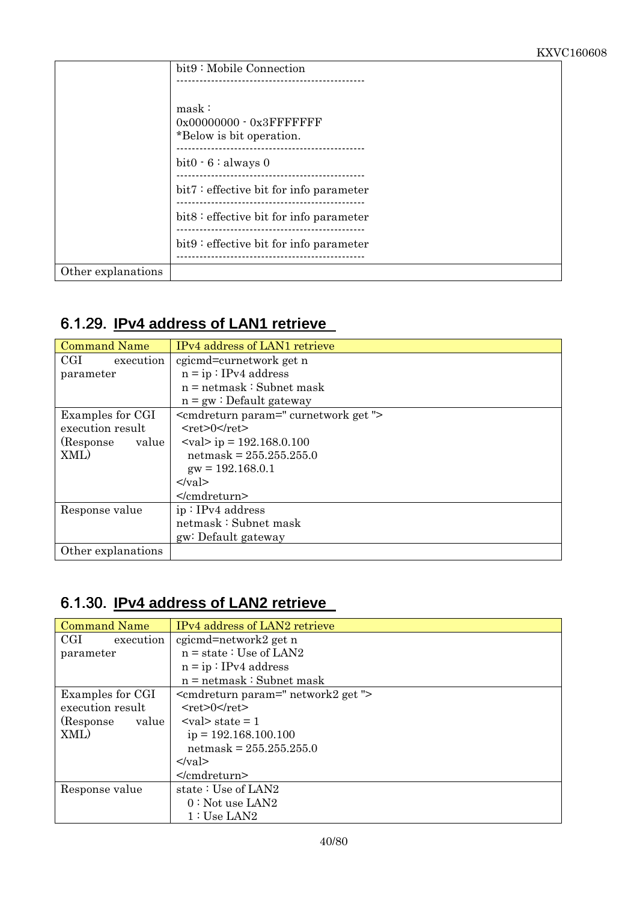| | |
|---|---|
| | bit9：Mobile Connection<br>-----------------------------------------------<br><br>mask：<br>0x00000000 - 0x3FFFFFFF<br>*Below is bit operation.<br>-----------------------------------------------<br>bit0 - 6：always 0<br>-----------------------------------------------<br>bit7：effective bit for info parameter<br>-----------------------------------------------<br>bit8：effective bit for info parameter<br>-----------------------------------------------<br>bit9：effective bit for info parameter<br>----------------------------------------------- |
| Other explanations | |

## 6.1.29. IPv4 address of LAN1 retrieve

| Command Name | IPv4 address of LAN1 retrieve |
|---|---|
| CGI execution parameter | cgicmd=curnetwork get n<br>n = ip：IPv4 address<br>n = netmask：Subnet mask<br>n = gw：Default gateway |
| Examples for CGI execution result (Response value XML) | <cmdreturn param=" curnetwork get "><br><ret>0</ret><br><val> ip = 192.168.0.100<br>netmask = 255.255.255.0<br>gw = 192.168.0.1<br></val><br></cmdreturn> |
| Response value | ip：IPv4 address<br>netmask：Subnet mask<br>gw: Default gateway |
| Other explanations | |

## 6.1.30. IPv4 address of LAN2 retrieve

| Command Name | IPv4 address of LAN2 retrieve |
|---|---|
| CGI execution parameter | cgicmd=network2 get n<br>n = state：Use of LAN2<br>n = ip：IPv4 address<br>n = netmask：Subnet mask |
| Examples for CGI execution result (Response value XML) | <cmdreturn param=" network2 get "><br><ret>0</ret><br><val> state = 1<br>ip = 192.168.100.100<br>netmask = 255.255.255.0<br></val><br></cmdreturn> |
| Response value | state：Use of LAN2<br>0：Not use LAN2<br>1：Use LAN2 |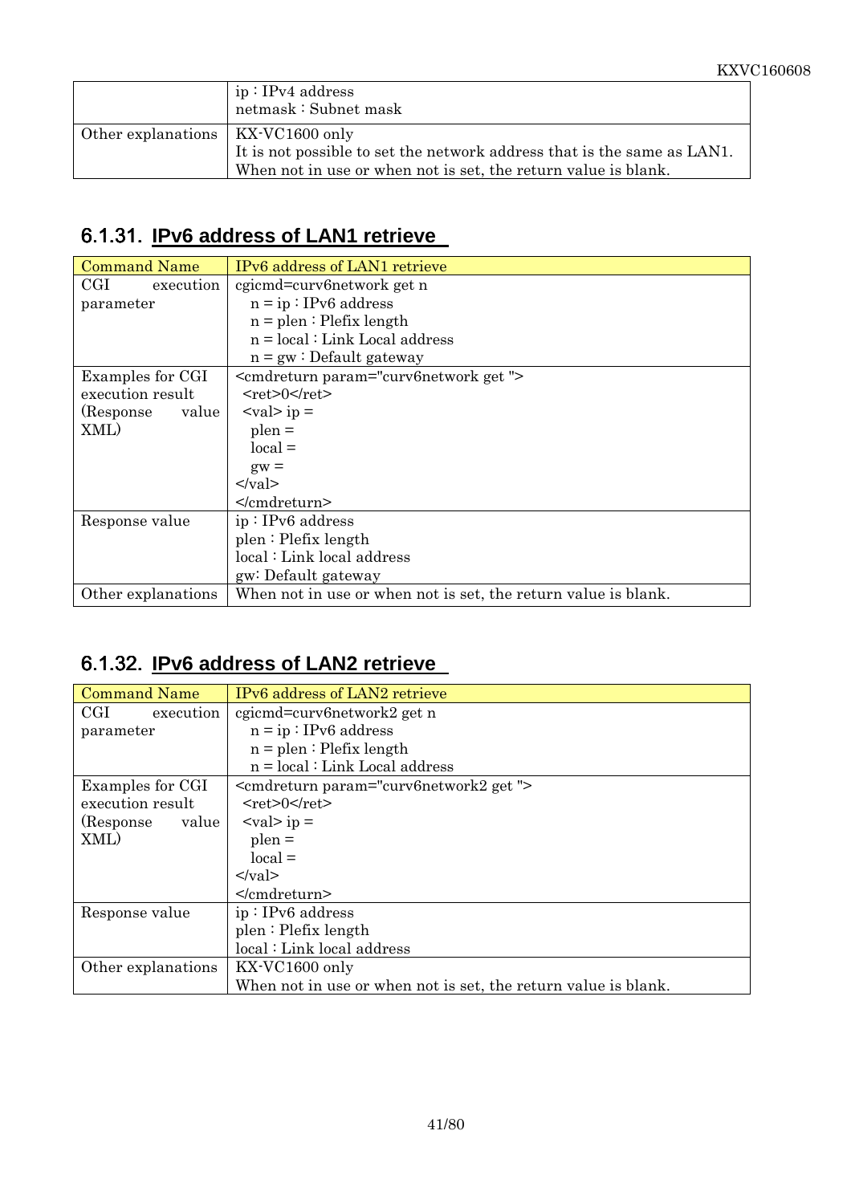|  |  |
|---|---|
|  | ip : IPv4 address<br>netmask : Subnet mask |
| Other explanations | KX-VC1600 only<br>It is not possible to set the network address that is the same as LAN1.<br>When not in use or when not is set, the return value is blank. |

## 6.1.31. IPv6 address of LAN1 retrieve

| Command Name | IPv6 address of LAN1 retrieve |
|---|---|
| CGI execution parameter | cgicmd=curv6network get n<br>n = ip : IPv6 address<br>n = plen : Plefix length<br>n = local : Link Local address<br>n = gw : Default gateway |
| Examples for CGI execution result (Response value XML) | <cmdreturn param="curv6network get "><br><ret>0</ret><br><val> ip =<br>plen =<br>local =<br>gw =<br></val><br></cmdreturn> |
| Response value | ip : IPv6 address<br>plen : Plefix length<br>local : Link local address<br>gw: Default gateway |
| Other explanations | When not in use or when not is set, the return value is blank. |

## 6.1.32. IPv6 address of LAN2 retrieve

| Command Name | IPv6 address of LAN2 retrieve |
|---|---|
| CGI execution parameter | cgicmd=curv6network2 get n<br>n = ip : IPv6 address<br>n = plen : Plefix length<br>n = local : Link Local address |
| Examples for CGI execution result (Response value XML) | <cmdreturn param="curv6network2 get "><br><ret>0</ret><br><val> ip =<br>plen =<br>local =<br></val><br></cmdreturn> |
| Response value | ip : IPv6 address<br>plen : Plefix length<br>local : Link local address |
| Other explanations | KX-VC1600 only<br>When not in use or when not is set, the return value is blank. |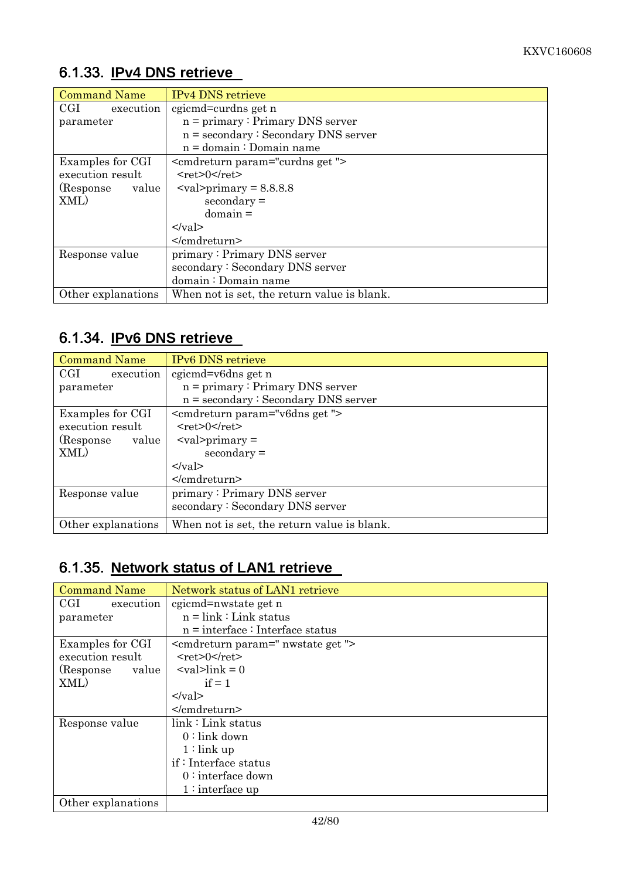### 6.1.33. IPv4 DNS retrieve

| Command Name | IPv4 DNS retrieve |
|---|---|
| CGI execution parameter | cgicmd=curdns get n<br>n = primary : Primary DNS server<br>n = secondary : Secondary DNS server<br>n = domain : Domain name |
| Examples for CGI execution result (Response value XML) | <cmdreturn param="curdns get "><br><ret>0</ret><br><val>primary = 8.8.8.8<br>secondary =<br>domain =<br></val><br></cmdreturn> |
| Response value | primary : Primary DNS server<br>secondary : Secondary DNS server<br>domain : Domain name |
| Other explanations | When not is set, the return value is blank. |

### 6.1.34. IPv6 DNS retrieve

| Command Name | IPv6 DNS retrieve |
|---|---|
| CGI execution parameter | cgicmd=v6dns get n<br>n = primary : Primary DNS server<br>n = secondary : Secondary DNS server |
| Examples for CGI execution result (Response value XML) | <cmdreturn param="v6dns get "><br><ret>0</ret><br><val>primary =<br>secondary =<br></val><br></cmdreturn> |
| Response value | primary : Primary DNS server<br>secondary : Secondary DNS server |
| Other explanations | When not is set, the return value is blank. |

### 6.1.35. Network status of LAN1 retrieve

| Command Name | Network status of LAN1 retrieve |
|---|---|
| CGI execution parameter | cgicmd=nwstate get n<br>n = link : Link status<br>n = interface : Interface status |
| Examples for CGI execution result (Response value XML) | <cmdreturn param=" nwstate get "><br><ret>0</ret><br><val>link = 0<br>if = 1<br></val><br></cmdreturn> |
| Response value | link : Link status<br>0 : link down<br>1 : link up<br>if : Interface status<br>0 : interface down<br>1 : interface up |
| Other explanations | |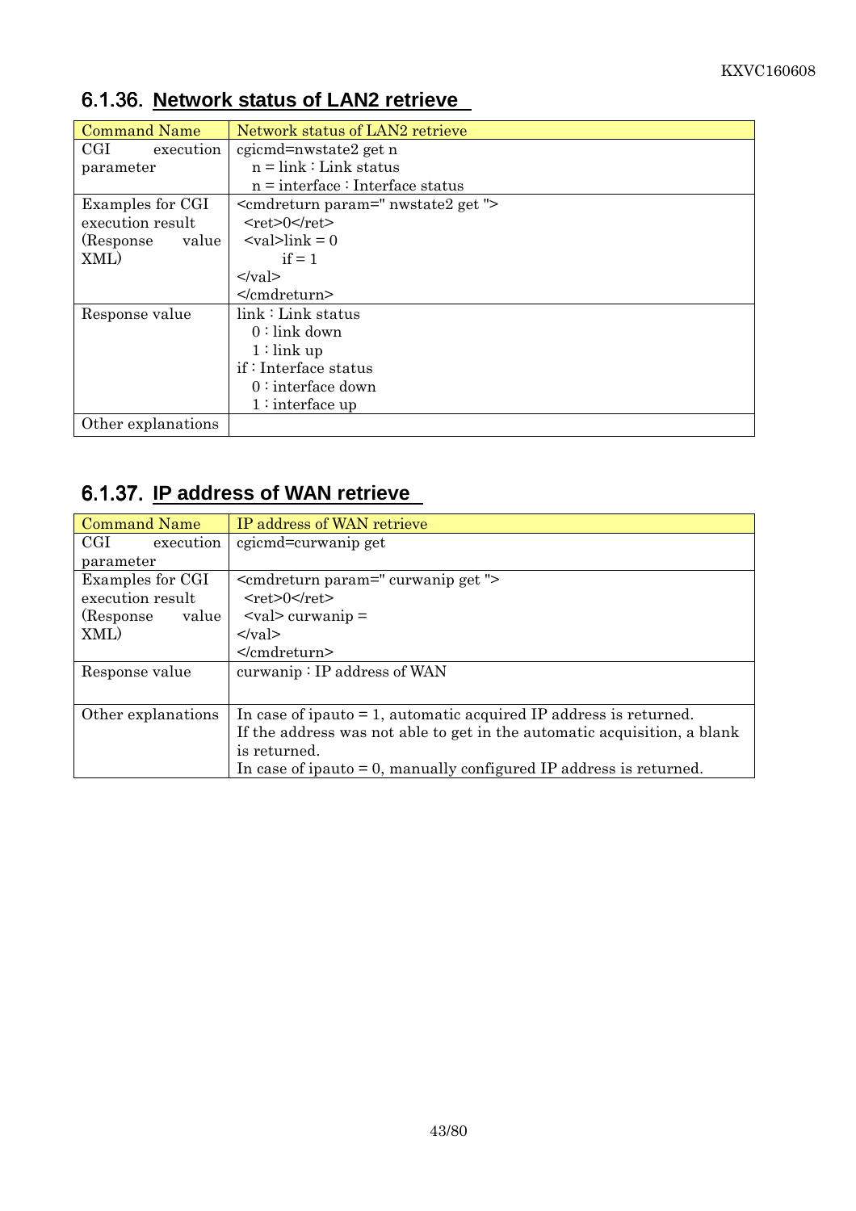## 6.1.36. Network status of LAN2 retrieve

| Command Name | Network status of LAN2 retrieve |
|---|---|
| CGI execution parameter | cgicmd=nwstate2 get n<br>n = link : Link status<br>n = interface : Interface status |
| Examples for CGI execution result (Response value XML) | <cmdreturn param=" nwstate2 get "><br><ret>0</ret><br><val>link = 0<br>if = 1<br></val><br></cmdreturn> |
| Response value | link : Link status<br>0 : link down<br>1 : link up<br>if : Interface status<br>0 : interface down<br>1 : interface up |
| Other explanations | |

## 6.1.37. IP address of WAN retrieve

| Command Name | IP address of WAN retrieve |
|---|---|
| CGI execution parameter | cgicmd=curwanip get |
| Examples for CGI execution result (Response value XML) | <cmdreturn param=" curwanip get "><br><ret>0</ret><br><val> curwanip =<br></val><br></cmdreturn> |
| Response value | curwanip : IP address of WAN |
| Other explanations | In case of ipauto = 1, automatic acquired IP address is returned.<br>If the address was not able to get in the automatic acquisition, a blank is returned.<br>In case of ipauto = 0, manually configured IP address is returned. |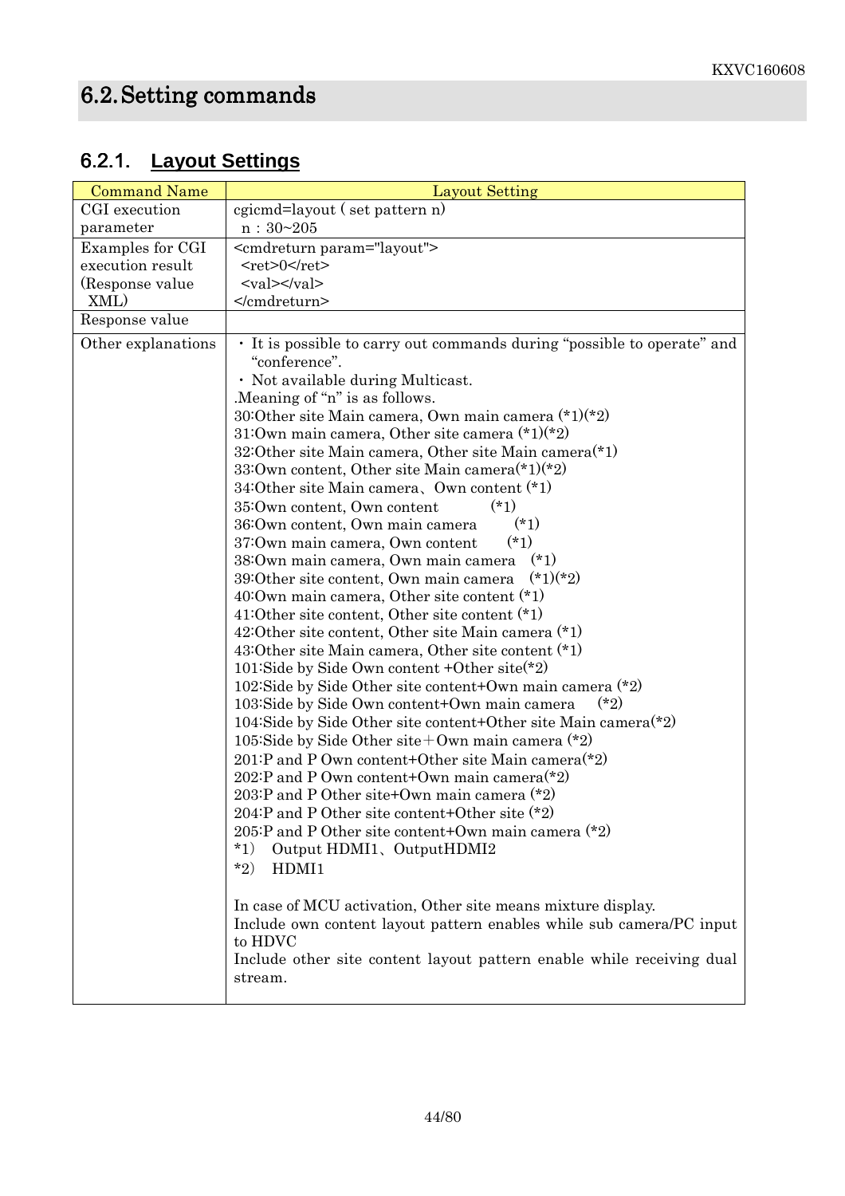## 6.2. Setting commands

### 6.2.1. Layout Settings

| Command Name | Layout Setting |
|---|---|
| CGI execution parameter | cgicmd=layout ( set pattern n)<br>n：30~205 |
| Examples for CGI execution result (Response value XML) | `<cmdreturn param="layout">`<br>`<ret>0</ret>`<br>`<val></val>`<br>`</cmdreturn>` |
| Response value | |
| Other explanations | ・It is possible to carry out commands during "possible to operate" and "conference".<br>・Not available during Multicast.<br>.Meaning of "n" is as follows.<br>30:Other site Main camera, Own main camera (*1)(*2)<br>31:Own main camera, Other site camera (*1)(*2)<br>32:Other site Main camera, Other site Main camera(*1)<br>33:Own content, Other site Main camera(*1)(*2)<br>34:Other site Main camera、Own content (*1)<br>35:Own content, Own content (*1)<br>36:Own content, Own main camera (*1)<br>37:Own main camera, Own content (*1)<br>38:Own main camera, Own main camera (*1)<br>39:Other site content, Own main camera (*1)(*2)<br>40:Own main camera, Other site content (*1)<br>41:Other site content, Other site content (*1)<br>42:Other site content, Other site Main camera (*1)<br>43:Other site Main camera, Other site content (*1)<br>101:Side by Side Own content +Other site(*2)<br>102:Side by Side Other site content+Own main camera (*2)<br>103:Side by Side Own content+Own main camera (*2)<br>104:Side by Side Other site content+Other site Main camera(*2)<br>105:Side by Side Other site＋Own main camera (*2)<br>201:P and P Own content+Other site Main camera(*2)<br>202:P and P Own content+Own main camera(*2)<br>203:P and P Other site+Own main camera (*2)<br>204:P and P Other site content+Other site (*2)<br>205:P and P Other site content+Own main camera (*2)<br>*1) Output HDMI1、OutputHDMI2<br>*2) HDMI1<br><br>In case of MCU activation, Other site means mixture display.<br>Include own content layout pattern enables while sub camera/PC input to HDVC<br>Include other site content layout pattern enable while receiving dual stream. |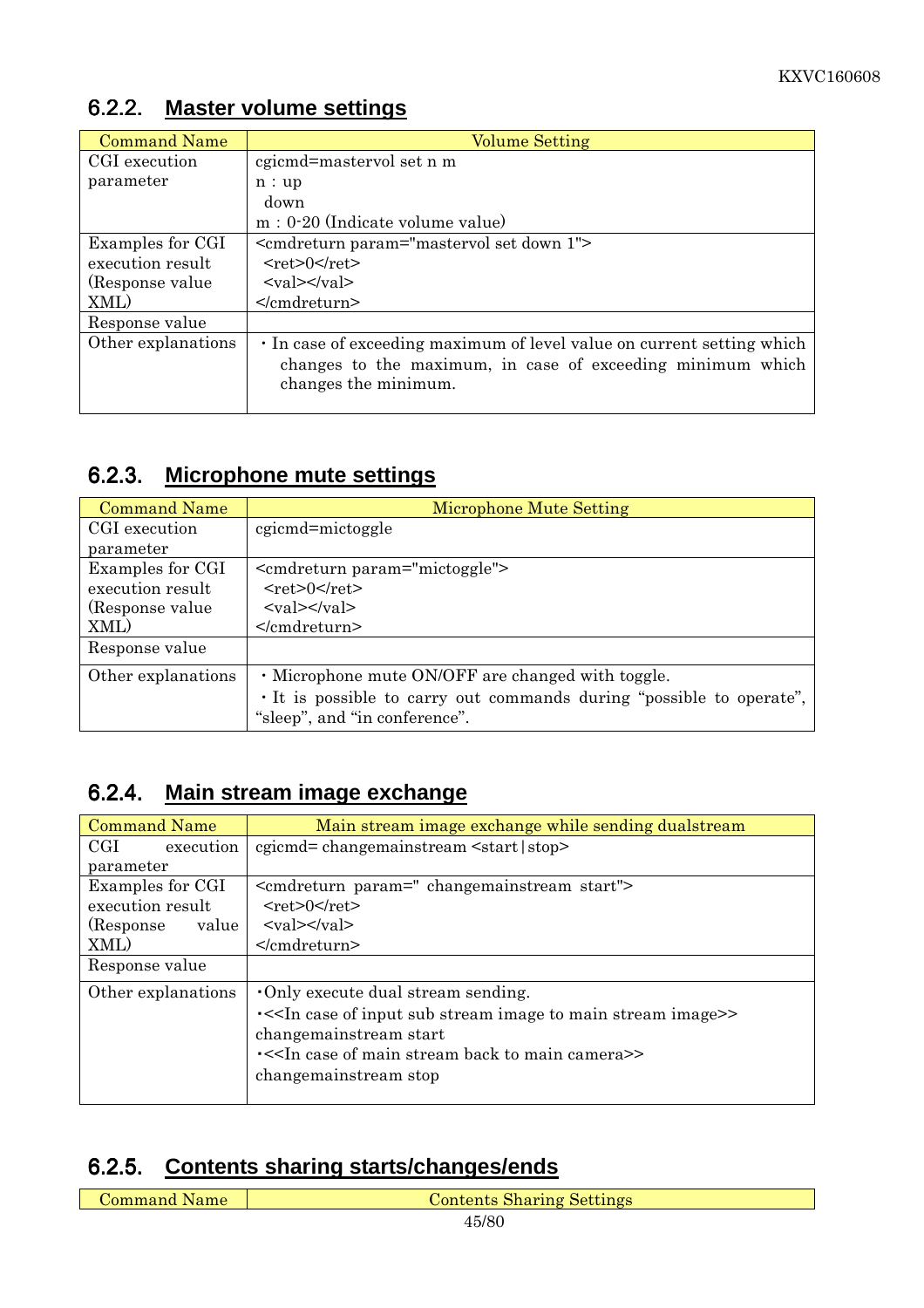### 6.2.2. Master volume settings

| Command Name | Volume Setting |
|---|---|
| CGI execution parameter | cgicmd=mastervol set n m<br>n : up<br>down<br>m : 0-20 (Indicate volume value) |
| Examples for CGI execution result (Response value XML) | <cmdreturn param="mastervol set down 1"><br><ret>0</ret><br><val></val><br></cmdreturn> |
| Response value | |
| Other explanations | ・In case of exceeding maximum of level value on current setting which changes to the maximum, in case of exceeding minimum which changes the minimum. |

### 6.2.3. Microphone mute settings

| Command Name | Microphone Mute Setting |
|---|---|
| CGI execution parameter | cgicmd=mictoggle |
| Examples for CGI execution result (Response value XML) | <cmdreturn param="mictoggle"><br><ret>0</ret><br><val></val><br></cmdreturn> |
| Response value | |
| Other explanations | ・Microphone mute ON/OFF are changed with toggle.<br>・It is possible to carry out commands during “possible to operate”, “sleep”, and “in conference”. |

### 6.2.4. Main stream image exchange

| Command Name | Main stream image exchange while sending dualstream |
|---|---|
| CGI execution parameter | cgicmd= changemainstream <start\|stop> |
| Examples for CGI execution result (Response value XML) | <cmdreturn param=" changemainstream start"><br><ret>0</ret><br><val></val><br></cmdreturn> |
| Response value | |
| Other explanations | ・Only execute dual stream sending.<br>・<<In case of input sub stream image to main stream image>><br>changemainstream start<br>・<<In case of main stream back to main camera>><br>changemainstream stop |

### 6.2.5. Contents sharing starts/changes/ends

| Command Name | Contents Sharing Settings |
|---|---|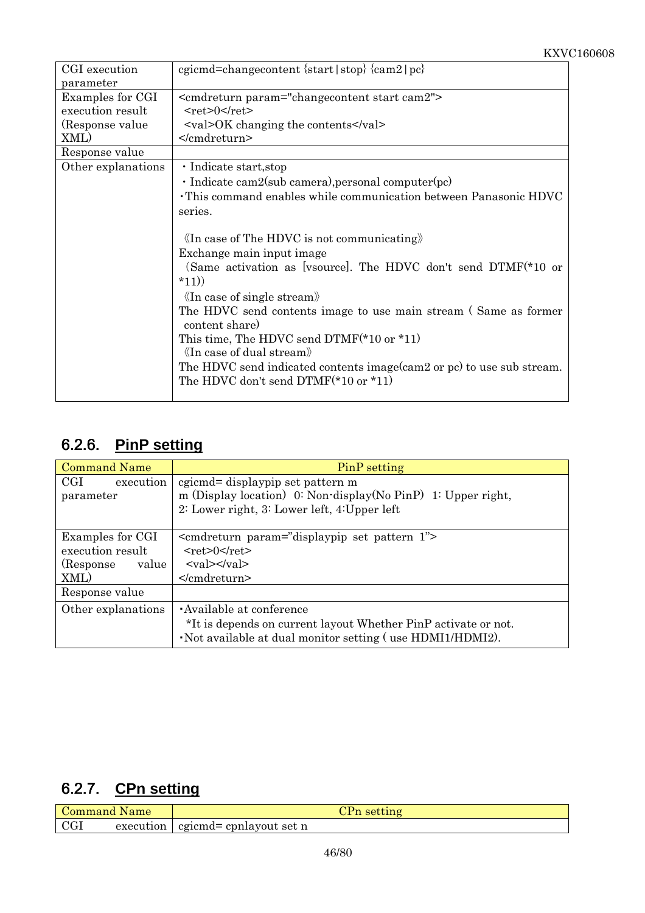| CGI execution parameter | cgicmd=changecontent {start｜stop} {cam2｜pc} |
|---|---|
| Examples for CGI execution result (Response value XML) | <cmdreturn param="changecontent start cam2"><br>  <ret>0</ret><br>  <val>OK changing the contents</val><br></cmdreturn> |
| Response value | |
| Other explanations | ・Indicate start,stop<br>・Indicate cam2(sub camera),personal computer(pc)<br>・This command enables while communication between Panasonic HDVC series.<br><br>《In case of The HDVC is not communicating》<br>Exchange main input image<br>（Same activation as [vsource]. The HDVC don't send DTMF(*10 or *11))<br>《In case of single stream》<br>The HDVC send contents image to use main stream ( Same as former content share)<br>This time, The HDVC send DTMF(*10 or *11)<br>《In case of dual stream》<br>The HDVC send indicated contents image(cam2 or pc) to use sub stream.<br>The HDVC don't send DTMF(*10 or *11) |

### 6.2.6. PinP setting

| Command Name | PinP setting |
|---|---|
| CGI execution parameter | cgicmd= displaypip set pattern m<br>m (Display location)  0: Non-display(No PinP)  1: Upper right, 2: Lower right, 3: Lower left, 4:Upper left |
| Examples for CGI execution result (Response value XML) | <cmdreturn param="displaypip set pattern 1"><br>  <ret>0</ret><br>  <val></val><br></cmdreturn> |
| Response value | |
| Other explanations | ・Available at conference<br>  *It is depends on current layout Whether PinP activate or not.<br>・Not available at dual monitor setting ( use HDMI1/HDMI2). |

### 6.2.7. CPn setting

| Command Name | CPn setting |
|---|---|
| CGI execution | cgicmd= cpnlayout set n |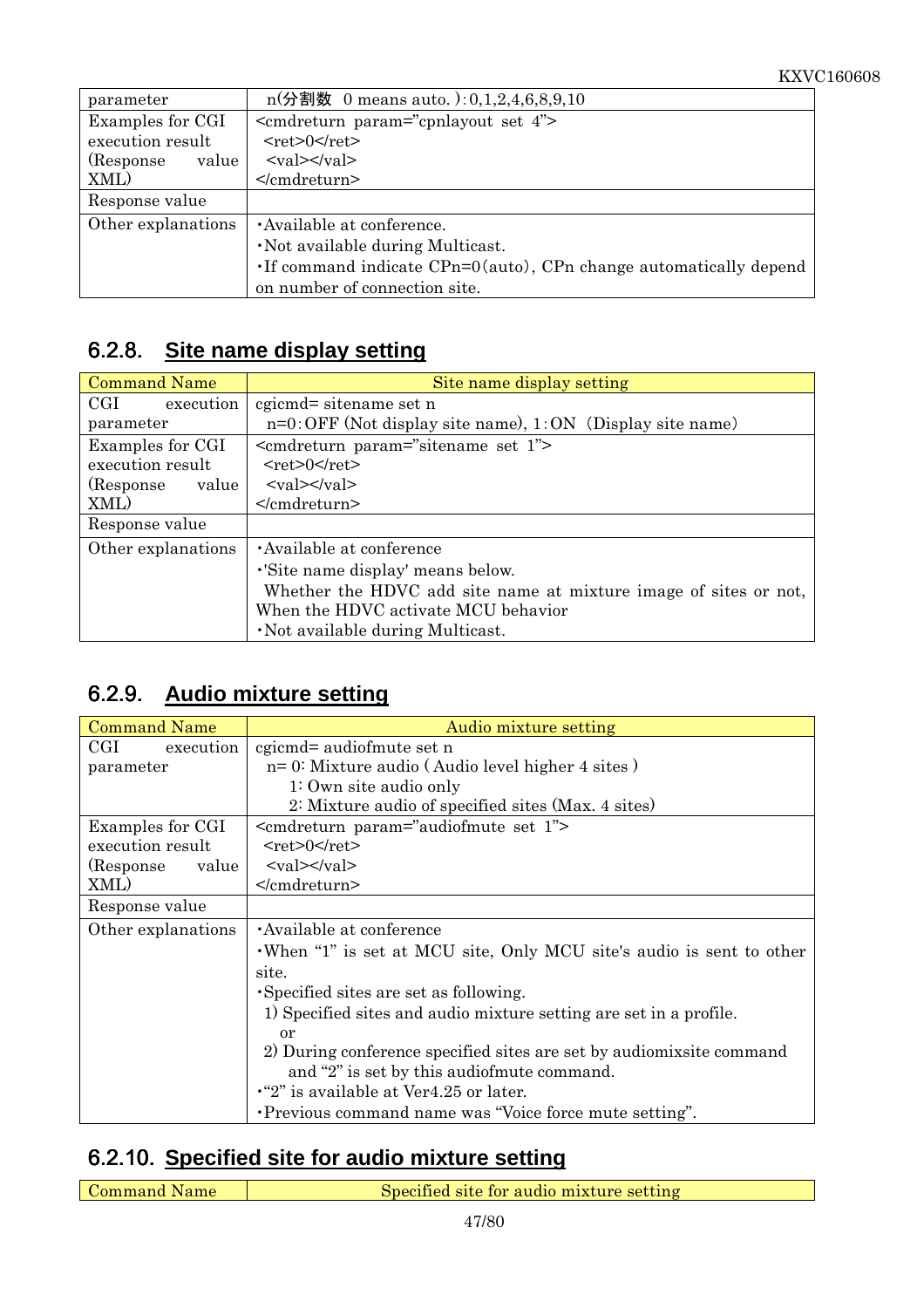| parameter | n(分割数　0 means auto. ):0,1,2,4,6,8,9,10 |
|---|---|
| Examples for CGI execution result (Response value XML) | <cmdreturn param="cpnlayout set 4"><br><ret>0</ret><br><val></val><br></cmdreturn> |
| Response value | |
| Other explanations | ･Available at conference.<br>･Not available during Multicast.<br>･If command indicate CPn=0(auto), CPn change automatically depend on number of connection site. |

### 6.2.8. Site name display setting

| Command Name | Site name display setting |
|---|---|
| CGI execution parameter | cgicmd= sitename set n<br>n=0:OFF (Not display site name), 1:ON（Display site name) |
| Examples for CGI execution result (Response value XML) | <cmdreturn param="sitename set 1"><br><ret>0</ret><br><val></val><br></cmdreturn> |
| Response value | |
| Other explanations | ･Available at conference<br>･'Site name display' means below.<br>Whether the HDVC add site name at mixture image of sites or not, When the HDVC activate MCU behavior<br>･Not available during Multicast. |

### 6.2.9. Audio mixture setting

| Command Name | Audio mixture setting |
|---|---|
| CGI execution parameter | cgicmd= audiofmute set n<br>n= 0: Mixture audio ( Audio level higher 4 sites )<br>1: Own site audio only<br>2: Mixture audio of specified sites (Max. 4 sites) |
| Examples for CGI execution result (Response value XML) | <cmdreturn param="audiofmute set 1"><br><ret>0</ret><br><val></val><br></cmdreturn> |
| Response value | |
| Other explanations | ･Available at conference<br>･When "1" is set at MCU site, Only MCU site's audio is sent to other site.<br>･Specified sites are set as following.<br>1) Specified sites and audio mixture setting are set in a profile.<br>or<br>2) During conference specified sites are set by audiomixsite command and "2" is set by this audiofmute command.<br>･"2" is available at Ver4.25 or later.<br>･Previous command name was "Voice force mute setting". |

### 6.2.10. Specified site for audio mixture setting

| Command Name | Specified site for audio mixture setting |
|---|---|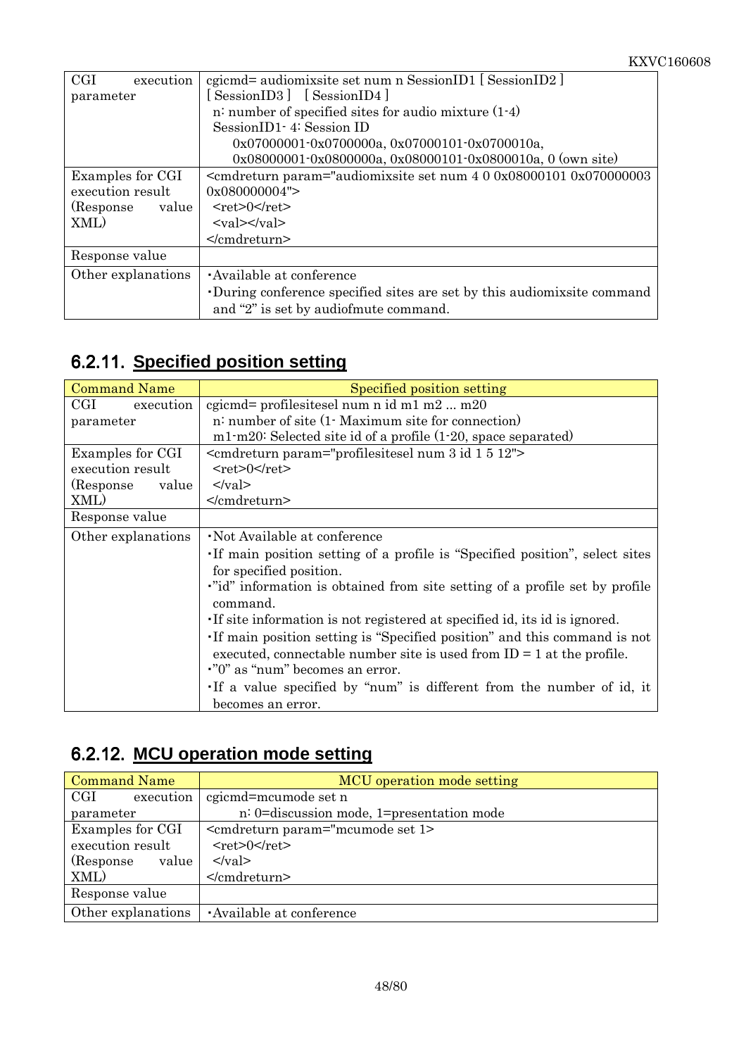| | |
|---|---|
| CGI execution parameter | cgicmd= audiomixsite set num n SessionID1 [ SessionID2 ] [ SessionID3 ] [ SessionID4 ]<br>n: number of specified sites for audio mixture (1-4)<br>SessionID1- 4: Session ID<br>0x07000001-0x0700000a, 0x07000101-0x0700010a,<br>0x08000001-0x0800000a, 0x08000101-0x0800010a, 0 (own site) |
| Examples for CGI execution result (Response value XML) | <cmdreturn param="audiomixsite set num 4 0 0x08000101 0x070000003 0x080000004"><br><ret>0</ret><br><val></val><br></cmdreturn> |
| Response value | |
| Other explanations | ･Available at conference<br>･During conference specified sites are set by this audiomixsite command and “2” is set by audiofmute command. |

## 6.2.11. Specified position setting

| Command Name | Specified position setting |
|---|---|
| CGI execution parameter | cgicmd= profilesitesel num n id m1 m2 ... m20<br>n: number of site (1- Maximum site for connection)<br>m1-m20: Selected site id of a profile (1-20, space separated) |
| Examples for CGI execution result (Response value XML) | <cmdreturn param="profilesitesel num 3 id 1 5 12"><br><ret>0</ret><br></val><br></cmdreturn> |
| Response value | |
| Other explanations | ･Not Available at conference<br>･If main position setting of a profile is “Specified position”, select sites for specified position.<br>･”id” information is obtained from site setting of a profile set by profile command.<br>･If site information is not registered at specified id, its id is ignored.<br>･If main position setting is “Specified position” and this command is not executed, connectable number site is used from ID = 1 at the profile.<br>･”0” as “num” becomes an error.<br>･If a value specified by “num” is different from the number of id, it becomes an error. |

## 6.2.12. MCU operation mode setting

| Command Name | MCU operation mode setting |
|---|---|
| CGI execution parameter | cgicmd=mcumode set n<br>n: 0=discussion mode, 1=presentation mode |
| Examples for CGI execution result (Response value XML) | <cmdreturn param="mcumode set 1><br><ret>0</ret><br></val><br></cmdreturn> |
| Response value | |
| Other explanations | ･Available at conference |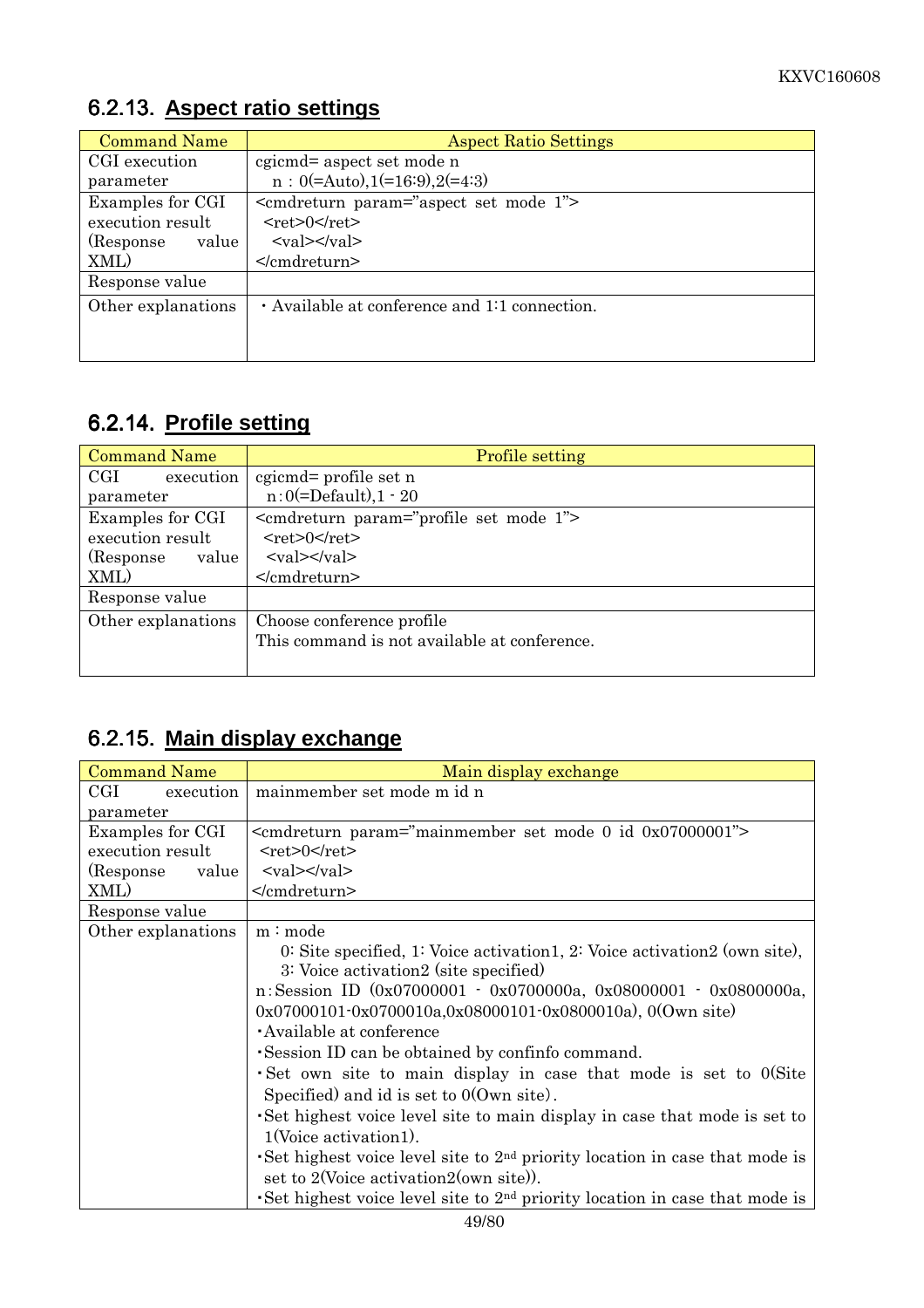## 6.2.13. Aspect ratio settings

| Command Name | Aspect Ratio Settings |
| --- | --- |
| CGI execution parameter | cgicmd= aspect set mode n<br>n : 0(=Auto),1(=16:9),2(=4:3) |
| Examples for CGI execution result (Response value XML) | <cmdreturn param="aspect set mode 1"><br><ret>0</ret><br><val></val><br></cmdreturn> |
| Response value | |
| Other explanations | ・Available at conference and 1:1 connection. |

## 6.2.14. Profile setting

| Command Name | Profile setting |
| --- | --- |
| CGI execution parameter | cgicmd= profile set n<br>n:0(=Default),1 - 20 |
| Examples for CGI execution result (Response value XML) | <cmdreturn param="profile set mode 1"><br><ret>0</ret><br><val></val><br></cmdreturn> |
| Response value | |
| Other explanations | Choose conference profile<br>This command is not available at conference. |

## 6.2.15. Main display exchange

| Command Name | Main display exchange |
| --- | --- |
| CGI execution parameter | mainmember set mode m id n |
| Examples for CGI execution result (Response value XML) | <cmdreturn param="mainmember set mode 0 id 0x07000001"><br><ret>0</ret><br><val></val><br></cmdreturn> |
| Response value | |
| Other explanations | m : mode<br>0: Site specified, 1: Voice activation1, 2: Voice activation2 (own site), 3: Voice activation2 (site specified)<br>n:Session ID (0x07000001 - 0x0700000a, 0x08000001 - 0x0800000a, 0x07000101-0x0700010a,0x08000101-0x0800010a), 0(Own site)<br>・Available at conference<br>・Session ID can be obtained by confinfo command.<br>・Set own site to main display in case that mode is set to 0(Site Specified) and id is set to 0(Own site).<br>・Set highest voice level site to main display in case that mode is set to 1(Voice activation1).<br>・Set highest voice level site to 2nd priority location in case that mode is set to 2(Voice activation2(own site)).<br>・Set highest voice level site to 2nd priority location in case that mode is |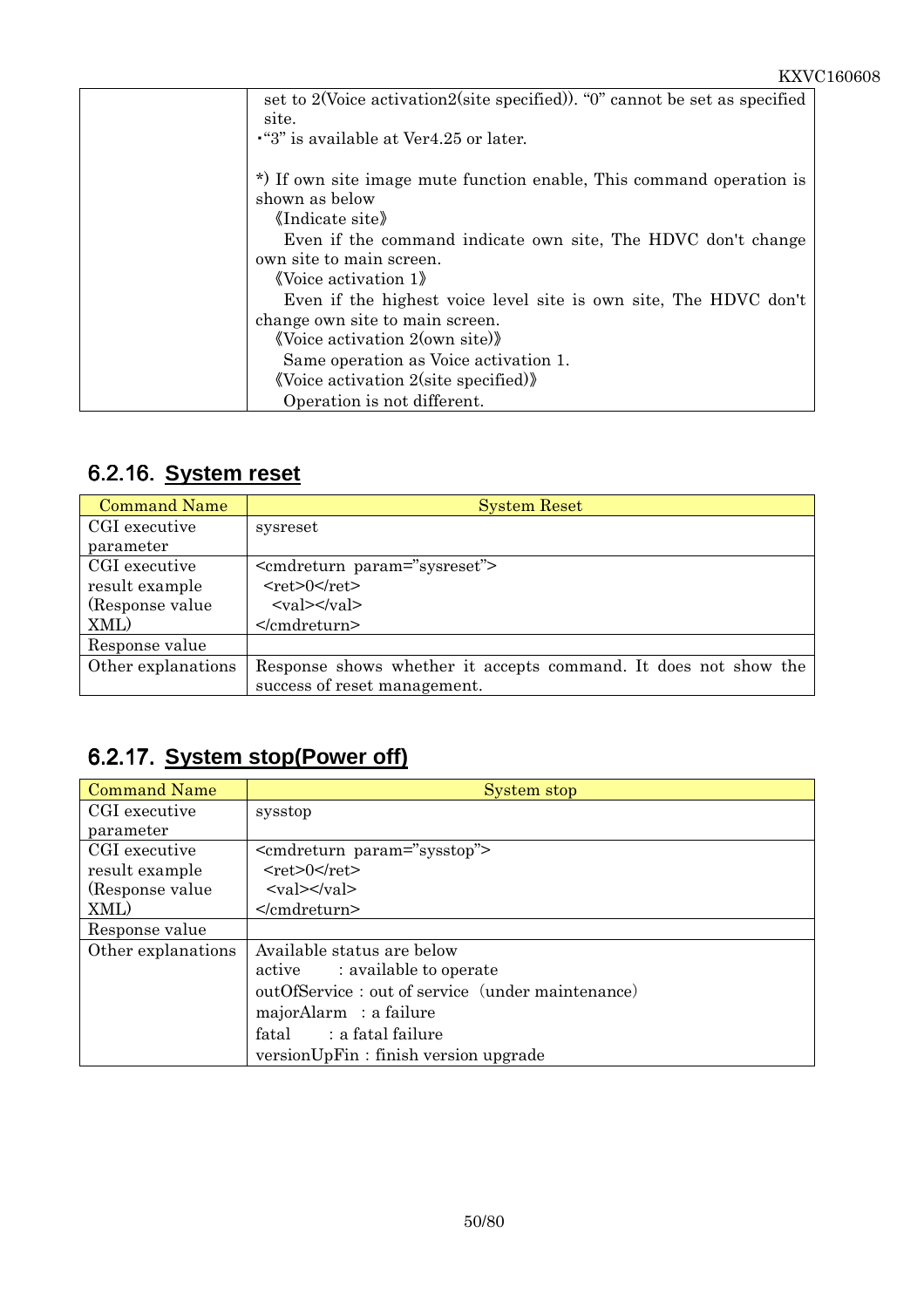| | set to 2(Voice activation2(site specified)). "0" cannot be set as specified site.<br>・"3" is available at Ver4.25 or later.<br><br>*) If own site image mute function enable, This command operation is shown as below<br>《Indicate site》<br>Even if the command indicate own site, The HDVC don't change own site to main screen.<br>《Voice activation 1》<br>Even if the highest voice level site is own site, The HDVC don't change own site to main screen.<br>《Voice activation 2(own site)》<br>Same operation as Voice activation 1.<br>《Voice activation 2(site specified)》<br>Operation is not different. |
|---|---|

## 6.2.16. System reset

| Command Name | System Reset |
|---|---|
| CGI executive parameter | sysreset |
| CGI executive result example (Response value XML) | <cmdreturn param="sysreset"><br><ret>0</ret><br><val></val><br></cmdreturn> |
| Response value | |
| Other explanations | Response shows whether it accepts command. It does not show the success of reset management. |

## 6.2.17. System stop(Power off)

| Command Name | System stop |
|---|---|
| CGI executive parameter | sysstop |
| CGI executive result example (Response value XML) | <cmdreturn param="sysstop"><br><ret>0</ret><br><val></val><br></cmdreturn> |
| Response value | |
| Other explanations | Available status are below<br>active : available to operate<br>outOfService : out of service (under maintenance)<br>majorAlarm : a failure<br>fatal : a fatal failure<br>versionUpFin : finish version upgrade |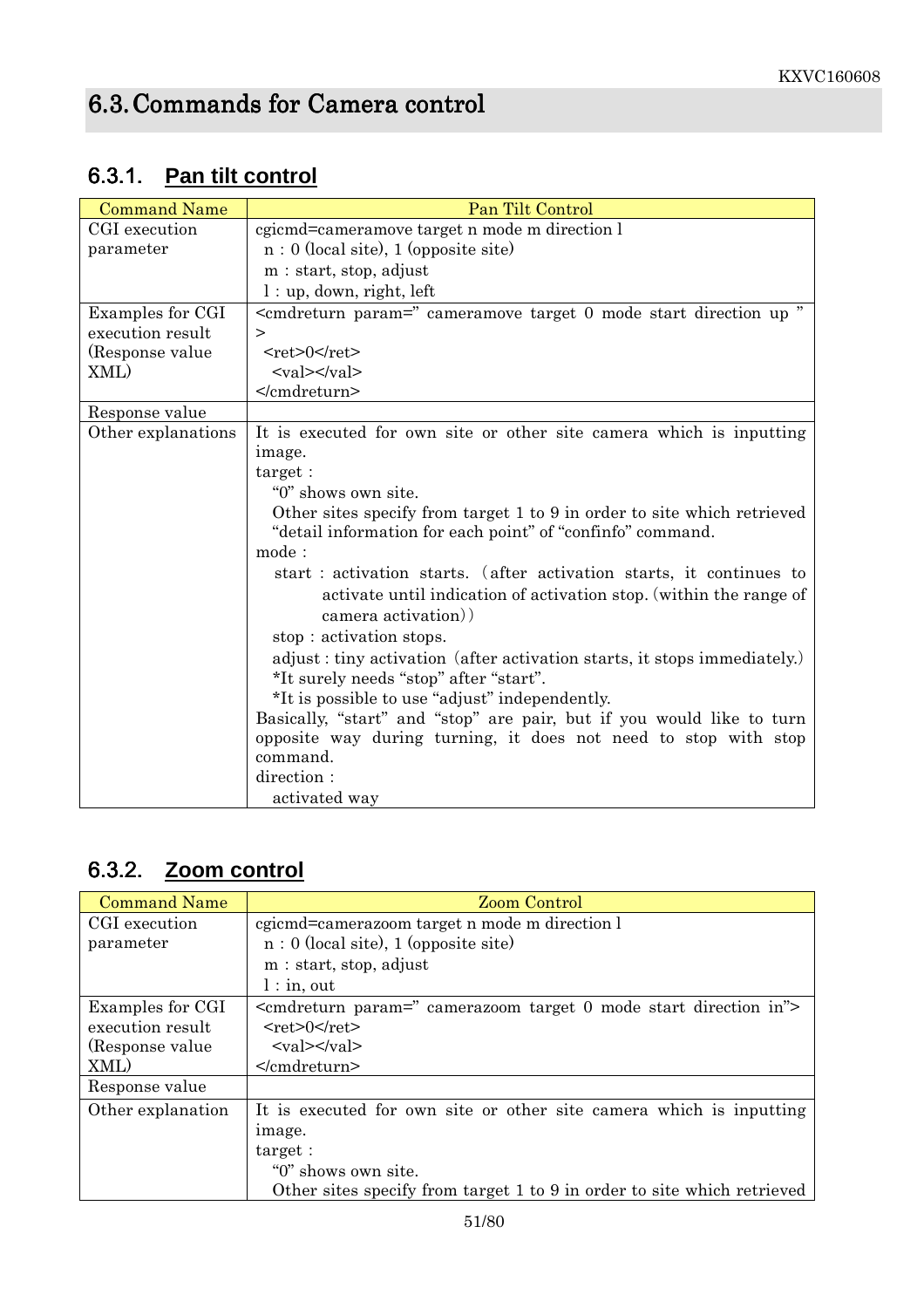## 6.3. Commands for Camera control

### 6.3.1. Pan tilt control

| Command Name | Pan Tilt Control |
|---|---|
| CGI execution parameter | cgicmd=cameramove target n mode m direction l<br>n : 0 (local site), 1 (opposite site)<br>m : start, stop, adjust<br>l : up, down, right, left |
| Examples for CGI execution result (Response value XML) | <cmdreturn param=" cameramove target 0 mode start direction up " ><br><ret>0</ret><br><val></val><br></cmdreturn> |
| Response value | |
| Other explanations | It is executed for own site or other site camera which is inputting image.<br>target :<br>"0" shows own site.<br>Other sites specify from target 1 to 9 in order to site which retrieved "detail information for each point" of "confinfo" command.<br>mode :<br>start : activation starts. (after activation starts, it continues to activate until indication of activation stop. (within the range of camera activation))<br>stop : activation stops.<br>adjust : tiny activation (after activation starts, it stops immediately.)<br>*It surely needs "stop" after "start".<br>*It is possible to use "adjust" independently.<br>Basically, "start" and "stop" are pair, but if you would like to turn opposite way during turning, it does not need to stop with stop command.<br>direction :<br>activated way |

### 6.3.2. Zoom control

| Command Name | Zoom Control |
|---|---|
| CGI execution parameter | cgicmd=camerazoom target n mode m direction l<br>n : 0 (local site), 1 (opposite site)<br>m : start, stop, adjust<br>l : in, out |
| Examples for CGI execution result (Response value XML) | <cmdreturn param=" camerazoom target 0 mode start direction in"><br><ret>0</ret><br><val></val><br></cmdreturn> |
| Response value | |
| Other explanation | It is executed for own site or other site camera which is inputting image.<br>target :<br>"0" shows own site.<br>Other sites specify from target 1 to 9 in order to site which retrieved |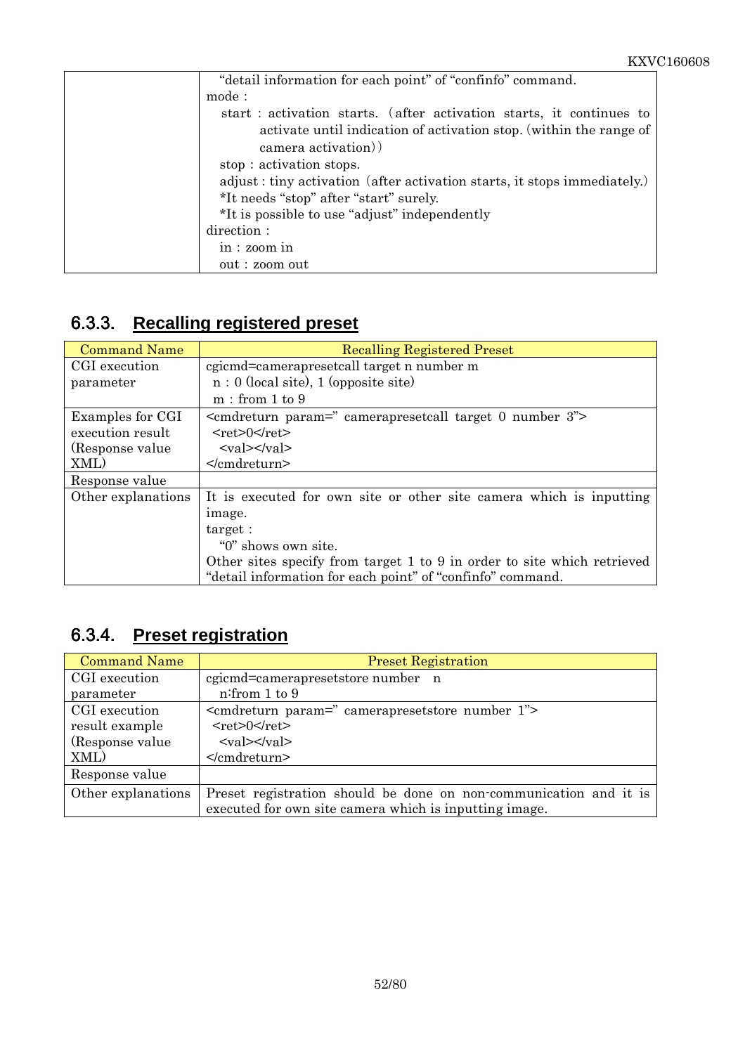| | |
|---|---|
| | "detail information for each point" of "confinfo" command.<br>mode :<br>start : activation starts. (after activation starts, it continues to activate until indication of activation stop. (within the range of camera activation))<br>stop : activation stops.<br>adjust : tiny activation (after activation starts, it stops immediately.)<br>*It needs "stop" after "start" surely.<br>*It is possible to use "adjust" independently<br>direction :<br>in : zoom in<br>out : zoom out |

### 6.3.3. Recalling registered preset

| Command Name | Recalling Registered Preset |
|---|---|
| CGI execution parameter | cgicmd=camerapresetcall target n number m<br>n : 0 (local site), 1 (opposite site)<br>m : from 1 to 9 |
| Examples for CGI execution result (Response value XML) | <cmdreturn param=" camerapresetcall target 0 number 3"><br><ret>0</ret><br><val></val><br></cmdreturn> |
| Response value | |
| Other explanations | It is executed for own site or other site camera which is inputting image.<br>target :<br>"0" shows own site.<br>Other sites specify from target 1 to 9 in order to site which retrieved "detail information for each point" of "confinfo" command. |

### 6.3.4. Preset registration

| Command Name | Preset Registration |
|---|---|
| CGI execution parameter | cgicmd=camerapresetstore number n<br>n:from 1 to 9 |
| CGI execution result example (Response value XML) | <cmdreturn param=" camerapresetstore number 1"><br><ret>0</ret><br><val></val><br></cmdreturn> |
| Response value | |
| Other explanations | Preset registration should be done on non-communication and it is executed for own site camera which is inputting image. |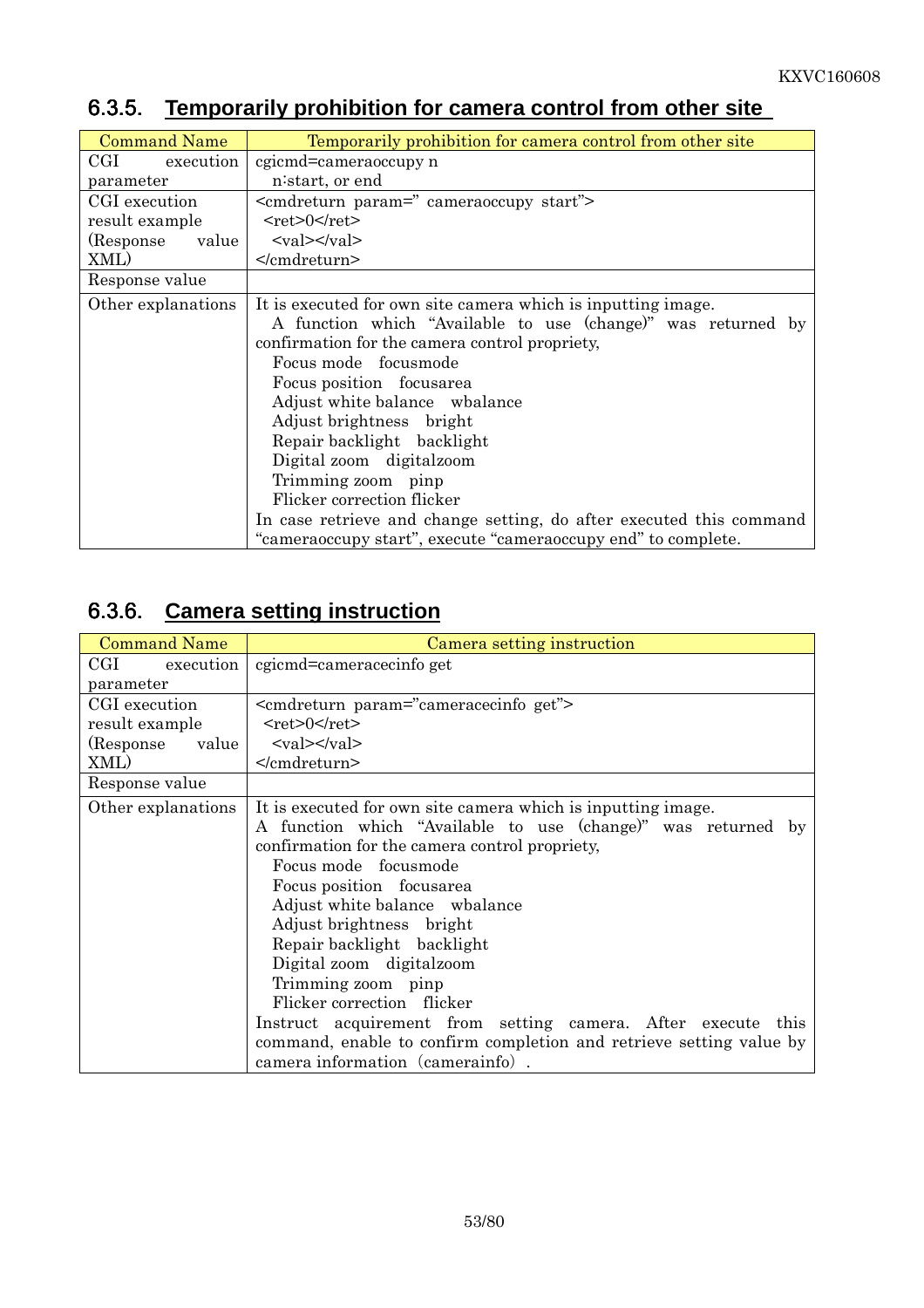### 6.3.5. Temporarily prohibition for camera control from other site

| Command Name | Temporarily prohibition for camera control from other site |
|---|---|
| CGI execution parameter | cgicmd=cameraoccupy n<br>n:start, or end |
| CGI execution result example (Response value XML) | <cmdreturn param=" cameraoccupy start"><br><ret>0</ret><br><val></val><br></cmdreturn> |
| Response value | |
| Other explanations | It is executed for own site camera which is inputting image.<br>A function which "Available to use (change)" was returned by confirmation for the camera control propriety,<br>Focus mode focusmode<br>Focus position focusarea<br>Adjust white balance wbalance<br>Adjust brightness bright<br>Repair backlight backlight<br>Digital zoom digitalzoom<br>Trimming zoom pinp<br>Flicker correction flicker<br>In case retrieve and change setting, do after executed this command "cameraoccupy start", execute "cameraoccupy end" to complete. |

### 6.3.6. Camera setting instruction

| Command Name | Camera setting instruction |
|---|---|
| CGI execution parameter | cgicmd=cameracecinfo get |
| CGI execution result example (Response value XML) | <cmdreturn param="cameracecinfo get"><br><ret>0</ret><br><val></val><br></cmdreturn> |
| Response value | |
| Other explanations | It is executed for own site camera which is inputting image.<br>A function which "Available to use (change)" was returned by confirmation for the camera control propriety,<br>Focus mode focusmode<br>Focus position focusarea<br>Adjust white balance wbalance<br>Adjust brightness bright<br>Repair backlight backlight<br>Digital zoom digitalzoom<br>Trimming zoom pinp<br>Flicker correction flicker<br>Instruct acquirement from setting camera. After execute this command, enable to confirm completion and retrieve setting value by camera information (camerainfo). |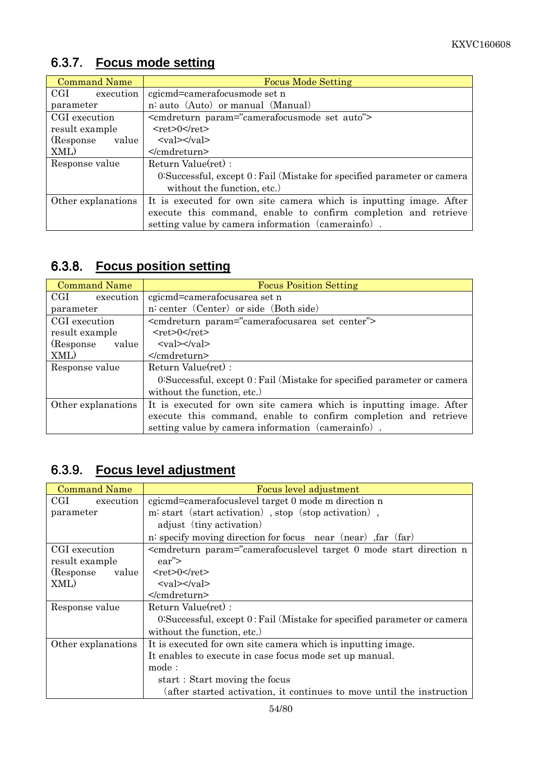## 6.3.7. Focus mode setting

| Command Name | Focus Mode Setting |
|---|---|
| CGI execution parameter | cgicmd=camerafocusmode set n<br>n: auto（Auto）or manual（Manual） |
| CGI execution result example (Response value XML) | <cmdreturn param="camerafocusmode set auto"><br><ret>0</ret><br><val></val><br></cmdreturn> |
| Response value | Return Value(ret)：<br>0:Successful, except 0 : Fail (Mistake for specified parameter or camera without the function, etc.) |
| Other explanations | It is executed for own site camera which is inputting image. After execute this command, enable to confirm completion and retrieve setting value by camera information（camerainfo）. |

## 6.3.8. Focus position setting

| Command Name | Focus Position Setting |
|---|---|
| CGI execution parameter | cgicmd=camerafocusarea set n<br>n: center（Center）or side（Both side） |
| CGI execution result example (Response value XML) | <cmdreturn param="camerafocusarea set center"><br><ret>0</ret><br><val></val><br></cmdreturn> |
| Response value | Return Value(ret)：<br>0:Successful, except 0 : Fail (Mistake for specified parameter or camera without the function, etc.) |
| Other explanations | It is executed for own site camera which is inputting image. After execute this command, enable to confirm completion and retrieve setting value by camera information（camerainfo）. |

## 6.3.9. Focus level adjustment

| Command Name | Focus level adjustment |
|---|---|
| CGI execution parameter | cgicmd=camerafocuslevel target 0 mode m direction n<br>m: start（start activation）, stop（stop activation）, adjust（tiny activation）<br>n: specify moving direction for focus near（near）,far（far） |
| CGI execution result example (Response value XML) | <cmdreturn param="camerafocuslevel target 0 mode start direction near"><br><ret>0</ret><br><val></val><br></cmdreturn> |
| Response value | Return Value(ret)：<br>0:Successful, except 0 : Fail (Mistake for specified parameter or camera without the function, etc.) |
| Other explanations | It is executed for own site camera which is inputting image.<br>It enables to execute in case focus mode set up manual.<br>mode：<br>start：Start moving the focus<br>(after started activation, it continues to move until the instruction |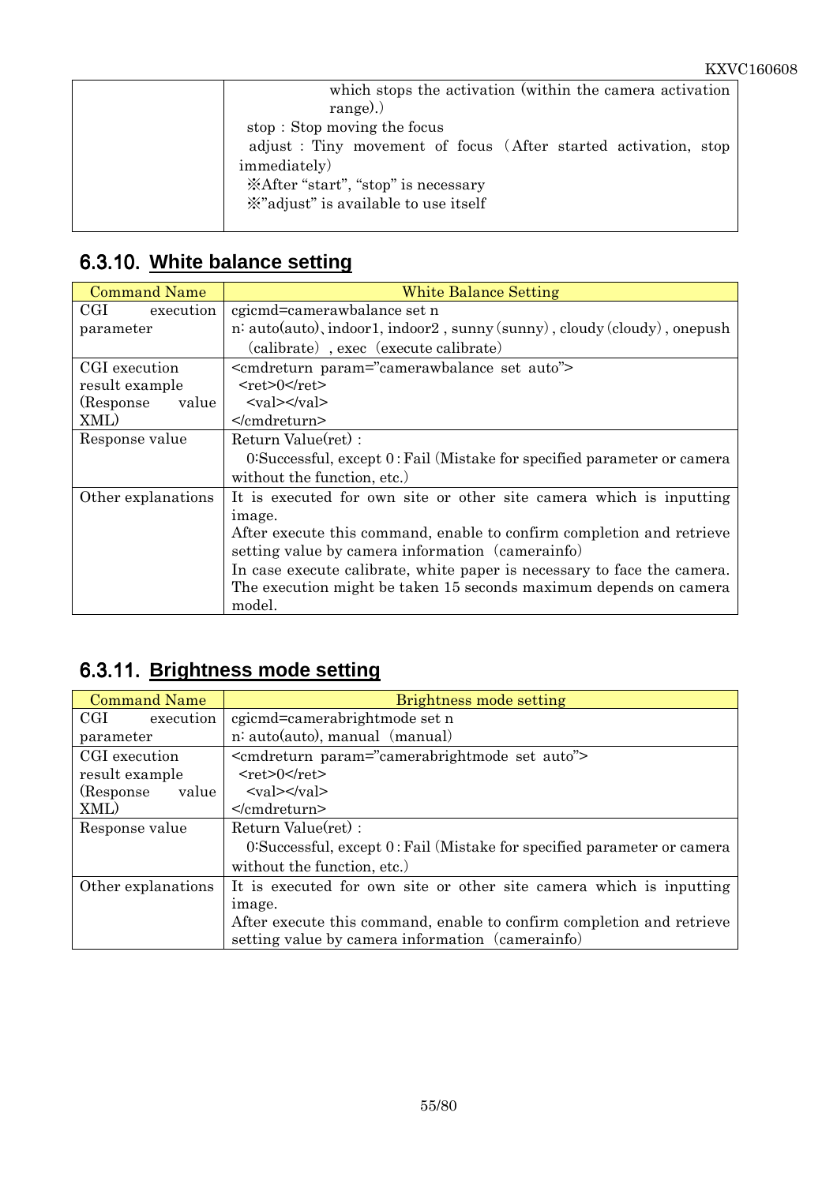| | |
|---|---|
| | which stops the activation (within the camera activation range).)<br>stop : Stop moving the focus<br>adjust : Tiny movement of focus (After started activation, stop immediately)<br>※After "start", "stop" is necessary<br>※"adjust" is available to use itself |

## 6.3.10. White balance setting

| Command Name | White Balance Setting |
|---|---|
| CGI execution parameter | cgicmd=camerawbalance set n<br>n: auto(auto)、indoor1, indoor2 , sunny (sunny) , cloudy (cloudy) , onepush (calibrate) , exec (execute calibrate) |
| CGI execution result example (Response value XML) | <cmdreturn param="camerawbalance set auto"><br><ret>0</ret><br><val></val><br></cmdreturn> |
| Response value | Return Value(ret) :<br>0:Successful, except 0 : Fail (Mistake for specified parameter or camera without the function, etc.) |
| Other explanations | It is executed for own site or other site camera which is inputting image.<br>After execute this command, enable to confirm completion and retrieve setting value by camera information (camerainfo)<br>In case execute calibrate, white paper is necessary to face the camera. The execution might be taken 15 seconds maximum depends on camera model. |

## 6.3.11. Brightness mode setting

| Command Name | Brightness mode setting |
|---|---|
| CGI execution parameter | cgicmd=camerabrightmode set n<br>n: auto(auto), manual (manual) |
| CGI execution result example (Response value XML) | <cmdreturn param="camerabrightmode set auto"><br><ret>0</ret><br><val></val><br></cmdreturn> |
| Response value | Return Value(ret) :<br>0:Successful, except 0 : Fail (Mistake for specified parameter or camera without the function, etc.) |
| Other explanations | It is executed for own site or other site camera which is inputting image.<br>After execute this command, enable to confirm completion and retrieve setting value by camera information (camerainfo) |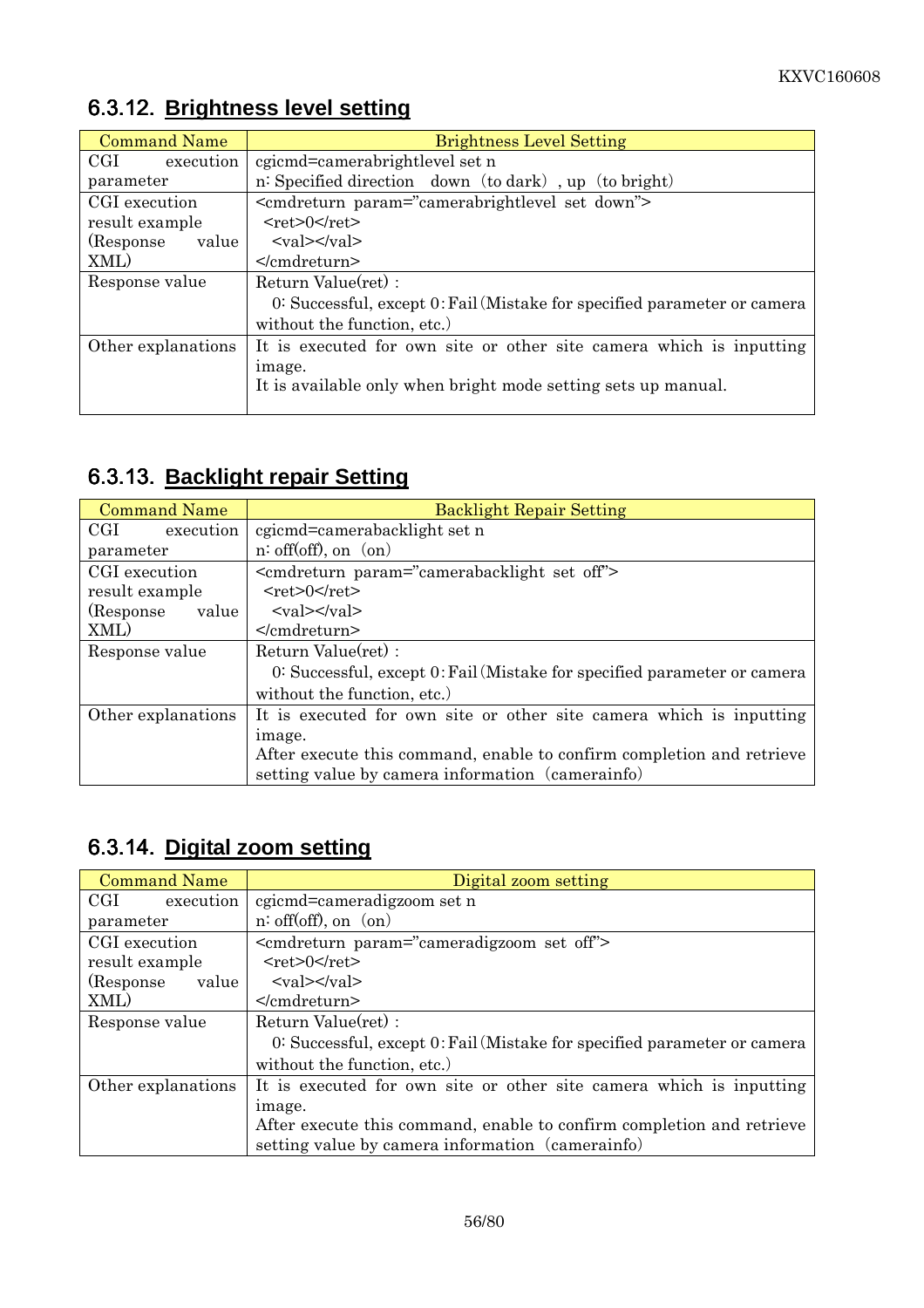### 6.3.12. Brightness level setting

| Command Name | Brightness Level Setting |
|---|---|
| CGI execution parameter | cgicmd=camerabrightlevel set n<br>n: Specified direction　down（to dark）, up（to bright） |
| CGI execution result example (Response value XML) | <cmdreturn param="camerabrightlevel set down"><br><ret>0</ret><br><val></val><br></cmdreturn> |
| Response value | Return Value(ret) :<br>0: Successful, except 0: Fail (Mistake for specified parameter or camera without the function, etc.) |
| Other explanations | It is executed for own site or other site camera which is inputting image.<br>It is available only when bright mode setting sets up manual. |

### 6.3.13. Backlight repair Setting

| Command Name | Backlight Repair Setting |
|---|---|
| CGI execution parameter | cgicmd=camerabacklight set n<br>n: off(off), on（on) |
| CGI execution result example (Response value XML) | <cmdreturn param="camerabacklight set off"><br><ret>0</ret><br><val></val><br></cmdreturn> |
| Response value | Return Value(ret) :<br>0: Successful, except 0: Fail (Mistake for specified parameter or camera without the function, etc.) |
| Other explanations | It is executed for own site or other site camera which is inputting image.<br>After execute this command, enable to confirm completion and retrieve setting value by camera information（camerainfo) |

### 6.3.14. Digital zoom setting

| Command Name | Digital zoom setting |
|---|---|
| CGI execution parameter | cgicmd=cameradigzoom set n<br>n: off(off), on（on) |
| CGI execution result example (Response value XML) | <cmdreturn param="cameradigzoom set off"><br><ret>0</ret><br><val></val><br></cmdreturn> |
| Response value | Return Value(ret) :<br>0: Successful, except 0: Fail (Mistake for specified parameter or camera without the function, etc.) |
| Other explanations | It is executed for own site or other site camera which is inputting image.<br>After execute this command, enable to confirm completion and retrieve setting value by camera information（camerainfo) |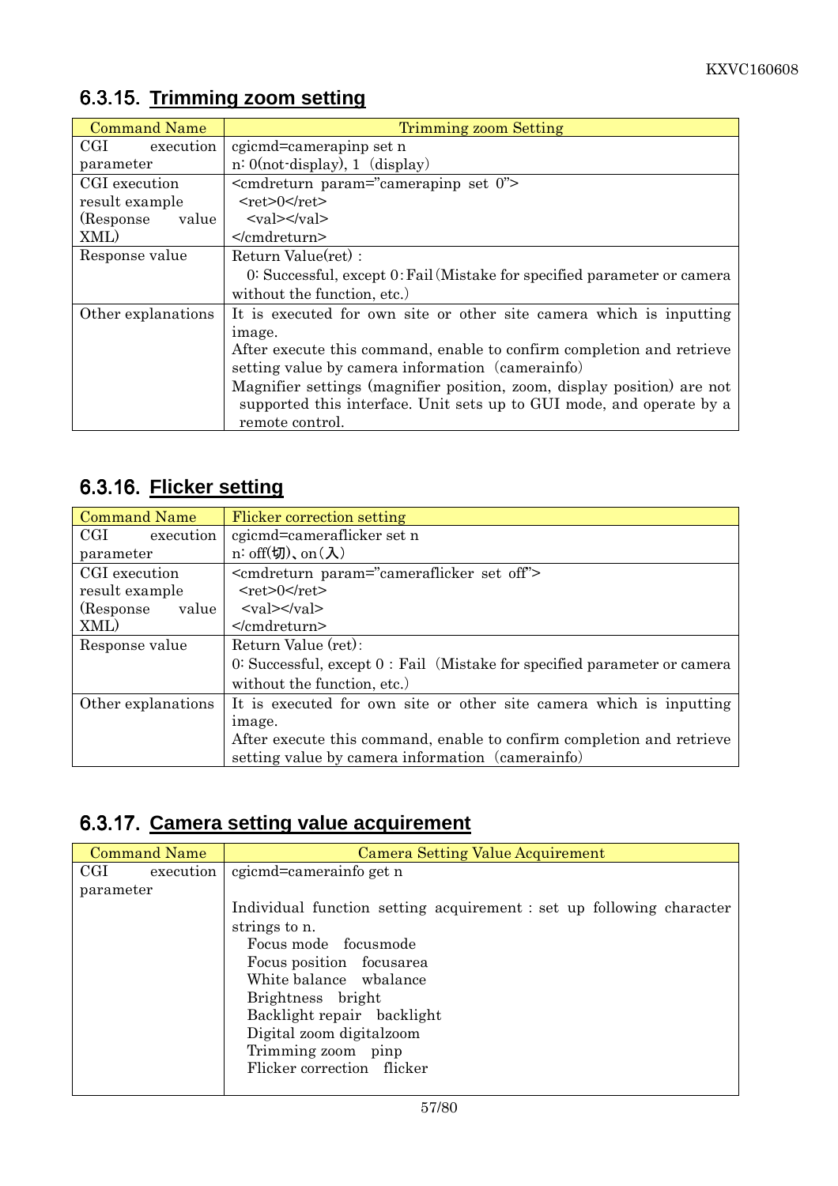## 6.3.15. Trimming zoom setting

| Command Name | Trimming zoom Setting |
|---|---|
| CGI execution parameter | cgicmd=camerapinp set n<br>n: 0(not-display), 1（display） |
| CGI execution result example (Response value XML) | <cmdreturn param="camerapinp set 0"><br>&nbsp;&nbsp;<ret>0</ret><br>&nbsp;&nbsp;<val></val><br></cmdreturn> |
| Response value | Return Value(ret)：<br>0: Successful, except 0: Fail (Mistake for specified parameter or camera without the function, etc.) |
| Other explanations | It is executed for own site or other site camera which is inputting image.<br>After execute this command, enable to confirm completion and retrieve setting value by camera information（camerainfo）<br>Magnifier settings (magnifier position, zoom, display position) are not supported this interface. Unit sets up to GUI mode, and operate by a remote control. |

## 6.3.16. Flicker setting

| Command Name | Flicker correction setting |
|---|---|
| CGI execution parameter | cgicmd=cameraflicker set n<br>n: off(切)、on(入) |
| CGI execution result example (Response value XML) | <cmdreturn param="cameraflicker set off"><br>&nbsp;&nbsp;<ret>0</ret><br>&nbsp;&nbsp;<val></val><br></cmdreturn> |
| Response value | Return Value (ret):<br>0: Successful, except 0 : Fail（Mistake for specified parameter or camera without the function, etc.） |
| Other explanations | It is executed for own site or other site camera which is inputting image.<br>After execute this command, enable to confirm completion and retrieve setting value by camera information（camerainfo） |

## 6.3.17. Camera setting value acquirement

| Command Name | Camera Setting Value Acquirement |
|---|---|
| CGI execution parameter | cgicmd=camerainfo get n<br><br>Individual function setting acquirement : set up following character strings to n.<br>&nbsp;&nbsp;Focus mode&nbsp;&nbsp;focusmode<br>&nbsp;&nbsp;Focus position&nbsp;&nbsp;focusarea<br>&nbsp;&nbsp;White balance&nbsp;&nbsp;wbalance<br>&nbsp;&nbsp;Brightness&nbsp;&nbsp;bright<br>&nbsp;&nbsp;Backlight repair&nbsp;&nbsp;backlight<br>&nbsp;&nbsp;Digital zoom digitalzoom<br>&nbsp;&nbsp;Trimming zoom&nbsp;&nbsp;pinp<br>&nbsp;&nbsp;Flicker correction&nbsp;&nbsp;flicker |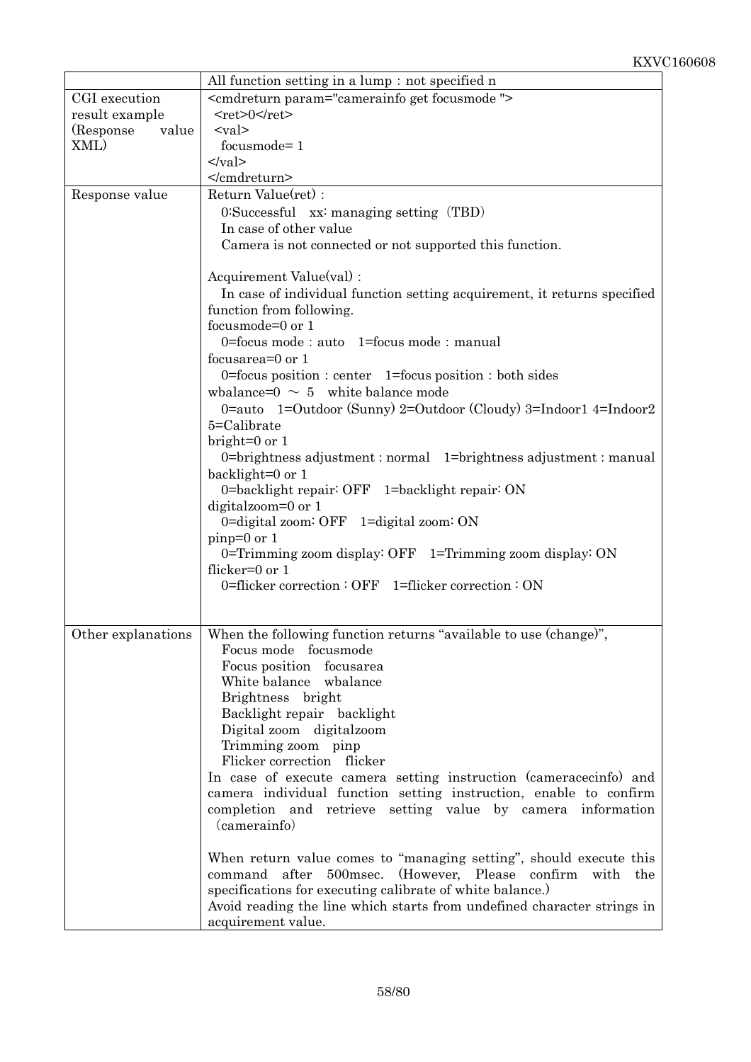| | All function setting in a lump : not specified n |
|---|---|
| CGI execution result example (Response value XML) | <cmdreturn param="camerainfo get focusmode "><br>  <ret>0</ret><br>  <val><br>    focusmode= 1<br>  </val><br></cmdreturn> |
| Response value | Return Value(ret) :<br>  0:Successful  xx: managing setting (TBD)<br>  In case of other value<br>  Camera is not connected or not supported this function.<br><br>Acquirement Value(val) :<br>  In case of individual function setting acquirement, it returns specified function from following.<br>focusmode=0 or 1<br>  0=focus mode : auto  1=focus mode : manual<br>focusarea=0 or 1<br>  0=focus position : center  1=focus position : both sides<br>wbalance=0 ～ 5  white balance mode<br>  0=auto  1=Outdoor (Sunny) 2=Outdoor (Cloudy) 3=Indoor1 4=Indoor2 5=Calibrate<br>bright=0 or 1<br>  0=brightness adjustment : normal  1=brightness adjustment : manual<br>backlight=0 or 1<br>  0=backlight repair: OFF  1=backlight repair: ON<br>digitalzoom=0 or 1<br>  0=digital zoom: OFF  1=digital zoom: ON<br>pinp=0 or 1<br>  0=Trimming zoom display: OFF  1=Trimming zoom display: ON<br>flicker=0 or 1<br>  0=flicker correction : OFF  1=flicker correction : ON |
| Other explanations | When the following function returns "available to use (change)",<br>  Focus mode  focusmode<br>  Focus position  focusarea<br>  White balance  wbalance<br>  Brightness  bright<br>  Backlight repair  backlight<br>  Digital zoom  digitalzoom<br>  Trimming zoom  pinp<br>  Flicker correction  flicker<br>In case of execute camera setting instruction (cameracecinfo) and camera individual function setting instruction, enable to confirm completion and retrieve setting value by camera information (camerainfo)<br><br>When return value comes to "managing setting", should execute this command after 500msec. (However, Please confirm with the specifications for executing calibrate of white balance.)<br>Avoid reading the line which starts from undefined character strings in acquirement value. |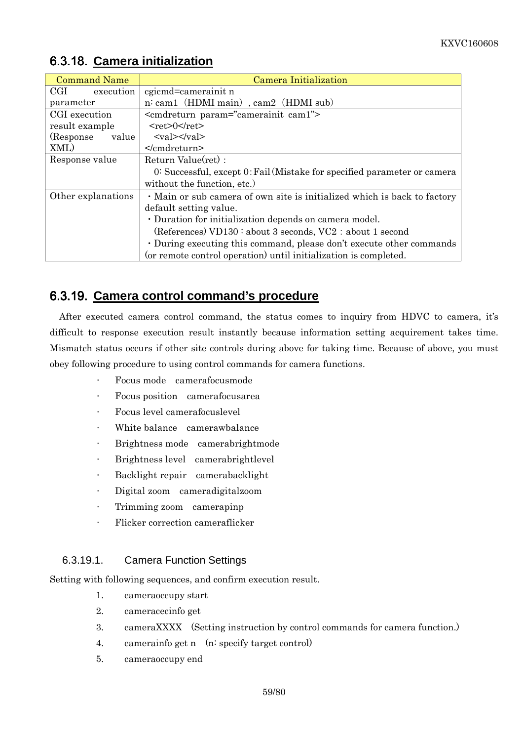## 6.3.18. Camera initialization

| Command Name | Camera Initialization |
|---|---|
| CGI execution parameter | cgicmd=camerainit n<br>n: cam1（HDMI main）, cam2（HDMI sub） |
| CGI execution result example (Response value XML) | <cmdreturn param="camerainit cam1"><br><ret>0</ret><br><val></val><br></cmdreturn> |
| Response value | Return Value(ret)：<br>0: Successful, except 0: Fail (Mistake for specified parameter or camera without the function, etc.) |
| Other explanations | ・Main or sub camera of own site is initialized which is back to factory default setting value.<br>・Duration for initialization depends on camera model.<br>(References) VD130：about 3 seconds, VC2：about 1 second<br>・During executing this command, please don't execute other commands (or remote control operation) until initialization is completed. |

## 6.3.19. Camera control command's procedure

After executed camera control command, the status comes to inquiry from HDVC to camera, it's difficult to response execution result instantly because information setting acquirement takes time. Mismatch status occurs if other site controls during above for taking time. Because of above, you must obey following procedure to using control commands for camera functions.

- Focus mode　camerafocusmode
- Focus position　camerafocusarea
- Focus level camerafocuslevel
- White balance　camerawbalance
- Brightness mode　camerabrightmode
- Brightness level　camerabrightlevel
- Backlight repair　camerabacklight
- Digital zoom　cameradigitalzoom
- Trimming zoom　camerapinp
- Flicker correction cameraflicker

### 6.3.19.1. Camera Function Settings

Setting with following sequences, and confirm execution result.

1. cameraoccupy start
2. cameracecinfo get
3. cameraXXXX　(Setting instruction by control commands for camera function.)
4. camerainfo get n　(n: specify target control)
5. cameraoccupy end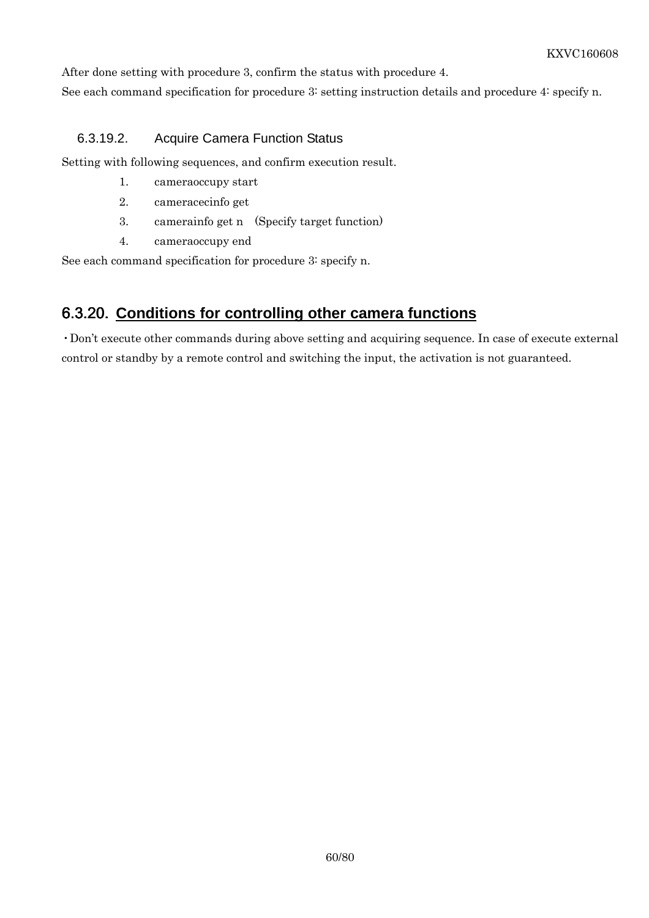After done setting with procedure 3, confirm the status with procedure 4.

See each command specification for procedure 3: setting instruction details and procedure 4: specify n.

#### 6.3.19.2. Acquire Camera Function Status

Setting with following sequences, and confirm execution result.

1. cameraoccupy start
2. cameracecinfo get
3. camerainfo get n （Specify target function）
4. cameraoccupy end

See each command specification for procedure 3: specify n.

### 6.3.20. <u>**Conditions for controlling other camera functions**</u>

・Don't execute other commands during above setting and acquiring sequence. In case of execute external control or standby by a remote control and switching the input, the activation is not guaranteed.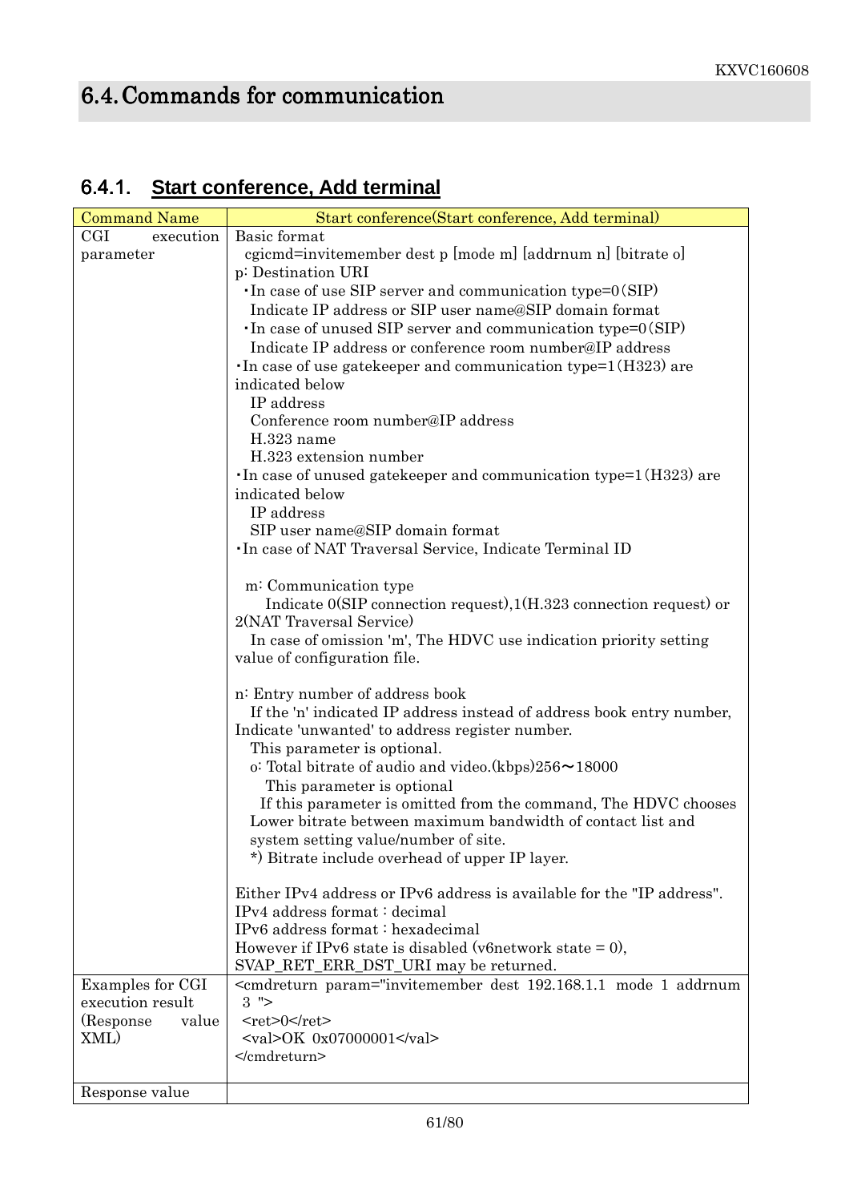## 6.4. Commands for communication

### 6.4.1. Start conference, Add terminal

| Command Name | Start conference(Start conference, Add terminal) |
|---|---|
| CGI execution parameter | Basic format<br>cgicmd=invitemember dest p [mode m] [addrnum n] [bitrate o]<br>p: Destination URI<br>・In case of use SIP server and communication type=0(SIP)<br>Indicate IP address or SIP user name@SIP domain format<br>・In case of unused SIP server and communication type=0(SIP)<br>Indicate IP address or conference room number@IP address<br>・In case of use gatekeeper and communication type=1(H323) are indicated below<br>IP address<br>Conference room number@IP address<br>H.323 name<br>H.323 extension number<br>・In case of unused gatekeeper and communication type=1(H323) are indicated below<br>IP address<br>SIP user name@SIP domain format<br>・In case of NAT Traversal Service, Indicate Terminal ID<br><br>m: Communication type<br>Indicate 0(SIP connection request),1(H.323 connection request) or 2(NAT Traversal Service)<br>In case of omission 'm', The HDVC use indication priority setting value of configuration file.<br><br>n: Entry number of address book<br>If the 'n' indicated IP address instead of address book entry number, Indicate 'unwanted' to address register number.<br>This parameter is optional.<br>o: Total bitrate of audio and video.(kbps)256～18000<br>This parameter is optional<br>If this parameter is omitted from the command, The HDVC chooses Lower bitrate between maximum bandwidth of contact list and system setting value/number of site.<br>*) Bitrate include overhead of upper IP layer.<br><br>Either IPv4 address or IPv6 address is available for the "IP address".<br>IPv4 address format : decimal<br>IPv6 address format : hexadecimal<br>However if IPv6 state is disabled (v6network state = 0), SVAP_RET_ERR_DST_URI may be returned. |
| Examples for CGI execution result (Response value XML) | <cmdreturn param="invitemember dest 192.168.1.1 mode 1 addrnum 3 "><br><ret>0</ret><br><val>OK 0x07000001</val><br></cmdreturn> |
| Response value | |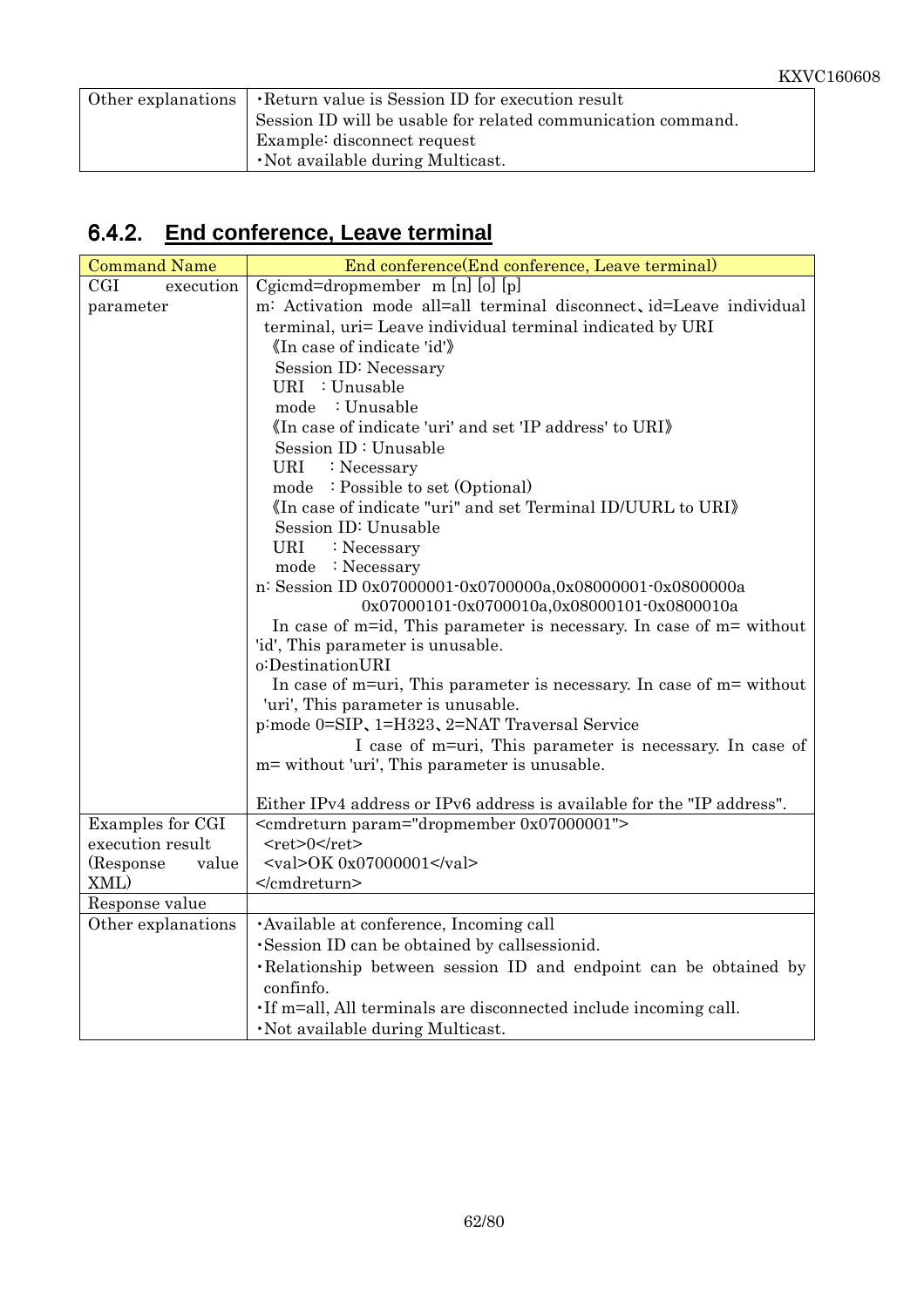| Other explanations | ・Return value is Session ID for execution result<br>Session ID will be usable for related communication command.<br>Example: disconnect request<br>・Not available during Multicast. |
|---|---|

## 6.4.2. End conference, Leave terminal

| Command Name | End conference(End conference, Leave terminal) |
|---|---|
| CGI execution parameter | Cgicmd=dropmember m [n] [o] [p]<br>m: Activation mode all=all terminal disconnect、id=Leave individual terminal, uri= Leave individual terminal indicated by URI<br>《In case of indicate 'id'》<br>Session ID: Necessary<br>URI : Unusable<br>mode : Unusable<br>《In case of indicate 'uri' and set 'IP address' to URI》<br>Session ID : Unusable<br>URI : Necessary<br>mode : Possible to set (Optional)<br>《In case of indicate "uri" and set Terminal ID/UURL to URI》<br>Session ID: Unusable<br>URI : Necessary<br>mode : Necessary<br>n: Session ID 0x07000001-0x0700000a,0x08000001-0x0800000a<br>0x07000101-0x0700010a,0x08000101-0x0800010a<br>In case of m=id, This parameter is necessary. In case of m= without 'id', This parameter is unusable.<br>o:DestinationURI<br>In case of m=uri, This parameter is necessary. In case of m= without 'uri', This parameter is unusable.<br>p:mode 0=SIP、1=H323、2=NAT Traversal Service<br>I case of m=uri, This parameter is necessary. In case of m= without 'uri', This parameter is unusable.<br><br>Either IPv4 address or IPv6 address is available for the "IP address". |
| Examples for CGI execution result (Response value XML) | <cmdreturn param="dropmember 0x07000001"><br><ret>0</ret><br><val>OK 0x07000001</val><br></cmdreturn> |
| Response value | |
| Other explanations | ・Available at conference, Incoming call<br>・Session ID can be obtained by callsessionid.<br>・Relationship between session ID and endpoint can be obtained by confinfo.<br>・If m=all, All terminals are disconnected include incoming call.<br>・Not available during Multicast. |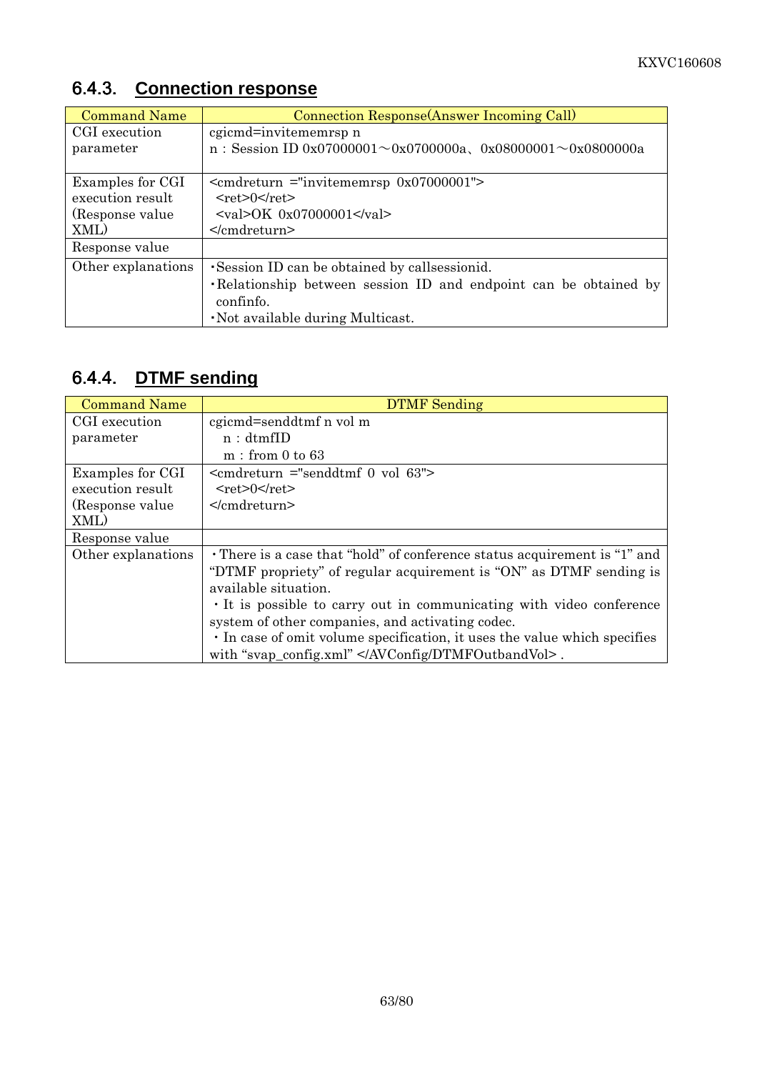## 6.4.3. Connection response

| Command Name | Connection Response(Answer Incoming Call) |
| --- | --- |
| CGI execution parameter | cgicmd=invitememrsp n<br>n : Session ID 0x07000001～0x0700000a、0x08000001～0x0800000a |
| Examples for CGI execution result (Response value XML) | <cmdreturn ="invitememrsp 0x07000001"><br>  <ret>0</ret><br>  <val>OK 0x07000001</val><br></cmdreturn> |
| Response value | |
| Other explanations | ･Session ID can be obtained by callsessionid.<br>･Relationship between session ID and endpoint can be obtained by confinfo.<br>･Not available during Multicast. |

## 6.4.4. DTMF sending

| Command Name | DTMF Sending |
| --- | --- |
| CGI execution parameter | cgicmd=senddtmf n vol m<br>  n : dtmfID<br>  m : from 0 to 63 |
| Examples for CGI execution result (Response value XML) | <cmdreturn ="senddtmf 0 vol 63"><br>  <ret>0</ret><br></cmdreturn> |
| Response value | |
| Other explanations | ・There is a case that "hold" of conference status acquirement is "1" and "DTMF propriety" of regular acquirement is "ON" as DTMF sending is available situation.<br>・It is possible to carry out in communicating with video conference system of other companies, and activating codec.<br>・In case of omit volume specification, it uses the value which specifies with "svap_config.xml" </AVConfig/DTMFOutbandVol> . |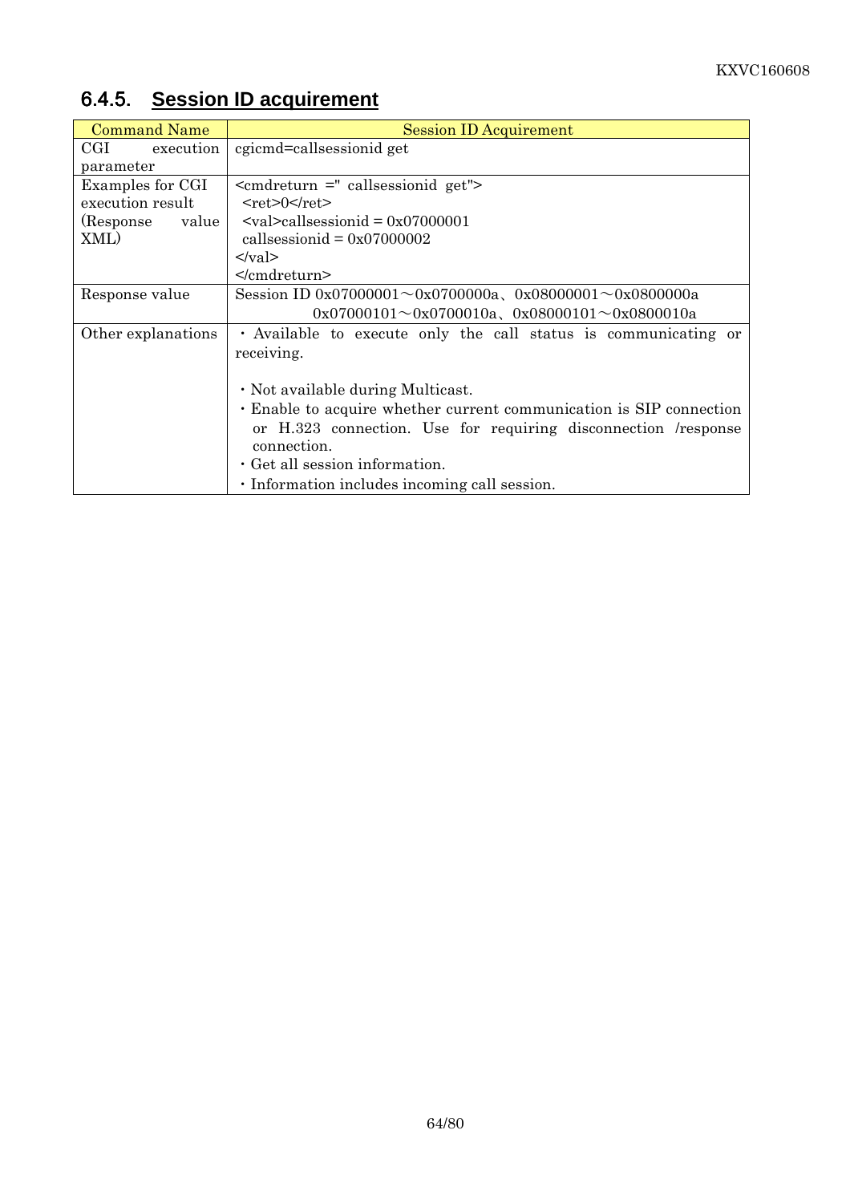## 6.4.5. Session ID acquirement

| Command Name | Session ID Acquirement |
|---|---|
| CGI execution parameter | cgicmd=callsessionid get |
| Examples for CGI execution result (Response value XML) | <cmdreturn =" callsessionid get"><br>  <ret>0</ret><br>  <val>callsessionid = 0x07000001<br>  callsessionid = 0x07000002<br></val><br></cmdreturn> |
| Response value | Session ID 0x07000001～0x0700000a、0x08000001～0x0800000a<br>0x07000101～0x0700010a、0x08000101～0x0800010a |
| Other explanations | ・Available to execute only the call status is communicating or receiving.<br><br>・Not available during Multicast.<br>・Enable to acquire whether current communication is SIP connection or H.323 connection. Use for requiring disconnection /response connection.<br>・Get all session information.<br>・Information includes incoming call session. |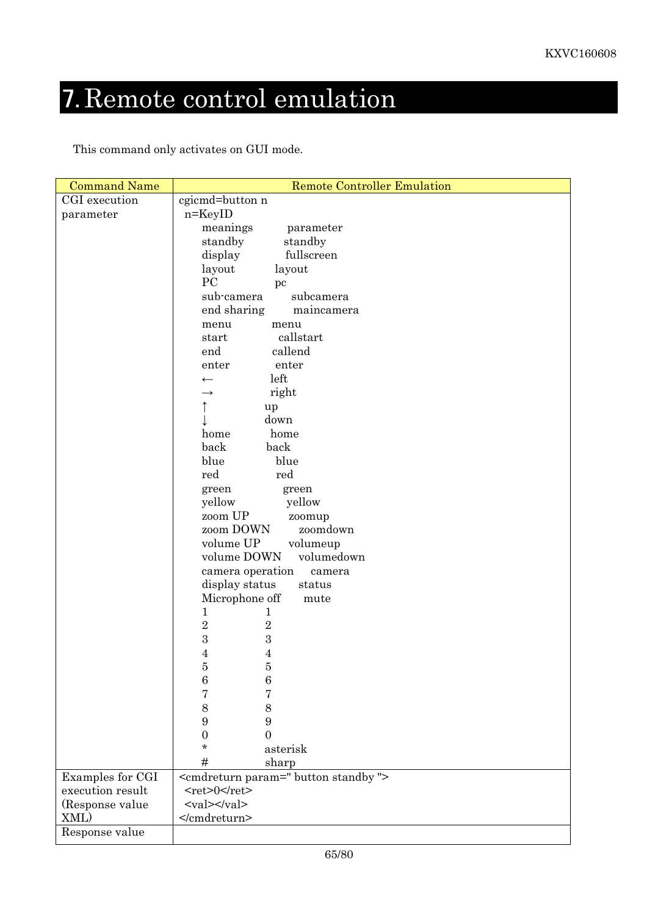# 7. Remote control emulation

This command only activates on GUI mode.

| Command Name | Remote Controller Emulation |
| --- | --- |
| CGI execution parameter | cgicmd=button n<br>n=KeyID<br>meanings parameter<br>standby standby<br>display fullscreen<br>layout layout<br>PC pc<br>sub-camera subcamera<br>end sharing maincamera<br>menu menu<br>start callstart<br>end callend<br>enter enter<br>← left<br>→ right<br>↑ up<br>↓ down<br>home home<br>back back<br>blue blue<br>red red<br>green green<br>yellow yellow<br>zoom UP zoomup<br>zoom DOWN zoomdown<br>volume UP volumeup<br>volume DOWN volumedown<br>camera operation camera<br>display status status<br>Microphone off mute<br>1 1<br>2 2<br>3 3<br>4 4<br>5 5<br>6 6<br>7 7<br>8 8<br>9 9<br>0 0<br>* asterisk<br># sharp |
| Examples for CGI execution result (Response value XML) | `<cmdreturn param=" button standby ">`<br>`<ret>0</ret>`<br>`<val></val>`<br>`</cmdreturn>` |
| Response value | |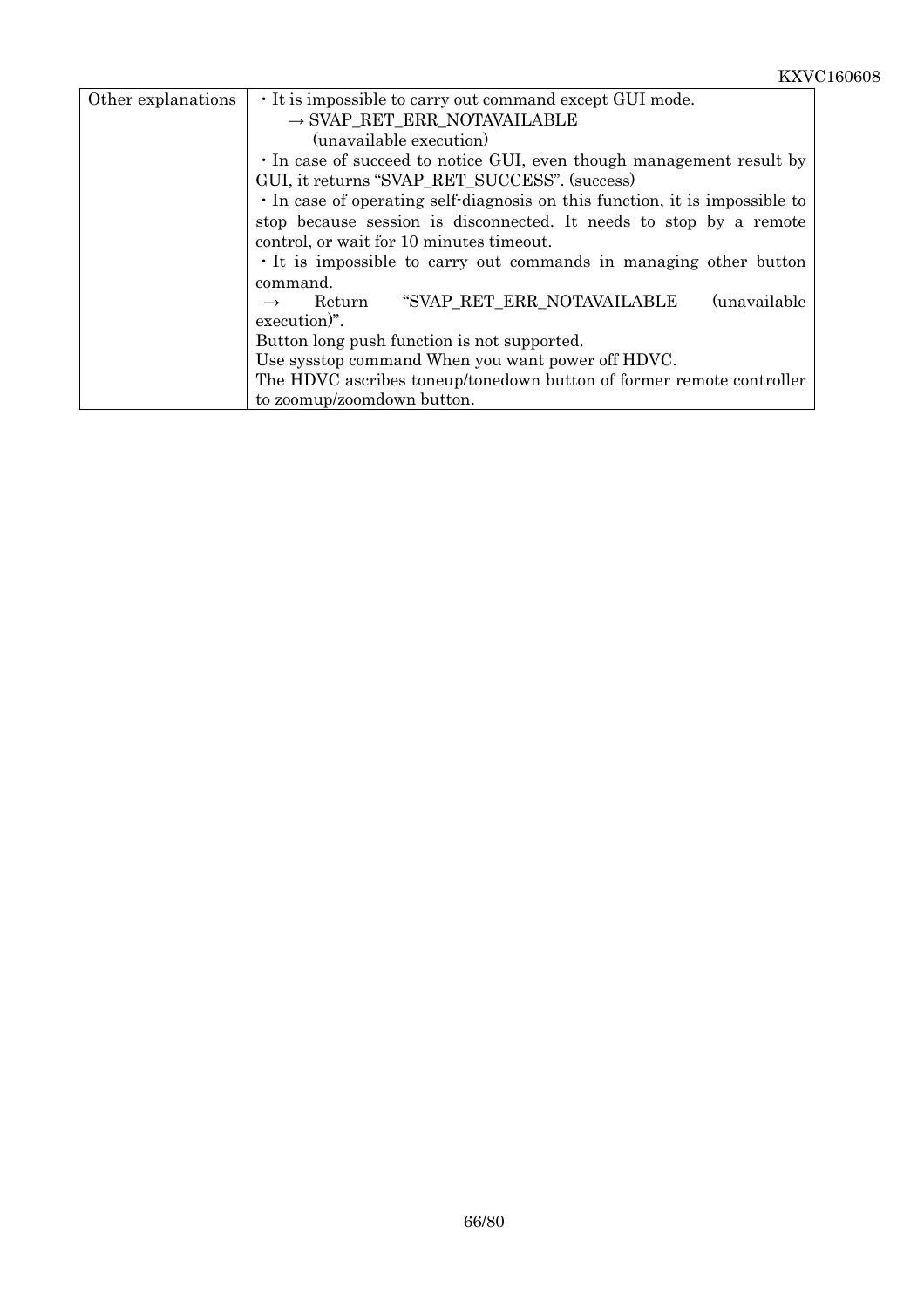| Other explanations | ・It is impossible to carry out command except GUI mode.<br>→ SVAP_RET_ERR_NOTAVAILABLE<br>(unavailable execution)<br>・In case of succeed to notice GUI, even though management result by GUI, it returns "SVAP_RET_SUCCESS". (success)<br>・In case of operating self-diagnosis on this function, it is impossible to stop because session is disconnected. It needs to stop by a remote control, or wait for 10 minutes timeout.<br>・It is impossible to carry out commands in managing other button command.<br>→ Return "SVAP_RET_ERR_NOTAVAILABLE (unavailable execution)".<br>Button long push function is not supported.<br>Use sysstop command When you want power off HDVC.<br>The HDVC ascribes toneup/tonedown button of former remote controller to zoomup/zoomdown button. |
|---|---|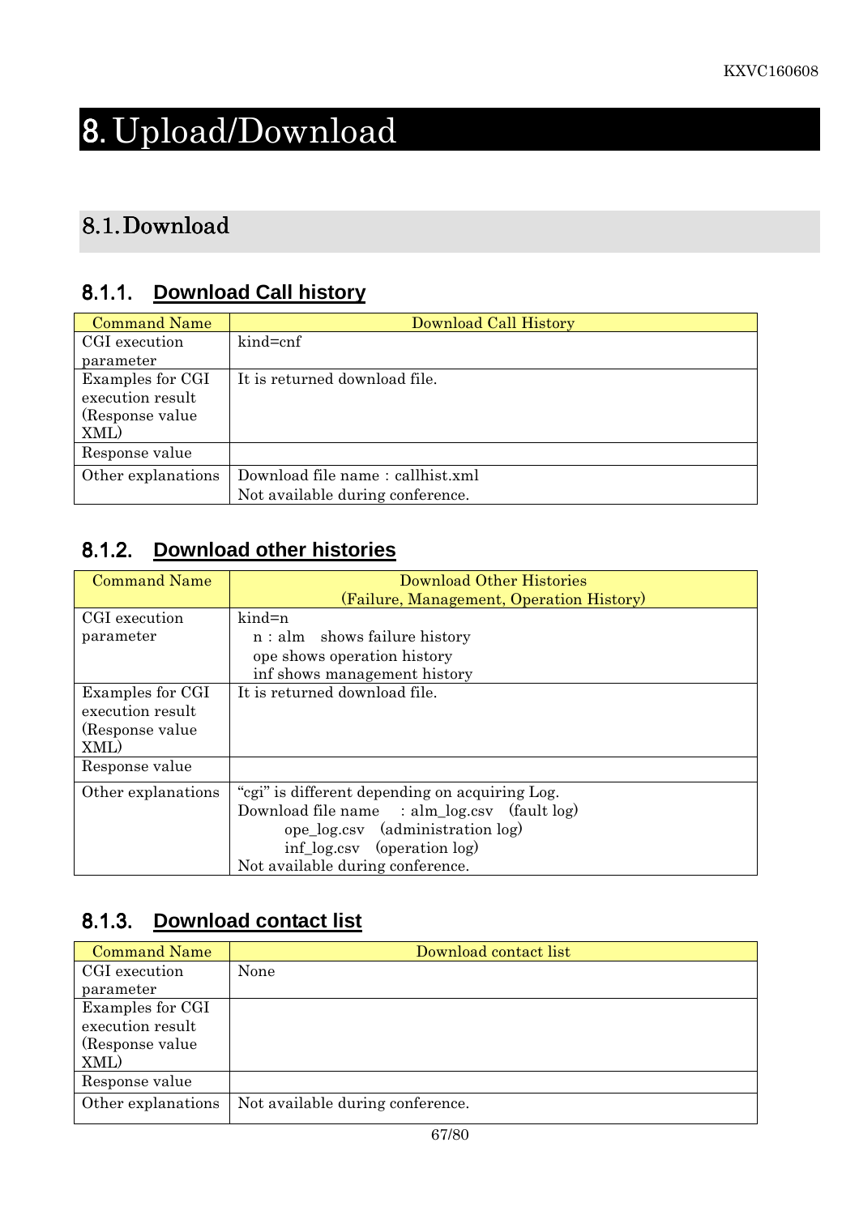// 8. Upload/Download

## 8.1. Download

### 8.1.1. Download Call history

| Command Name | Download Call History |
|---|---|
| CGI execution parameter | kind=cnf |
| Examples for CGI execution result (Response value XML) | It is returned download file. |
| Response value | |
| Other explanations | Download file name : callhist.xml<br>Not available during conference. |

### 8.1.2. Download other histories

| Command Name | Download Other Histories<br>(Failure, Management, Operation History) |
|---|---|
| CGI execution parameter | kind=n<br>n : alm shows failure history<br>ope shows operation history<br>inf shows management history |
| Examples for CGI execution result (Response value XML) | It is returned download file. |
| Response value | |
| Other explanations | "cgi" is different depending on acquiring Log.<br>Download file name : alm_log.csv (fault log)<br>ope_log.csv (administration log)<br>inf_log.csv (operation log)<br>Not available during conference. |

### 8.1.3. Download contact list

| Command Name | Download contact list |
|---|---|
| CGI execution parameter | None |
| Examples for CGI execution result (Response value XML) | |
| Response value | |
| Other explanations | Not available during conference. |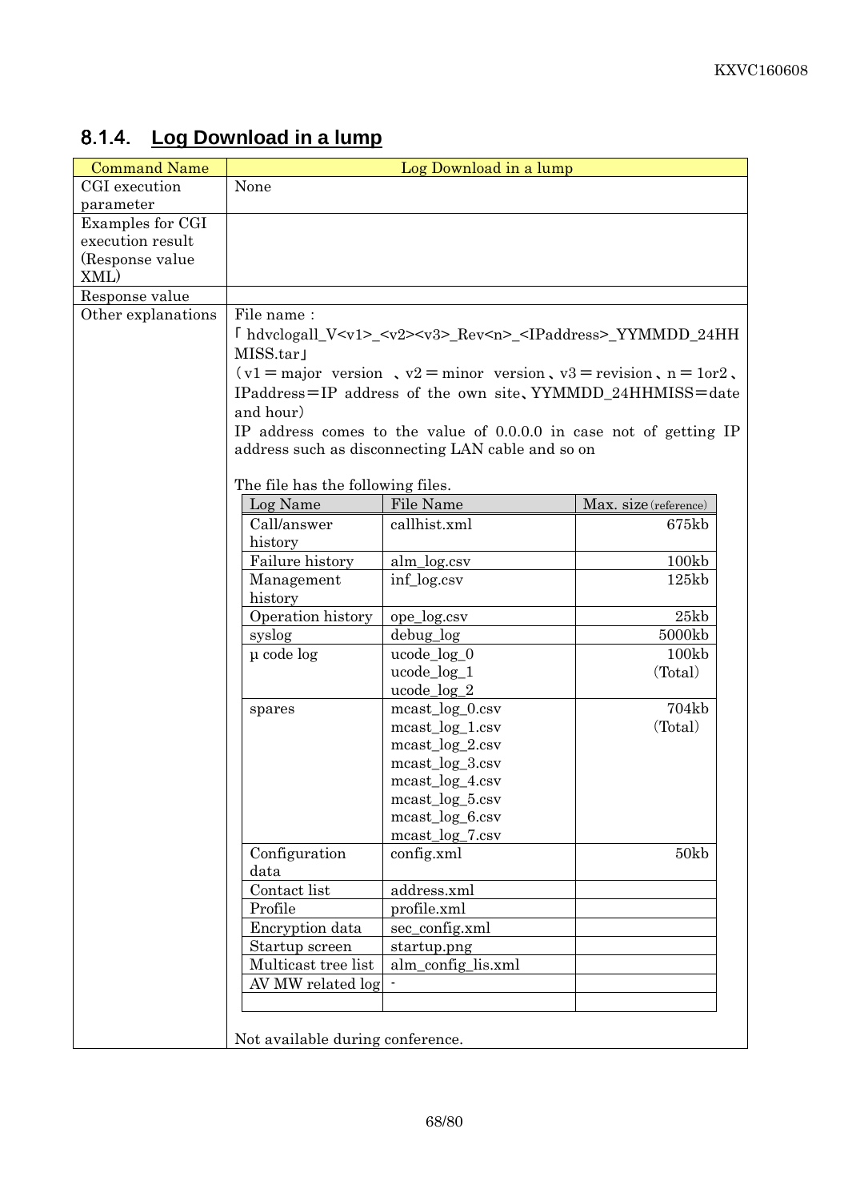## 8.1.4. Log Download in a lump

| Command Name | Log Download in a lump |
|---|---|
| CGI execution parameter | None |
| Examples for CGI execution result (Response value XML) | |
| Response value | |
| Other explanations | File name :<br>「hdvclogall_V<v1>_<v2><v3>_Rev<n>_<IPaddress>_YYMMDD_24HHMISS.tar」<br>（v1＝major version 、v2＝minor version、v3＝revision、n＝1or2、IPaddress＝IP address of the own site、YYMMDD_24HHMISS＝date and hour）<br>IP address comes to the value of 0.0.0.0 in case not of getting IP address such as disconnecting LAN cable and so on<br><br>The file has the following files.<br>(see table below)<br><br>Not available during conference. |

| Log Name | File Name | Max. size (reference) |
|---|---|---|
| Call/answer history | callhist.xml | 675kb |
| Failure history | alm_log.csv | 100kb |
| Management history | inf_log.csv | 125kb |
| Operation history | ope_log.csv | 25kb |
| syslog | debug_log | 5000kb |
| µ code log | ucode_log_0<br>ucode_log_1<br>ucode_log_2 | 100kb<br>(Total) |
| spares | mcast_log_0.csv<br>mcast_log_1.csv<br>mcast_log_2.csv<br>mcast_log_3.csv<br>mcast_log_4.csv<br>mcast_log_5.csv<br>mcast_log_6.csv<br>mcast_log_7.csv | 704kb<br>(Total) |
| Configuration data | config.xml | 50kb |
| Contact list | address.xml | |
| Profile | profile.xml | |
| Encryption data | sec_config.xml | |
| Startup screen | startup.png | |
| Multicast tree list | alm_config_lis.xml | |
| AV MW related log | - | |
| | | |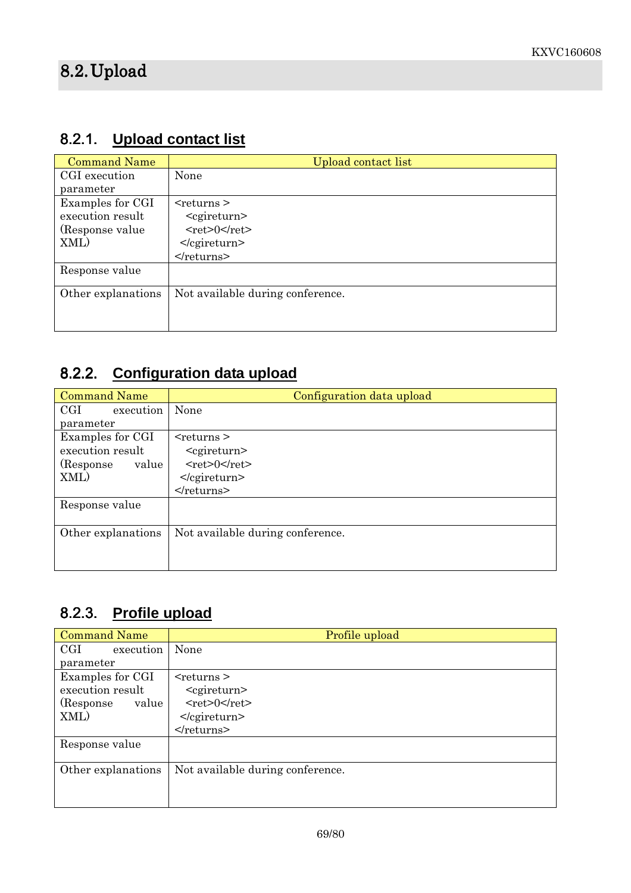## 8.2. Upload

### 8.2.1. Upload contact list

| Command Name | Upload contact list |
|---|---|
| CGI execution parameter | None |
| Examples for CGI execution result (Response value XML) | <returns ><br>  <cgireturn><br>  <ret>0</ret><br> </cgireturn><br></returns> |
| Response value | |
| Other explanations | Not available during conference. |

### 8.2.2. Configuration data upload

| Command Name | Configuration data upload |
|---|---|
| CGI execution parameter | None |
| Examples for CGI execution result (Response value XML) | <returns ><br>  <cgireturn><br>  <ret>0</ret><br> </cgireturn><br></returns> |
| Response value | |
| Other explanations | Not available during conference. |

### 8.2.3. Profile upload

| Command Name | Profile upload |
|---|---|
| CGI execution parameter | None |
| Examples for CGI execution result (Response value XML) | <returns ><br>  <cgireturn><br>  <ret>0</ret><br> </cgireturn><br></returns> |
| Response value | |
| Other explanations | Not available during conference. |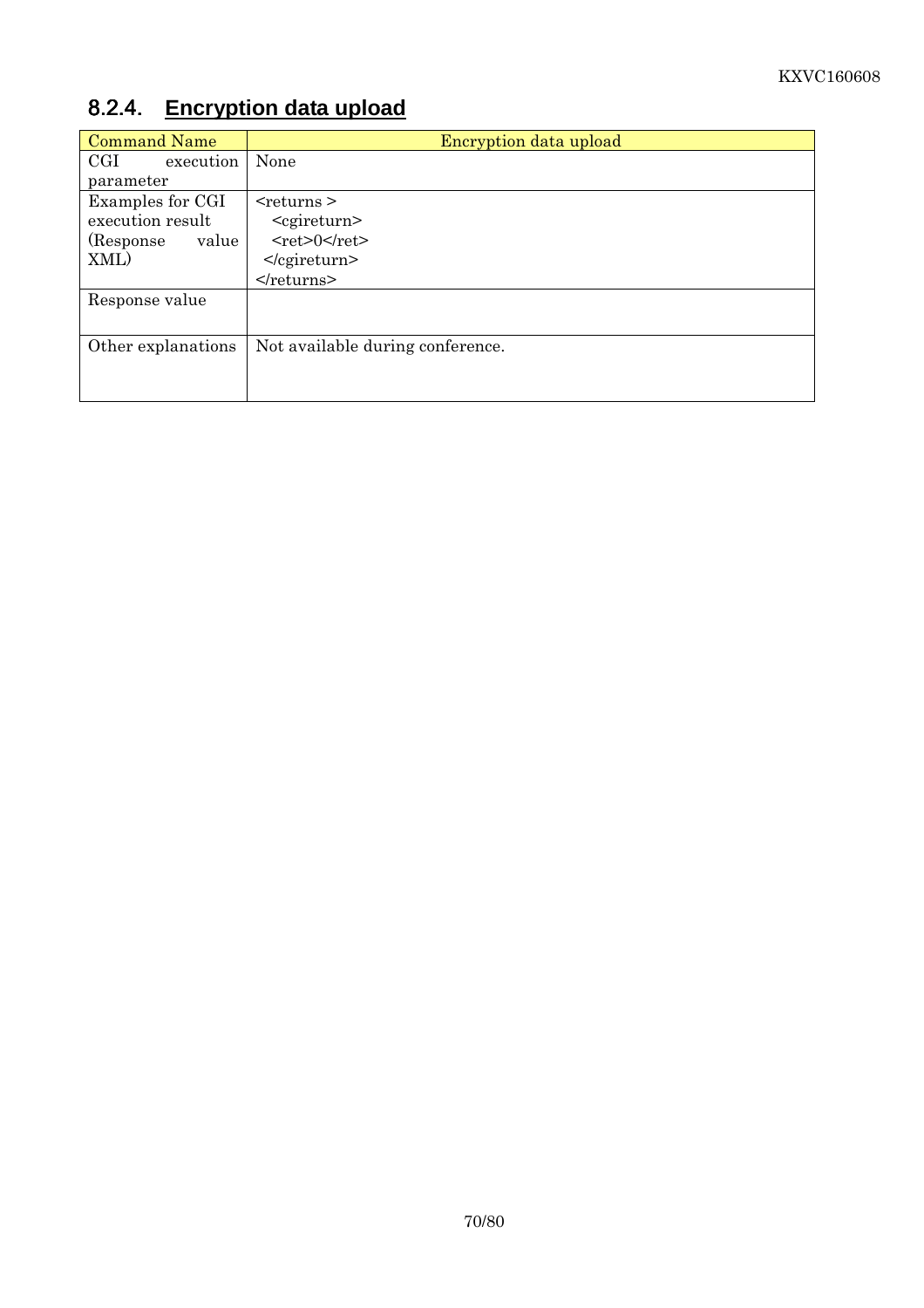### 8.2.4. Encryption data upload

| Command Name | Encryption data upload |
|---|---|
| CGI execution parameter | None |
| Examples for CGI execution result (Response value XML) | `<returns >`<br>`  <cgireturn>`<br>`  <ret>0</ret>`<br>` </cgireturn>`<br>`</returns>` |
| Response value | |
| Other explanations | Not available during conference. |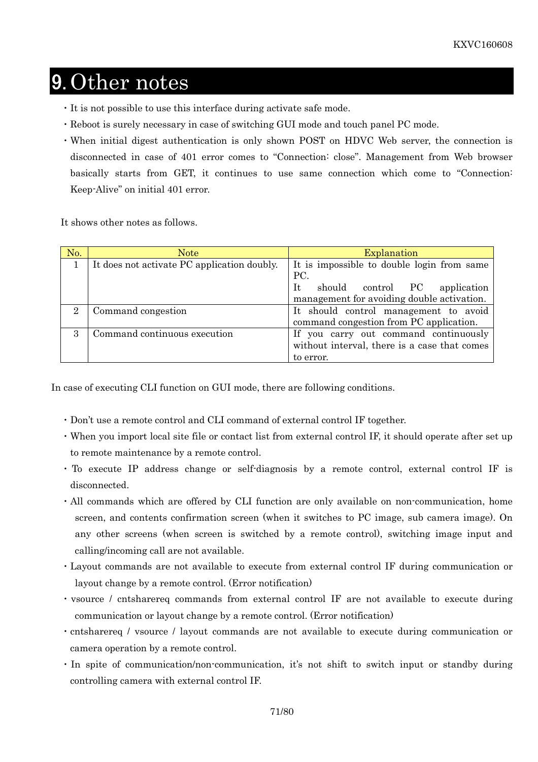# 9. Other notes

- It is not possible to use this interface during activate safe mode.
- Reboot is surely necessary in case of switching GUI mode and touch panel PC mode.
- When initial digest authentication is only shown POST on HDVC Web server, the connection is disconnected in case of 401 error comes to "Connection: close". Management from Web browser basically starts from GET, it continues to use same connection which come to "Connection: Keep-Alive" on initial 401 error.

It shows other notes as follows.

| No. | Note | Explanation |
|---|---|---|
| 1 | It does not activate PC application doubly. | It is impossible to double login from same PC.<br>It should control PC application management for avoiding double activation. |
| 2 | Command congestion | It should control management to avoid command congestion from PC application. |
| 3 | Command continuous execution | If you carry out command continuously without interval, there is a case that comes to error. |

In case of executing CLI function on GUI mode, there are following conditions.

- Don't use a remote control and CLI command of external control IF together.
- When you import local site file or contact list from external control IF, it should operate after set up to remote maintenance by a remote control.
- To execute IP address change or self-diagnosis by a remote control, external control IF is disconnected.
- All commands which are offered by CLI function are only available on non-communication, home screen, and contents confirmation screen (when it switches to PC image, sub camera image). On any other screens (when screen is switched by a remote control), switching image input and calling/incoming call are not available.
- Layout commands are not available to execute from external control IF during communication or layout change by a remote control. (Error notification)
- vsource / cntsharereq commands from external control IF are not available to execute during communication or layout change by a remote control. (Error notification)
- cntsharereq / vsource / layout commands are not available to execute during communication or camera operation by a remote control.
- In spite of communication/non-communication, it's not shift to switch input or standby during controlling camera with external control IF.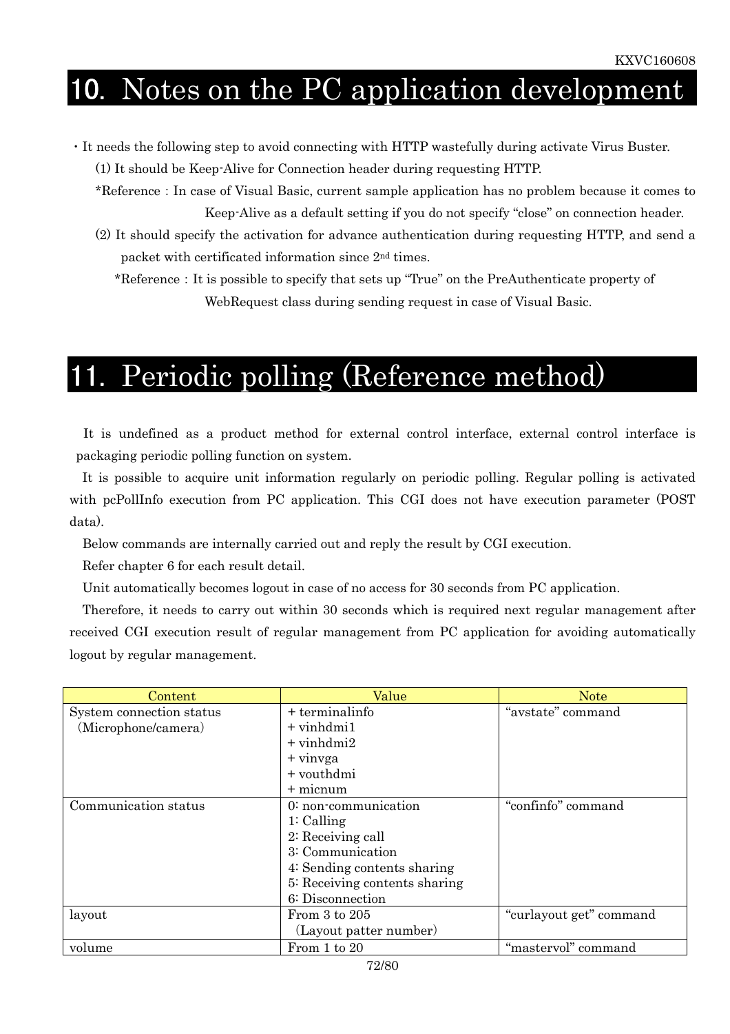# 10. Notes on the PC application development

- It needs the following step to avoid connecting with HTTP wastefully during activate Virus Buster.

  (1) It should be Keep-Alive for Connection header during requesting HTTP.

  *Reference : In case of Visual Basic, current sample application has no problem because it comes to Keep-Alive as a default setting if you do not specify "close" on connection header.

  (2) It should specify the activation for advance authentication during requesting HTTP, and send a packet with certificated information since 2nd times.

  *Reference : It is possible to specify that sets up "True" on the PreAuthenticate property of WebRequest class during sending request in case of Visual Basic.

# 11. Periodic polling (Reference method)

It is undefined as a product method for external control interface, external control interface is packaging periodic polling function on system.

It is possible to acquire unit information regularly on periodic polling. Regular polling is activated with pcPollInfo execution from PC application. This CGI does not have execution parameter (POST data).

Below commands are internally carried out and reply the result by CGI execution.

Refer chapter 6 for each result detail.

Unit automatically becomes logout in case of no access for 30 seconds from PC application.

Therefore, it needs to carry out within 30 seconds which is required next regular management after received CGI execution result of regular management from PC application for avoiding automatically logout by regular management.

| Content | Value | Note |
|---|---|---|
| System connection status (Microphone/camera) | + terminalinfo<br>+ vinhdmi1<br>+ vinhdmi2<br>+ vinvga<br>+ vouthdmi<br>+ micnum | "avstate" command |
| Communication status | 0: non-communication<br>1: Calling<br>2: Receiving call<br>3: Communication<br>4: Sending contents sharing<br>5: Receiving contents sharing<br>6: Disconnection | "confinfo" command |
| layout | From 3 to 205<br>(Layout patter number) | "curlayout get" command |
| volume | From 1 to 20 | "mastervol" command |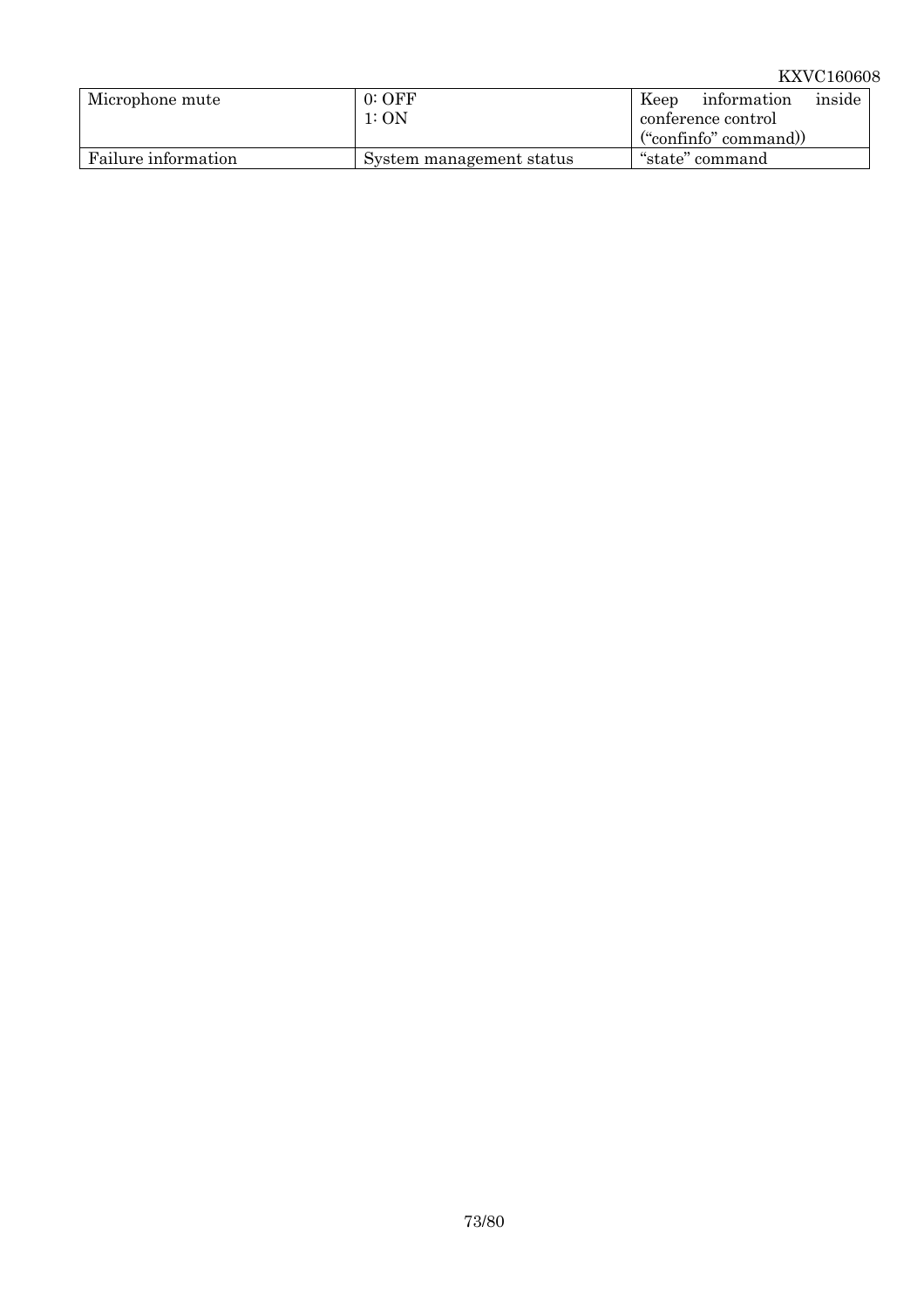| Microphone mute | 0: OFF<br>1: ON | Keep information inside conference control ("confinfo" command)) |
|---|---|---|
| Failure information | System management status | "state" command |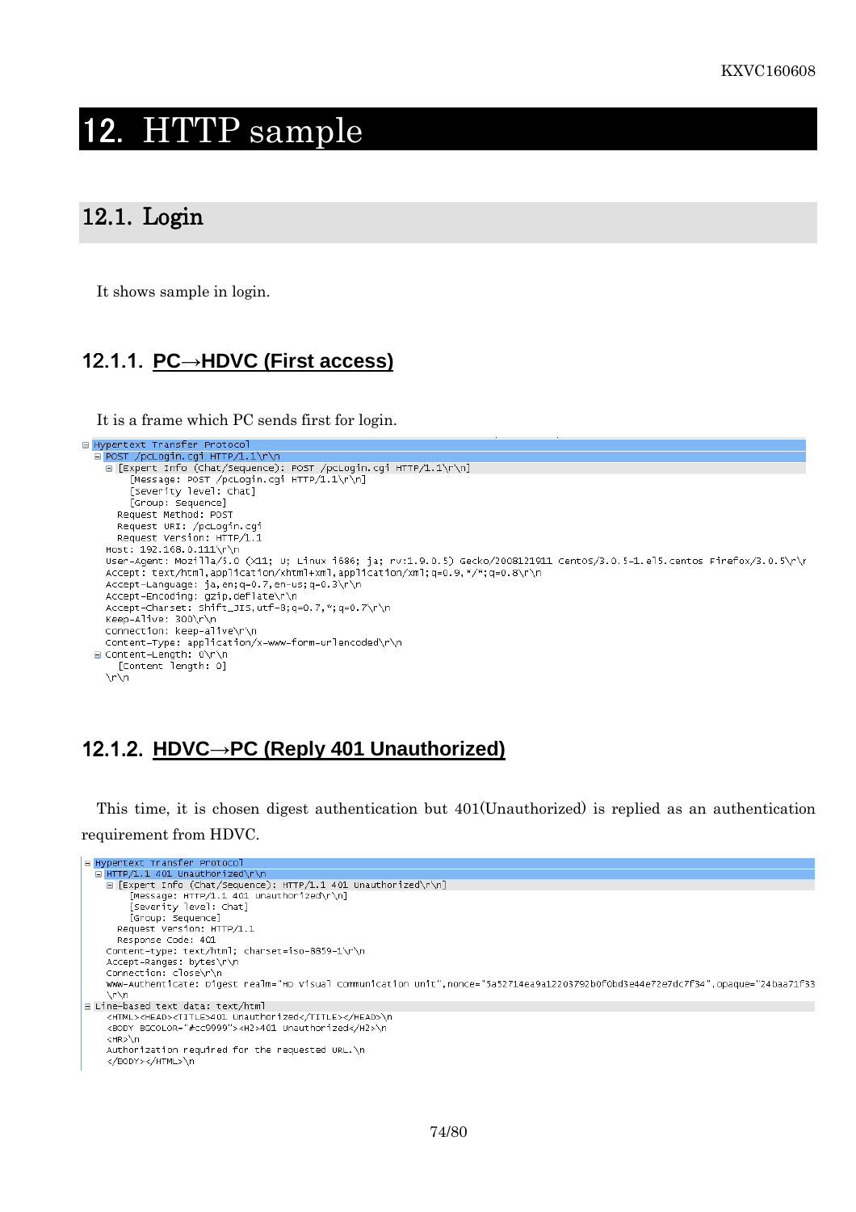# 12. HTTP sample

## 12.1. Login

It shows sample in login.

### 12.1.1. PC→HDVC (First access)

It is a frame which PC sends first for login.

```
⊟ Hypertext Transfer Protocol
  ⊟ POST /pcLogin.cgi HTTP/1.1\r\n
    ⊟ [Expert Info (Chat/Sequence): POST /pcLogin.cgi HTTP/1.1\r\n]
        [Message: POST /pcLogin.cgi HTTP/1.1\r\n]
        [Severity level: Chat]
        [Group: Sequence]
      Request Method: POST
      Request URI: /pcLogin.cgi
      Request Version: HTTP/1.1
    Host: 192.168.0.111\r\n
    User-Agent: Mozilla/5.0 (X11; U; Linux i686; ja; rv:1.9.0.5) Gecko/2008121911 CentOS/3.0.5-1.el5.centos Firefox/3.0.5\r\n
    Accept: text/html,application/xhtml+xml,application/xml;q=0.9,*/*;q=0.8\r\n
    Accept-Language: ja,en;q=0.7,en-us;q=0.3\r\n
    Accept-Encoding: gzip,deflate\r\n
    Accept-Charset: Shift_JIS,utf-8;q=0.7,*;q=0.7\r\n
    Keep-Alive: 300\r\n
    Connection: keep-alive\r\n
    Content-Type: application/x-www-form-urlencoded\r\n
  ⊟ Content-Length: 0\r\n
      [Content length: 0]
    \r\n
```

### 12.1.2. HDVC→PC (Reply 401 Unauthorized)

This time, it is chosen digest authentication but 401(Unauthorized) is replied as an authentication requirement from HDVC.

```
⊟ Hypertext Transfer Protocol
  ⊟ HTTP/1.1 401 Unauthorized\r\n
    ⊟ [Expert Info (Chat/Sequence): HTTP/1.1 401 Unauthorized\r\n]
        [Message: HTTP/1.1 401 Unauthorized\r\n]
        [Severity level: Chat]
        [Group: Sequence]
      Request Version: HTTP/1.1
      Response Code: 401
    Content-type: text/html; charset=iso-8859-1\r\n
    Accept-Ranges: bytes\r\n
    Connection: close\r\n
    WWW-Authenticate: Digest realm="HD Visual Communication Unit",nonce="5a52714ea9a12203792b0f0bd3e44e72e7dc7f34",opaque="24baa71f33
    \r\n
⊟ Line-based text data: text/html
    <HTML><HEAD><TITLE>401 Unauthorized</TITLE></HEAD>\n
    <BODY BGCOLOR="#cc9999"><H2>401 Unauthorized</H2>\n
    <HR>\n
    Authorization required for the requested URL.\n
    </BODY></HTML>\n
```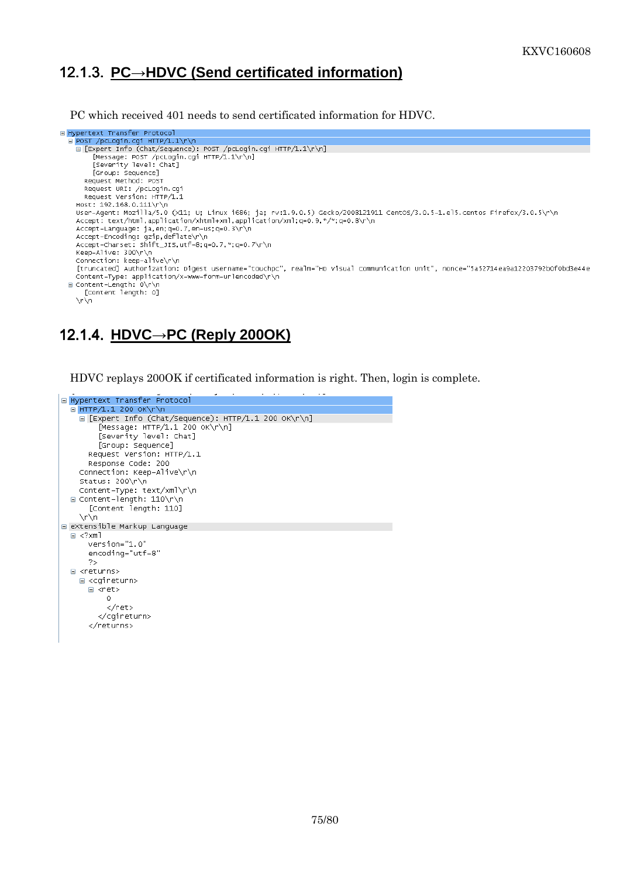## 12.1.3. PC→HDVC (Send certificated information)

PC which received 401 needs to send certificated information for HDVC.

```
⊟ Hypertext Transfer Protocol
  ⊟ POST /pcLogin.cgi HTTP/1.1\r\n
    ⊟ [Expert Info (Chat/Sequence): POST /pcLogin.cgi HTTP/1.1\r\n]
        [Message: POST /pcLogin.cgi HTTP/1.1\r\n]
        [Severity level: Chat]
        [Group: Sequence]
      Request Method: POST
      Request URI: /pcLogin.cgi
      Request Version: HTTP/1.1
    Host: 192.168.0.111\r\n
    User-Agent: Mozilla/5.0 (X11; U; Linux i686; ja; rv:1.9.0.5) Gecko/2008121911 CentOS/3.0.5-1.el5.centos Firefox/3.0.5\r\n
    Accept: text/html,application/xhtml+xml,application/xml;q=0.9,*/*;q=0.8\r\n
    Accept-Language: ja,en;q=0.7,en-us;q=0.3\r\n
    Accept-Encoding: gzip,deflate\r\n
    Accept-Charset: Shift_JIS,utf-8;q=0.7,*;q=0.7\r\n
    Keep-Alive: 300\r\n
    Connection: keep-alive\r\n
    [truncated] Authorization: Digest username="touchpc", realm="HD Visual Communication Unit", nonce="5a52714ea9a12203792b0f0bd3e44e
    Content-Type: application/x-www-form-urlencoded\r\n
  ⊟ Content-Length: 0\r\n
      [Content length: 0]
    \r\n
```

## 12.1.4. HDVC→PC (Reply 200OK)

HDVC replays 200OK if certificated information is right. Then, login is complete.

```
⊟ Hypertext Transfer Protocol
  ⊟ HTTP/1.1 200 OK\r\n
    ⊟ [Expert Info (Chat/Sequence): HTTP/1.1 200 OK\r\n]
        [Message: HTTP/1.1 200 OK\r\n]
        [Severity level: Chat]
        [Group: Sequence]
      Request Version: HTTP/1.1
      Response Code: 200
    Connection: Keep-Alive\r\n
    Status: 200\r\n
    Content-Type: text/xml\r\n
  ⊟ Content-length: 110\r\n
      [Content length: 110]
    \r\n
⊟ eXtensible Markup Language
  ⊟ <?xml
      version="1.0"
      encoding="utf-8"
      ?>
  ⊟ <returns>
    ⊟ <cgireturn>
      ⊟ <ret>
          0
          </ret>
        </cgireturn>
      </returns>
```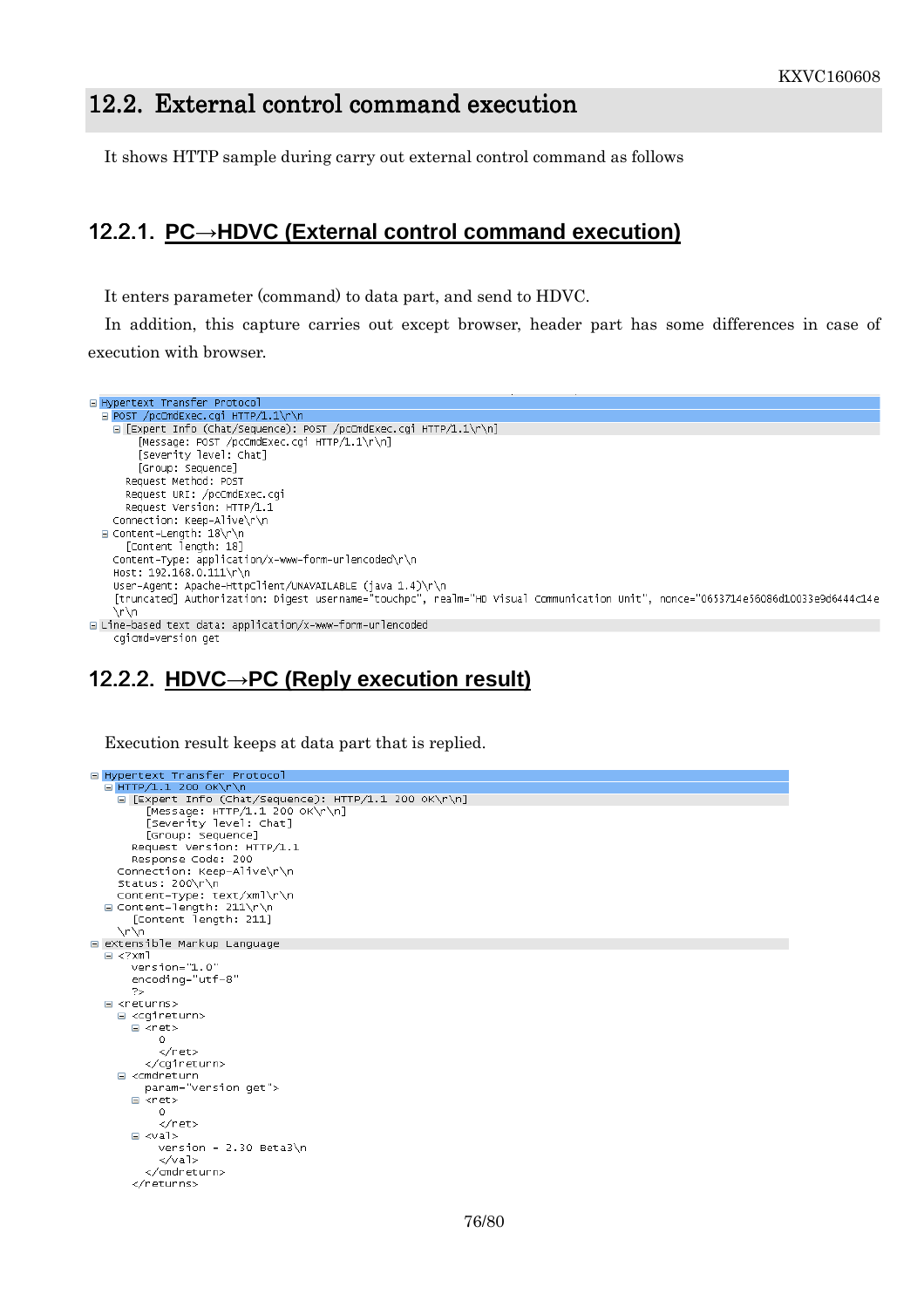## 12.2. External control command execution

It shows HTTP sample during carry out external control command as follows

### 12.2.1. PC→HDVC (External control command execution)

It enters parameter (command) to data part, and send to HDVC.

In addition, this capture carries out except browser, header part has some differences in case of execution with browser.

```
⊟ Hypertext Transfer Protocol
  ⊟ POST /pcCmdExec.cgi HTTP/1.1\r\n
    ⊟ [Expert Info (Chat/Sequence): POST /pcCmdExec.cgi HTTP/1.1\r\n]
        [Message: POST /pcCmdExec.cgi HTTP/1.1\r\n]
        [Severity level: Chat]
        [Group: Sequence]
      Request Method: POST
      Request URI: /pcCmdExec.cgi
      Request Version: HTTP/1.1
    Connection: Keep-Alive\r\n
  ⊟ Content-Length: 18\r\n
      [Content length: 18]
    Content-Type: application/x-www-form-urlencoded\r\n
    Host: 192.168.0.111\r\n
    User-Agent: Apache-HttpClient/UNAVAILABLE (java 1.4)\r\n
    [truncated] Authorization: Digest username="touchpc", realm="HD Visual Communication Unit", nonce="0653714e56086d10033e9d6444c14e
    \r\n
⊟ Line-based text data: application/x-www-form-urlencoded
    cgicmd=version get
```

### 12.2.2. HDVC→PC (Reply execution result)

Execution result keeps at data part that is replied.

```
⊟ Hypertext Transfer Protocol
  ⊟ HTTP/1.1 200 OK\r\n
    ⊟ [Expert Info (Chat/Sequence): HTTP/1.1 200 OK\r\n]
        [Message: HTTP/1.1 200 OK\r\n]
        [Severity level: Chat]
        [Group: Sequence]
      Request Version: HTTP/1.1
      Response Code: 200
    Connection: Keep-Alive\r\n
    Status: 200\r\n
    Content-Type: text/xml\r\n
  ⊟ Content-Length: 211\r\n
      [Content length: 211]
    \r\n
⊟ eXtensible Markup Language
  ⊟ <?xml
      version="1.0"
      encoding="utf-8"
      ?>
  ⊟ <returns>
    ⊟ <cgireturn>
      ⊟ <ret>
          0
          </ret>
        </cgireturn>
    ⊟ <cmdreturn
        param="version get">
      ⊟ <ret>
          0
          </ret>
      ⊟ <val>
          version = 2.30 Beta3\n
          </val>
        </cmdreturn>
      </returns>
```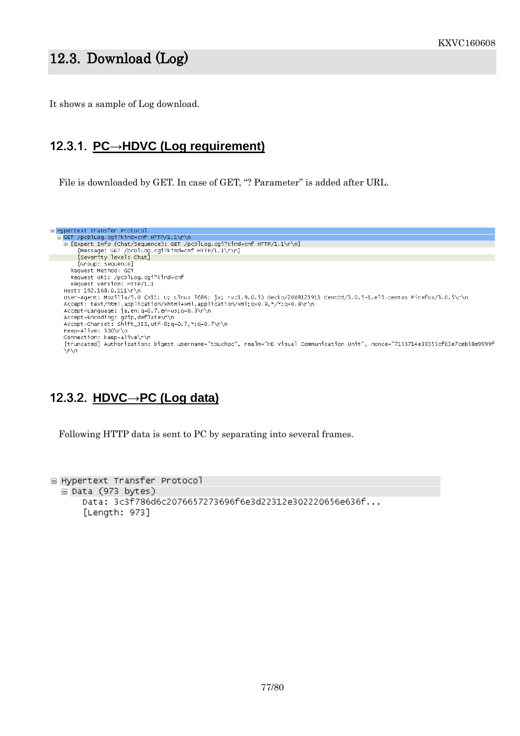## 12.3. Download (Log)

It shows a sample of Log download.

### 12.3.1. PC→HDVC (Log requirement)

File is downloaded by GET. In case of GET, "? Parameter" is added after URL.

```
⊟ Hypertext Transfer Protocol
  ⊟ GET /pcDlLog.cgi?kind=cnf HTTP/1.1\r\n
    ⊟ [Expert Info (Chat/Sequence): GET /pcDlLog.cgi?kind=cnf HTTP/1.1\r\n]
        [Message: GET /pcDlLog.cgi?kind=cnf HTTP/1.1\r\n]
        [Severity level: Chat]
        [Group: Sequence]
      Request Method: GET
      Request URI: /pcDlLog.cgi?kind=cnf
      Request Version: HTTP/1.1
    Host: 192.168.0.111\r\n
    User-Agent: Mozilla/5.0 (X11; U; Linux i686; ja; rv:1.9.0.5) Gecko/2008121911 CentOS/3.0.5-1.el5.centos Firefox/3.0.5\r\n
    Accept: text/html,application/xhtml+xml,application/xml;q=0.9,*/*;q=0.8\r\n
    Accept-Language: ja,en;q=0.7,en-us;q=0.3\r\n
    Accept-Encoding: gzip,deflate\r\n
    Accept-Charset: Shift_JIS,utf-8;q=0.7,*;q=0.7\r\n
    Keep-Alive: 300\r\n
    Connection: keep-alive\r\n
    [truncated] Authorization: Digest username="touchpc", realm="HD Visual Communication Unit", nonce="7153714e39355cf03e7ceb58e9999f
    \r\n
```

### 12.3.2. HDVC→PC (Log data)

Following HTTP data is sent to PC by separating into several frames.

```
⊟ Hypertext Transfer Protocol
  ⊟ Data (973 bytes)
      Data: 3c3f786d6c2076657273696f6e3d22312e302220656e636f...
      [Length: 973]
```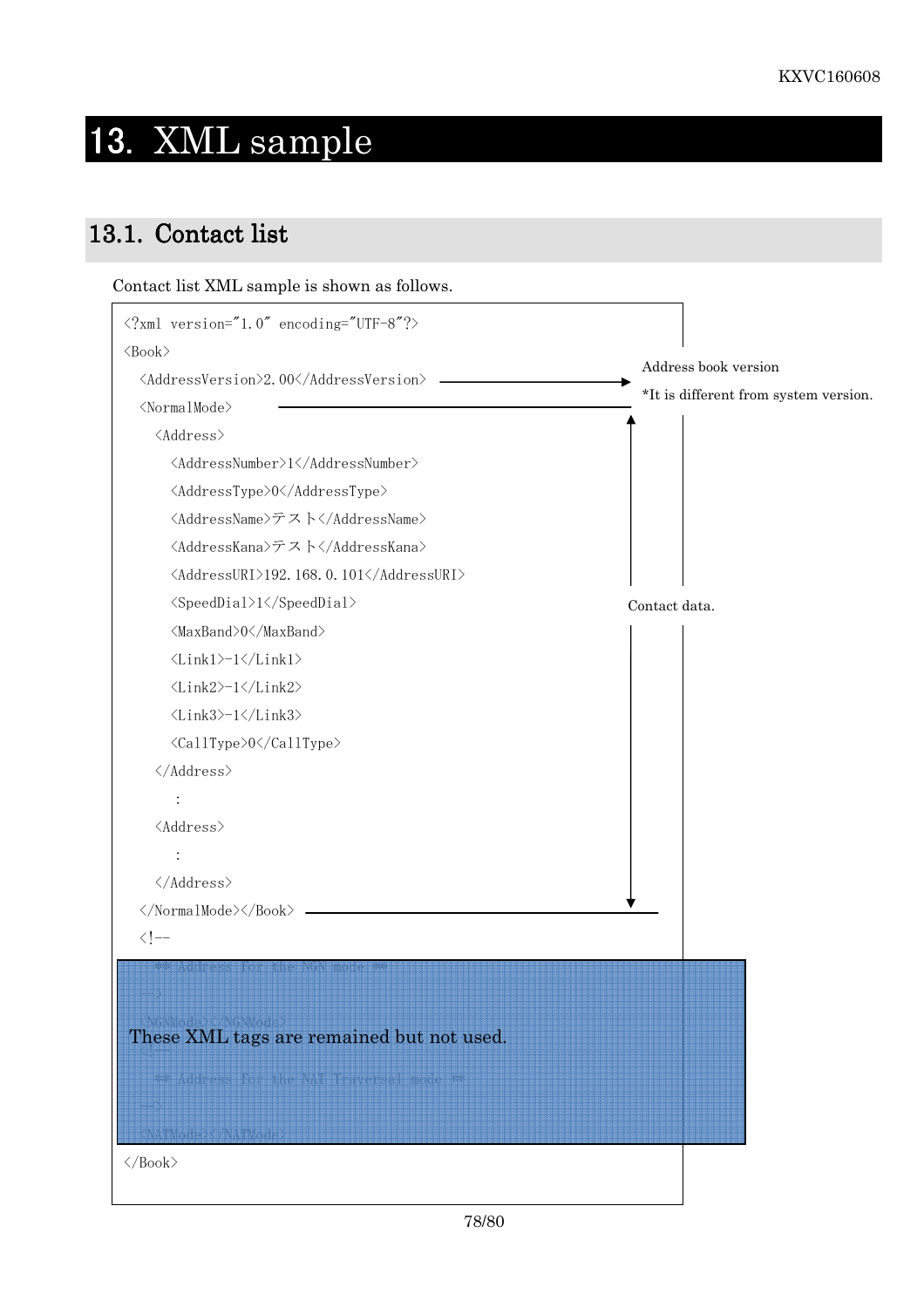# 13. XML sample

## 13.1. Contact list

Contact list XML sample is shown as follows.

```
<?xml version="1.0" encoding="UTF-8"?>
<Book>
  <AddressVersion>2.00</AddressVersion>
  <NormalMode>
    <Address>
      <AddressNumber>1</AddressNumber>
      <AddressType>0</AddressType>
      <AddressName>テスト</AddressName>
      <AddressKana>テスト</AddressKana>
      <AddressURI>192.168.0.101</AddressURI>
      <SpeedDial>1</SpeedDial>
      <MaxBand>0</MaxBand>
      <Link1>-1</Link1>
      <Link2>-1</Link2>
      <Link3>-1</Link3>
      <CallType>0</CallType>
    </Address>
      :
    <Address>
      :
    </Address>
  </NormalMode></Book>
  <!--
    ** Address for the NGN mode **
  -->
  <NGNMode></NGNMode>
  <!--
    ** Address for the NAT Traversal mode **
  -->
  <NATMode></NATMode>
</Book>
```

Address book version
*It is different from system version.

Contact data.

These XML tags are remained but not used.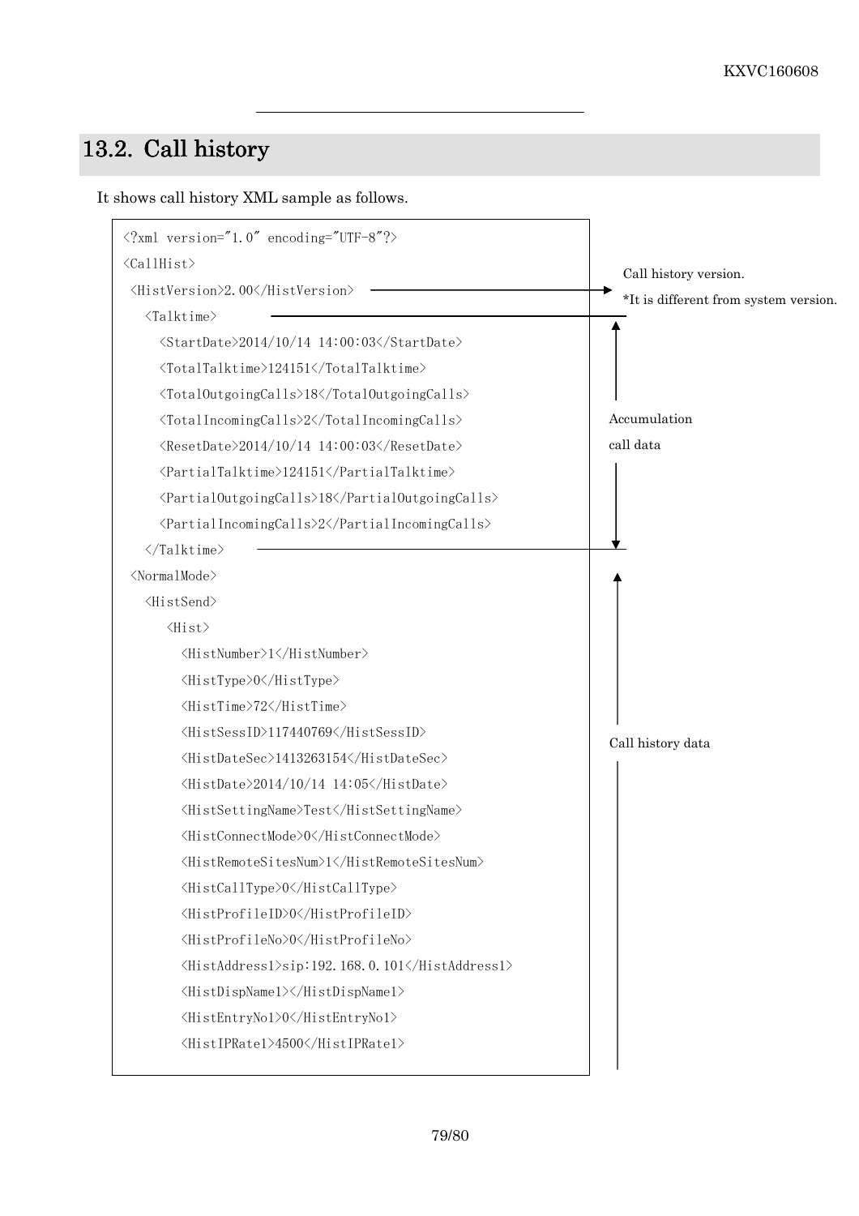## 13.2. Call history

It shows call history XML sample as follows.

```
<?xml version="1.0" encoding="UTF-8"?>
<CallHist>
 <HistVersion>2.00</HistVersion>
   <Talktime>
     <StartDate>2014/10/14 14:00:03</StartDate>
     <TotalTalktime>124151</TotalTalktime>
     <TotalOutgoingCalls>18</TotalOutgoingCalls>
     <TotalIncomingCalls>2</TotalIncomingCalls>
     <ResetDate>2014/10/14 14:00:03</ResetDate>
     <PartialTalktime>124151</PartialTalktime>
     <PartialOutgoingCalls>18</PartialOutgoingCalls>
     <PartialIncomingCalls>2</PartialIncomingCalls>
   </Talktime>
 <NormalMode>
   <HistSend>
      <Hist>
        <HistNumber>1</HistNumber>
        <HistType>0</HistType>
        <HistTime>72</HistTime>
        <HistSessID>117440769</HistSessID>
        <HistDateSec>1413263154</HistDateSec>
        <HistDate>2014/10/14 14:05</HistDate>
        <HistSettingName>Test</HistSettingName>
        <HistConnectMode>0</HistConnectMode>
        <HistRemoteSitesNum>1</HistRemoteSitesNum>
        <HistCallType>0</HistCallType>
        <HistProfileID>0</HistProfileID>
        <HistProfileNo>0</HistProfileNo>
        <HistAddress1>sip:192.168.0.101</HistAddress1>
        <HistDispName1></HistDispName1>
        <HistEntryNo1>0</HistEntryNo1>
        <HistIPRate1>4500</HistIPRate1>
```

Annotations:

- `<HistVersion>`: Call history version. *It is different from system version.
- `<Talktime>` … `</Talktime>`: Accumulation call data
- `<NormalMode>` …: Call history data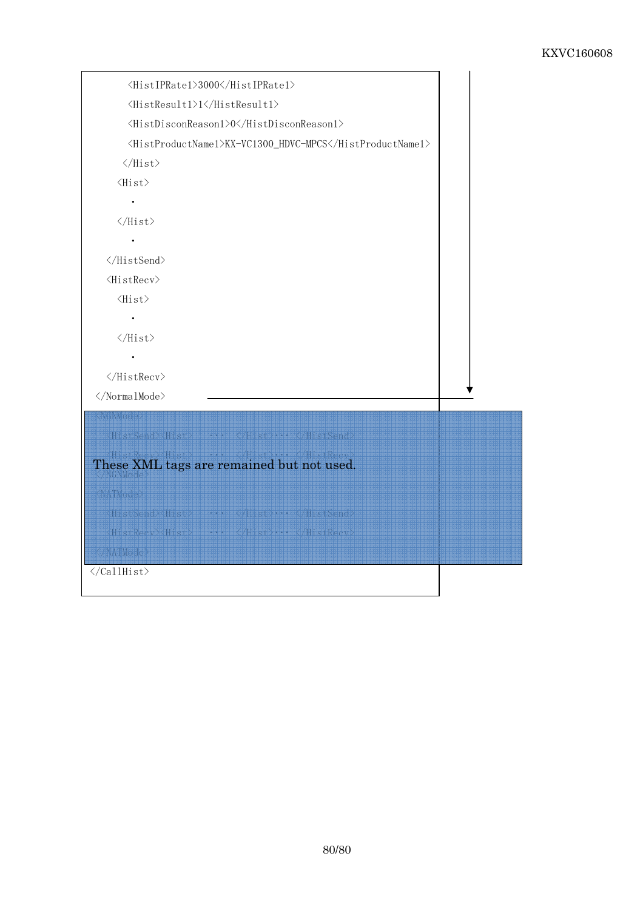```
        <HistIPRate1>3000</HistIPRate1>
        <HistResult1>1</HistResult1>
        <HistDisconReason1>0</HistDisconReason1>
        <HistProductName1>KX-VC1300_HDVC-MPCS</HistProductName1>
       </Hist>
      <Hist>
        ・
      </Hist>
        ・
    </HistSend>
    <HistRecv>
      <Hist>
        ・
      </Hist>
        ・
    </HistRecv>
  </NormalMode>
  <NGNMode>
    <HistSend><Hist>  ・・・  </Hist>・・・ </HistSend>
    <HistRecv><Hist>  ・・・  </Hist>・・・ </HistRecv>
  </NGNMode>
  <NATMode>
    <HistSend><Hist>  ・・・  </Hist>・・・ </HistSend>
    <HistRecv><Hist>  ・・・  </Hist>・・・ </HistRecv>
  </NATMode>
</CallHist>
```

These XML tags are remained but not used.